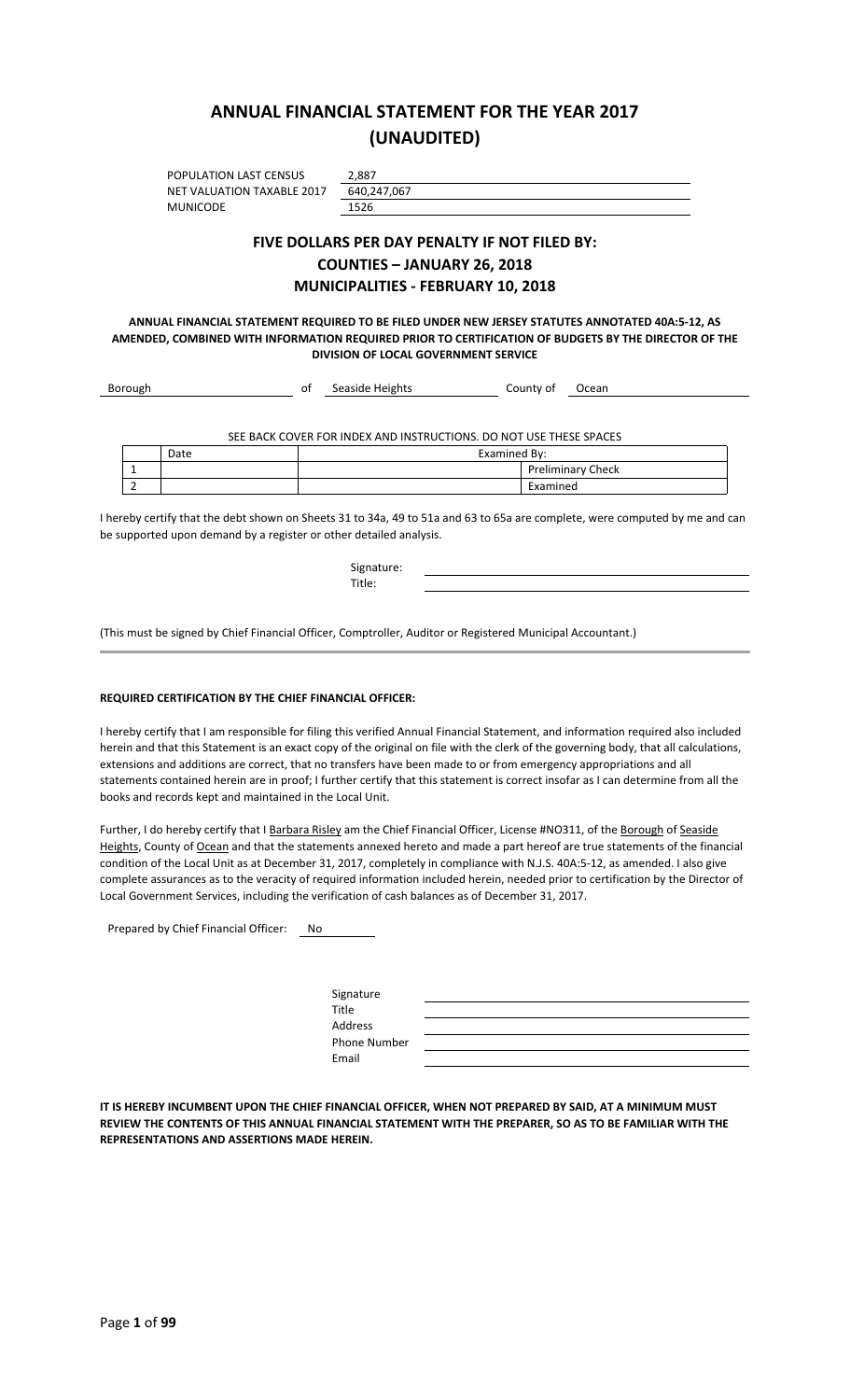# ANNUAL FINANCIAL STATEMENT FOR THE YEAR 2017 (UNAUDITED)

| | |
|---|---|
| POPULATION LAST CENSUS | 2,887 |
| NET VALUATION TAXABLE 2017 | 640,247,067 |
| MUNICODE | 1526 |

## FIVE DOLLARS PER DAY PENALTY IF NOT FILED BY:
## COUNTIES – JANUARY 26, 2018
## MUNICIPALITIES - FEBRUARY 10, 2018

**ANNUAL FINANCIAL STATEMENT REQUIRED TO BE FILED UNDER NEW JERSEY STATUTES ANNOTATED 40A:5-12, AS AMENDED, COMBINED WITH INFORMATION REQUIRED PRIOR TO CERTIFICATION OF BUDGETS BY THE DIRECTOR OF THE DIVISION OF LOCAL GOVERNMENT SERVICE**

Borough of Seaside Heights County of Ocean

SEE BACK COVER FOR INDEX AND INSTRUCTIONS. DO NOT USE THESE SPACES

| | Date | Examined By: | |
|---|---|---|---|
| 1 | | | Preliminary Check |
| 2 | | | Examined |

I hereby certify that the debt shown on Sheets 31 to 34a, 49 to 51a and 63 to 65a are complete, were computed by me and can be supported upon demand by a register or other detailed analysis.

Signature:

Title:

(This must be signed by Chief Financial Officer, Comptroller, Auditor or Registered Municipal Accountant.)

**REQUIRED CERTIFICATION BY THE CHIEF FINANCIAL OFFICER:**

I hereby certify that I am responsible for filing this verified Annual Financial Statement, and information required also included herein and that this Statement is an exact copy of the original on file with the clerk of the governing body, that all calculations, extensions and additions are correct, that no transfers have been made to or from emergency appropriations and all statements contained herein are in proof; I further certify that this statement is correct insofar as I can determine from all the books and records kept and maintained in the Local Unit.

Further, I do hereby certify that I Barbara Risley am the Chief Financial Officer, License #NO311, of the Borough of Seaside Heights, County of Ocean and that the statements annexed hereto and made a part hereof are true statements of the financial condition of the Local Unit as at December 31, 2017, completely in compliance with N.J.S. 40A:5-12, as amended. I also give complete assurances as to the veracity of required information included herein, needed prior to certification by the Director of Local Government Services, including the verification of cash balances as of December 31, 2017.

Prepared by Chief Financial Officer: No

Signature

Title

Address

Phone Number

Email

**IT IS HEREBY INCUMBENT UPON THE CHIEF FINANCIAL OFFICER, WHEN NOT PREPARED BY SAID, AT A MINIMUM MUST REVIEW THE CONTENTS OF THIS ANNUAL FINANCIAL STATEMENT WITH THE PREPARER, SO AS TO BE FAMILIAR WITH THE REPRESENTATIONS AND ASSERTIONS MADE HEREIN.**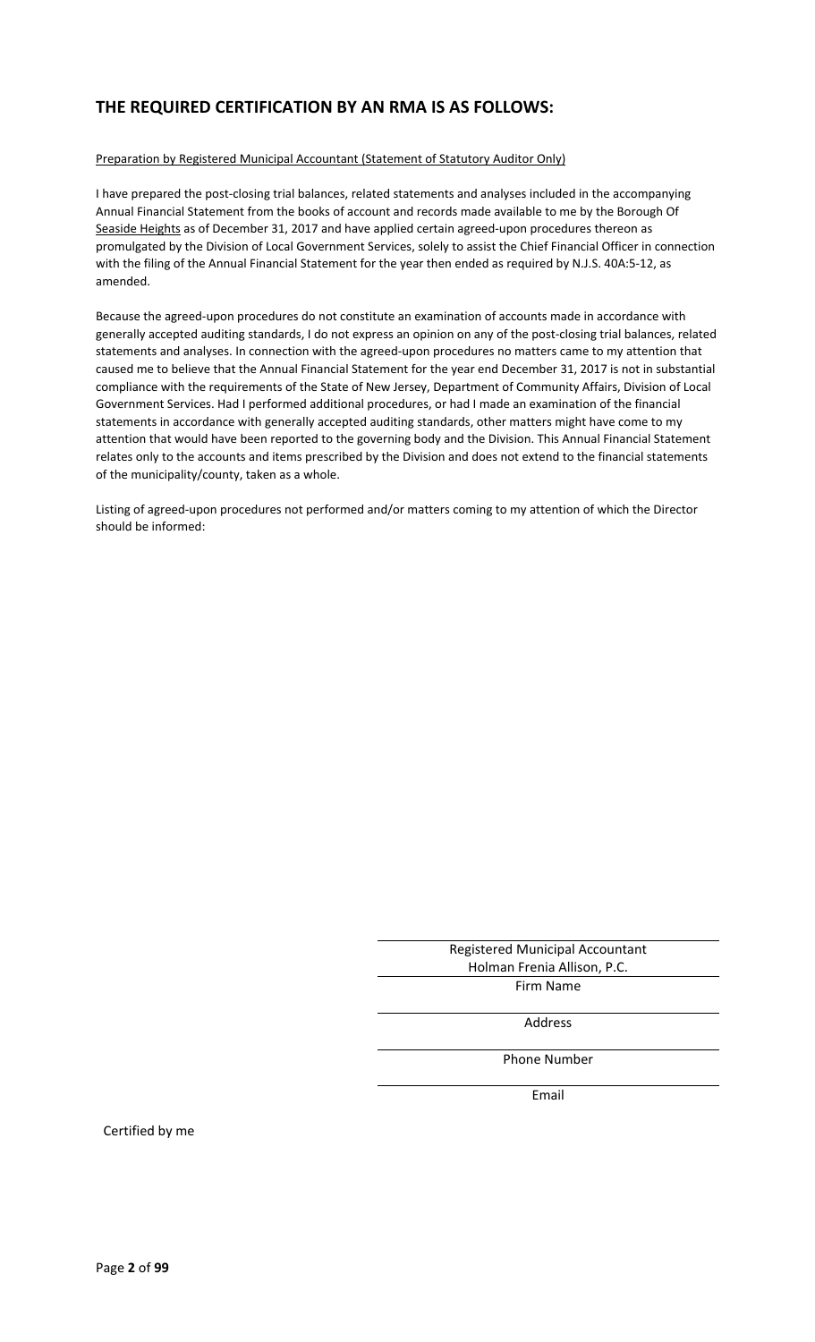## THE REQUIRED CERTIFICATION BY AN RMA IS AS FOLLOWS:

Preparation by Registered Municipal Accountant (Statement of Statutory Auditor Only)

I have prepared the post-closing trial balances, related statements and analyses included in the accompanying Annual Financial Statement from the books of account and records made available to me by the Borough Of Seaside Heights as of December 31, 2017 and have applied certain agreed-upon procedures thereon as promulgated by the Division of Local Government Services, solely to assist the Chief Financial Officer in connection with the filing of the Annual Financial Statement for the year then ended as required by N.J.S. 40A:5-12, as amended.

Because the agreed-upon procedures do not constitute an examination of accounts made in accordance with generally accepted auditing standards, I do not express an opinion on any of the post-closing trial balances, related statements and analyses. In connection with the agreed-upon procedures no matters came to my attention that caused me to believe that the Annual Financial Statement for the year end December 31, 2017 is not in substantial compliance with the requirements of the State of New Jersey, Department of Community Affairs, Division of Local Government Services. Had I performed additional procedures, or had I made an examination of the financial statements in accordance with generally accepted auditing standards, other matters might have come to my attention that would have been reported to the governing body and the Division. This Annual Financial Statement relates only to the accounts and items prescribed by the Division and does not extend to the financial statements of the municipality/county, taken as a whole.

Listing of agreed-upon procedures not performed and/or matters coming to my attention of which the Director should be informed:

Registered Municipal Accountant

Holman Frenia Allison, P.C.

Firm Name

Address

Phone Number

Email

Certified by me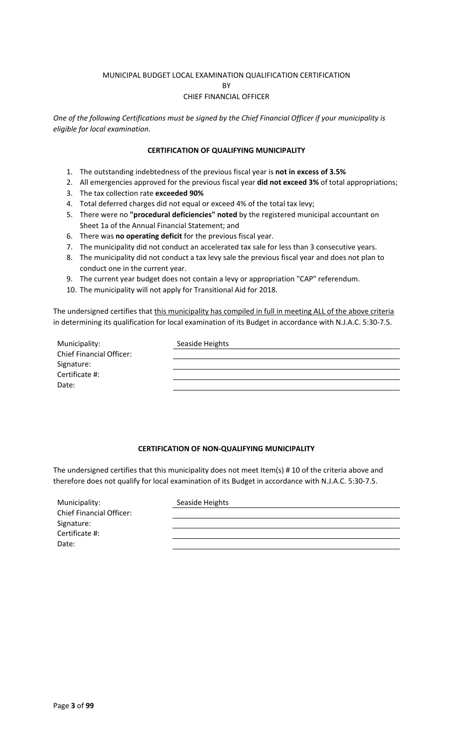MUNICIPAL BUDGET LOCAL EXAMINATION QUALIFICATION CERTIFICATION
BY
CHIEF FINANCIAL OFFICER

*One of the following Certifications must be signed by the Chief Financial Officer if your municipality is eligible for local examination.*

**CERTIFICATION OF QUALIFYING MUNICIPALITY**

1. The outstanding indebtedness of the previous fiscal year is **not in excess of 3.5%**
2. All emergencies approved for the previous fiscal year **did not exceed 3%** of total appropriations;
3. The tax collection rate **exceeded 90%**
4. Total deferred charges did not equal or exceed 4% of the total tax levy;
5. There were no **"procedural deficiencies" noted** by the registered municipal accountant on Sheet 1a of the Annual Financial Statement; and
6. There was **no operating deficit** for the previous fiscal year.
7. The municipality did not conduct an accelerated tax sale for less than 3 consecutive years.
8. The municipality did not conduct a tax levy sale the previous fiscal year and does not plan to conduct one in the current year.
9. The current year budget does not contain a levy or appropriation "CAP" referendum.
10. The municipality will not apply for Transitional Aid for 2018.

The undersigned certifies that this municipality has compiled in full in meeting ALL of the above criteria in determining its qualification for local examination of its Budget in accordance with N.J.A.C. 5:30-7.5.

| | |
|---|---|
| Municipality: | Seaside Heights |
| Chief Financial Officer: | |
| Signature: | |
| Certificate #: | |
| Date: | |

**CERTIFICATION OF NON-QUALIFYING MUNICIPALITY**

The undersigned certifies that this municipality does not meet Item(s) # 10 of the criteria above and therefore does not qualify for local examination of its Budget in accordance with N.J.A.C. 5:30-7.5.

| | |
|---|---|
| Municipality: | Seaside Heights |
| Chief Financial Officer: | |
| Signature: | |
| Certificate #: | |
| Date: | |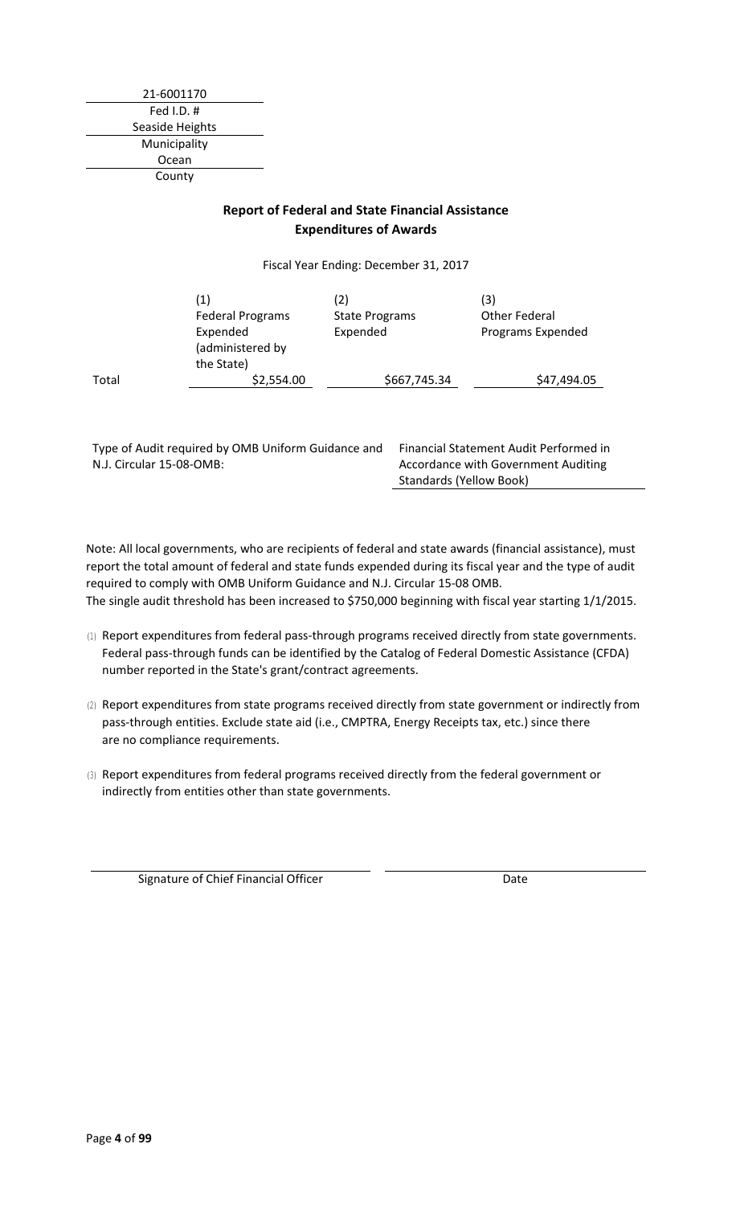21-6001170

Fed I.D. #

Seaside Heights

Municipality

Ocean

County

## Report of Federal and State Financial Assistance
## Expenditures of Awards

Fiscal Year Ending: December 31, 2017

| | (1) Federal Programs Expended (administered by the State) | (2) State Programs Expended | (3) Other Federal Programs Expended |
|---|---|---|---|
| Total | $2,554.00 | $667,745.34 | $47,494.05 |

| Type of Audit required by OMB Uniform Guidance and N.J. Circular 15-08-OMB: | Financial Statement Audit Performed in Accordance with Government Auditing Standards (Yellow Book) |
|---|---|

Note: All local governments, who are recipients of federal and state awards (financial assistance), must report the total amount of federal and state funds expended during its fiscal year and the type of audit required to comply with OMB Uniform Guidance and N.J. Circular 15-08 OMB.
The single audit threshold has been increased to $750,000 beginning with fiscal year starting 1/1/2015.

(1) Report expenditures from federal pass-through programs received directly from state governments. Federal pass-through funds can be identified by the Catalog of Federal Domestic Assistance (CFDA) number reported in the State's grant/contract agreements.

(2) Report expenditures from state programs received directly from state government or indirectly from pass-through entities. Exclude state aid (i.e., CMPTRA, Energy Receipts tax, etc.) since there are no compliance requirements.

(3) Report expenditures from federal programs received directly from the federal government or indirectly from entities other than state governments.

Signature of Chief Financial Officer

Date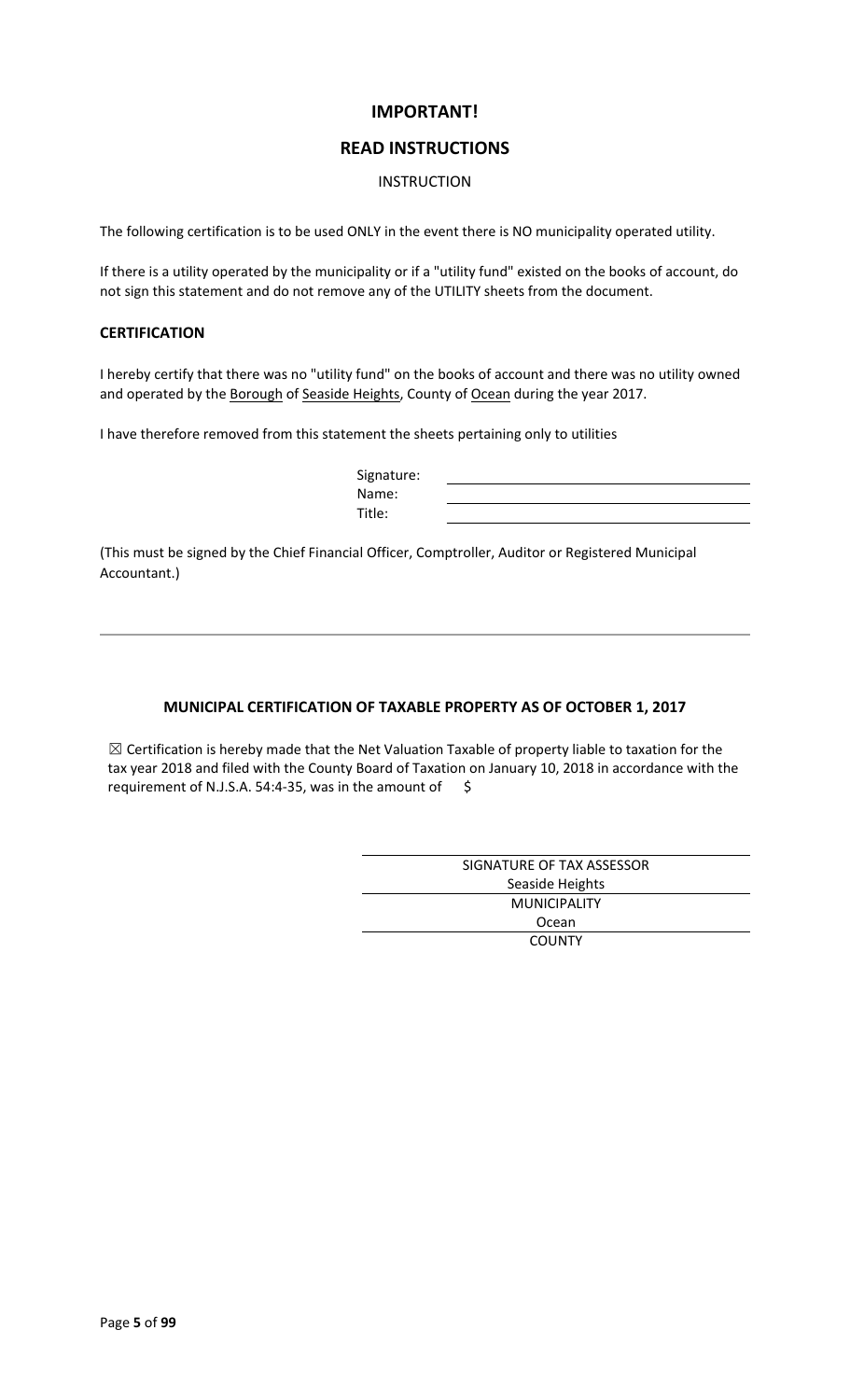## IMPORTANT!

## READ INSTRUCTIONS

INSTRUCTION

The following certification is to be used ONLY in the event there is NO municipality operated utility.

If there is a utility operated by the municipality or if a "utility fund" existed on the books of account, do not sign this statement and do not remove any of the UTILITY sheets from the document.

### CERTIFICATION

I hereby certify that there was no "utility fund" on the books of account and there was no utility owned and operated by the Borough of Seaside Heights, County of Ocean during the year 2017.

I have therefore removed from this statement the sheets pertaining only to utilities

Signature: \_\_\_\_\_\_\_\_\_\_\_\_\_\_\_\_\_\_\_\_
Name: \_\_\_\_\_\_\_\_\_\_\_\_\_\_\_\_\_\_\_\_
Title: \_\_\_\_\_\_\_\_\_\_\_\_\_\_\_\_\_\_\_\_

(This must be signed by the Chief Financial Officer, Comptroller, Auditor or Registered Municipal Accountant.)

---

### MUNICIPAL CERTIFICATION OF TAXABLE PROPERTY AS OF OCTOBER 1, 2017

☒ Certification is hereby made that the Net Valuation Taxable of property liable to taxation for the tax year 2018 and filed with the County Board of Taxation on January 10, 2018 in accordance with the requirement of N.J.S.A. 54:4-35, was in the amount of $

\_\_\_\_\_\_\_\_\_\_\_\_\_\_\_\_\_\_\_\_
SIGNATURE OF TAX ASSESSOR

Seaside Heights
MUNICIPALITY

Ocean
COUNTY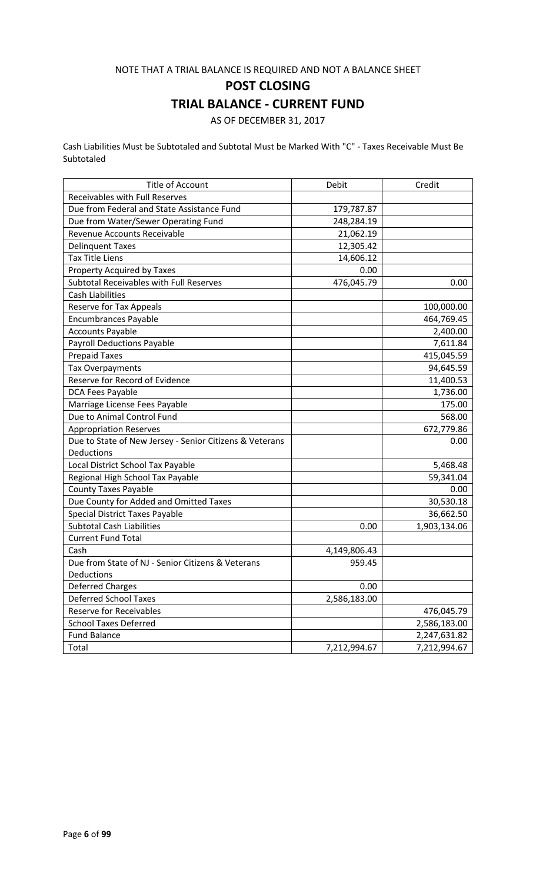NOTE THAT A TRIAL BALANCE IS REQUIRED AND NOT A BALANCE SHEET

# POST CLOSING

# TRIAL BALANCE - CURRENT FUND

AS OF DECEMBER 31, 2017

Cash Liabilities Must be Subtotaled and Subtotal Must be Marked With "C" - Taxes Receivable Must Be Subtotaled

| Title of Account | Debit | Credit |
|---|---|---|
| Receivables with Full Reserves | | |
| Due from Federal and State Assistance Fund | 179,787.87 | |
| Due from Water/Sewer Operating Fund | 248,284.19 | |
| Revenue Accounts Receivable | 21,062.19 | |
| Delinquent Taxes | 12,305.42 | |
| Tax Title Liens | 14,606.12 | |
| Property Acquired by Taxes | 0.00 | |
| Subtotal Receivables with Full Reserves | 476,045.79 | 0.00 |
| Cash Liabilities | | |
| Reserve for Tax Appeals | | 100,000.00 |
| Encumbrances Payable | | 464,769.45 |
| Accounts Payable | | 2,400.00 |
| Payroll Deductions Payable | | 7,611.84 |
| Prepaid Taxes | | 415,045.59 |
| Tax Overpayments | | 94,645.59 |
| Reserve for Record of Evidence | | 11,400.53 |
| DCA Fees Payable | | 1,736.00 |
| Marriage License Fees Payable | | 175.00 |
| Due to Animal Control Fund | | 568.00 |
| Appropriation Reserves | | 672,779.86 |
| Due to State of New Jersey - Senior Citizens & Veterans Deductions | | 0.00 |
| Local District School Tax Payable | | 5,468.48 |
| Regional High School Tax Payable | | 59,341.04 |
| County Taxes Payable | | 0.00 |
| Due County for Added and Omitted Taxes | | 30,530.18 |
| Special District Taxes Payable | | 36,662.50 |
| Subtotal Cash Liabilities | 0.00 | 1,903,134.06 |
| Current Fund Total | | |
| Cash | 4,149,806.43 | |
| Due from State of NJ - Senior Citizens & Veterans Deductions | 959.45 | |
| Deferred Charges | 0.00 | |
| Deferred School Taxes | 2,586,183.00 | |
| Reserve for Receivables | | 476,045.79 |
| School Taxes Deferred | | 2,586,183.00 |
| Fund Balance | | 2,247,631.82 |
| Total | 7,212,994.67 | 7,212,994.67 |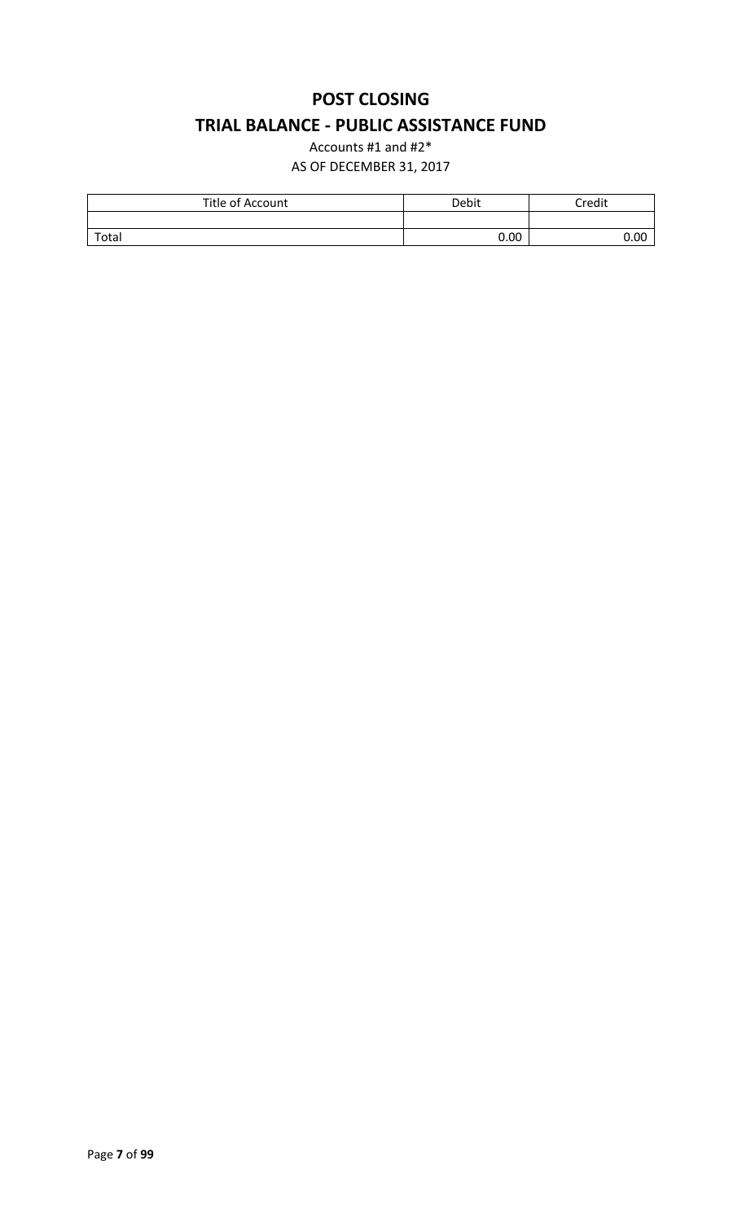# POST CLOSING

## TRIAL BALANCE - PUBLIC ASSISTANCE FUND

Accounts #1 and #2*

AS OF DECEMBER 31, 2017

| Title of Account | Debit | Credit |
| --- | --- | --- |
| | | |
| Total | 0.00 | 0.00 |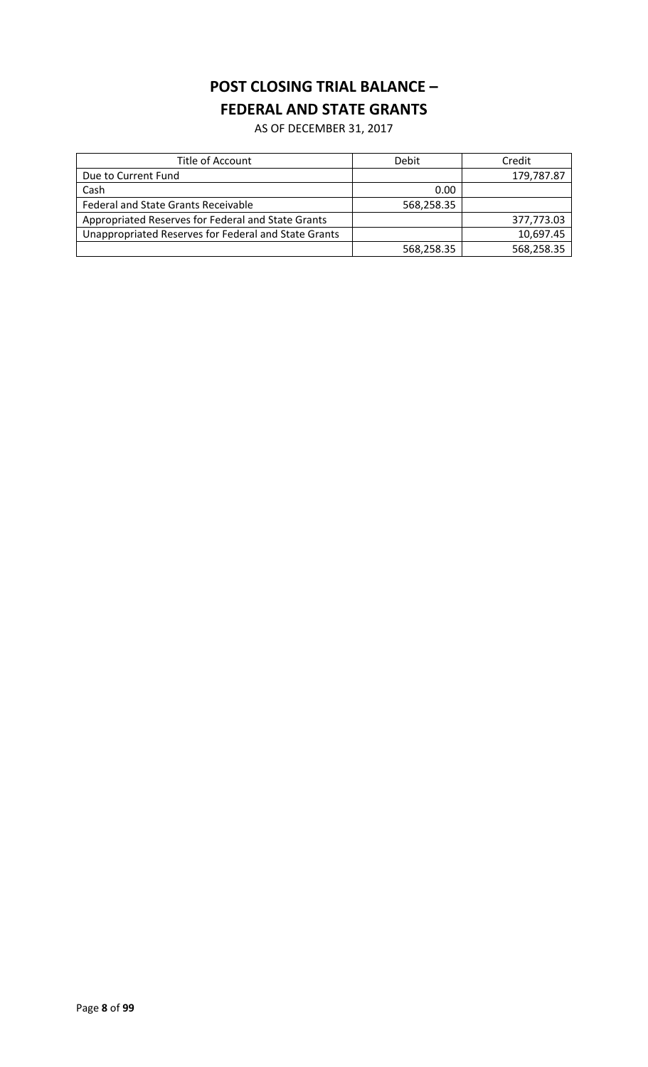# POST CLOSING TRIAL BALANCE – FEDERAL AND STATE GRANTS

AS OF DECEMBER 31, 2017

| Title of Account | Debit | Credit |
| --- | --- | --- |
| Due to Current Fund | | 179,787.87 |
| Cash | 0.00 | |
| Federal and State Grants Receivable | 568,258.35 | |
| Appropriated Reserves for Federal and State Grants | | 377,773.03 |
| Unappropriated Reserves for Federal and State Grants | | 10,697.45 |
| | 568,258.35 | 568,258.35 |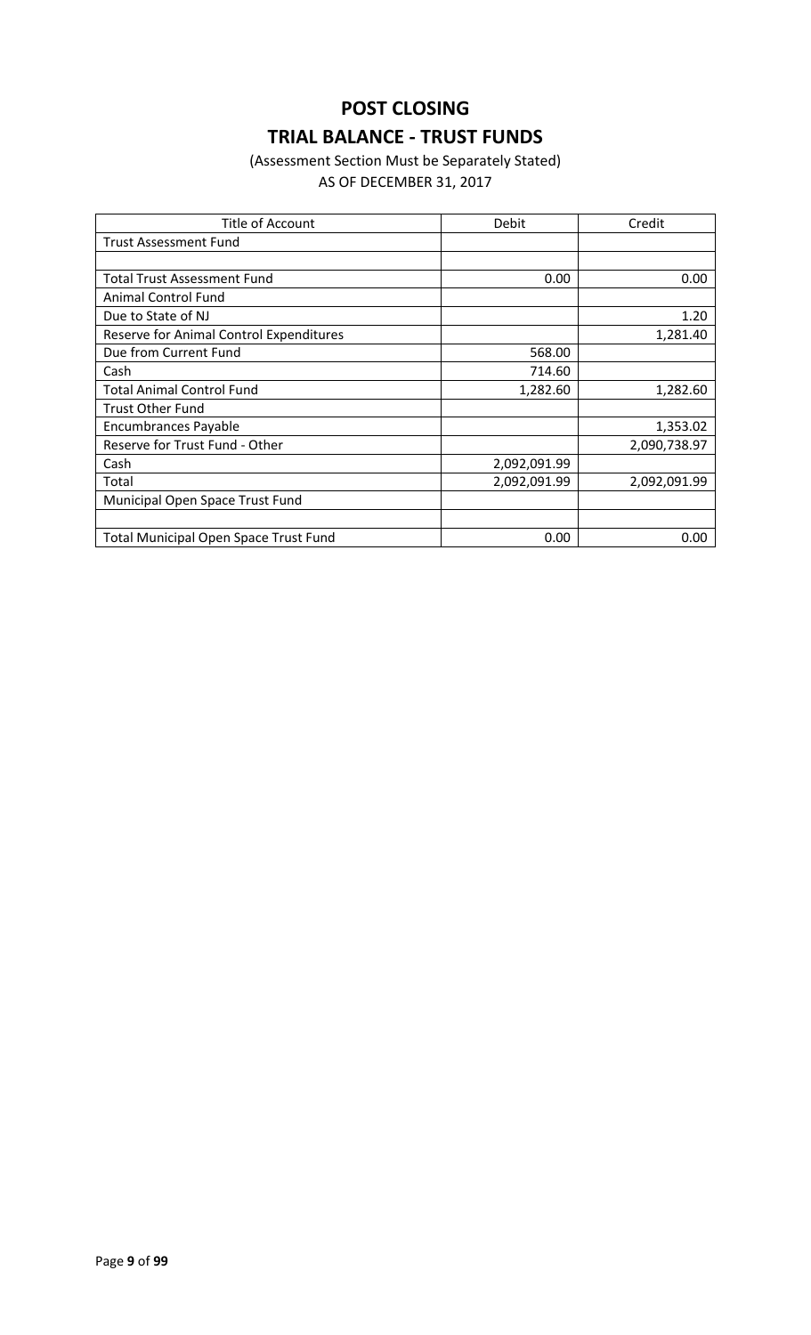# POST CLOSING

# TRIAL BALANCE - TRUST FUNDS

(Assessment Section Must be Separately Stated)

AS OF DECEMBER 31, 2017

| Title of Account | Debit | Credit |
|---|---|---|
| Trust Assessment Fund | | |
| | | |
| Total Trust Assessment Fund | 0.00 | 0.00 |
| Animal Control Fund | | |
| Due to State of NJ | | 1.20 |
| Reserve for Animal Control Expenditures | | 1,281.40 |
| Due from Current Fund | 568.00 | |
| Cash | 714.60 | |
| Total Animal Control Fund | 1,282.60 | 1,282.60 |
| Trust Other Fund | | |
| Encumbrances Payable | | 1,353.02 |
| Reserve for Trust Fund - Other | | 2,090,738.97 |
| Cash | 2,092,091.99 | |
| Total | 2,092,091.99 | 2,092,091.99 |
| Municipal Open Space Trust Fund | | |
| | | |
| Total Municipal Open Space Trust Fund | 0.00 | 0.00 |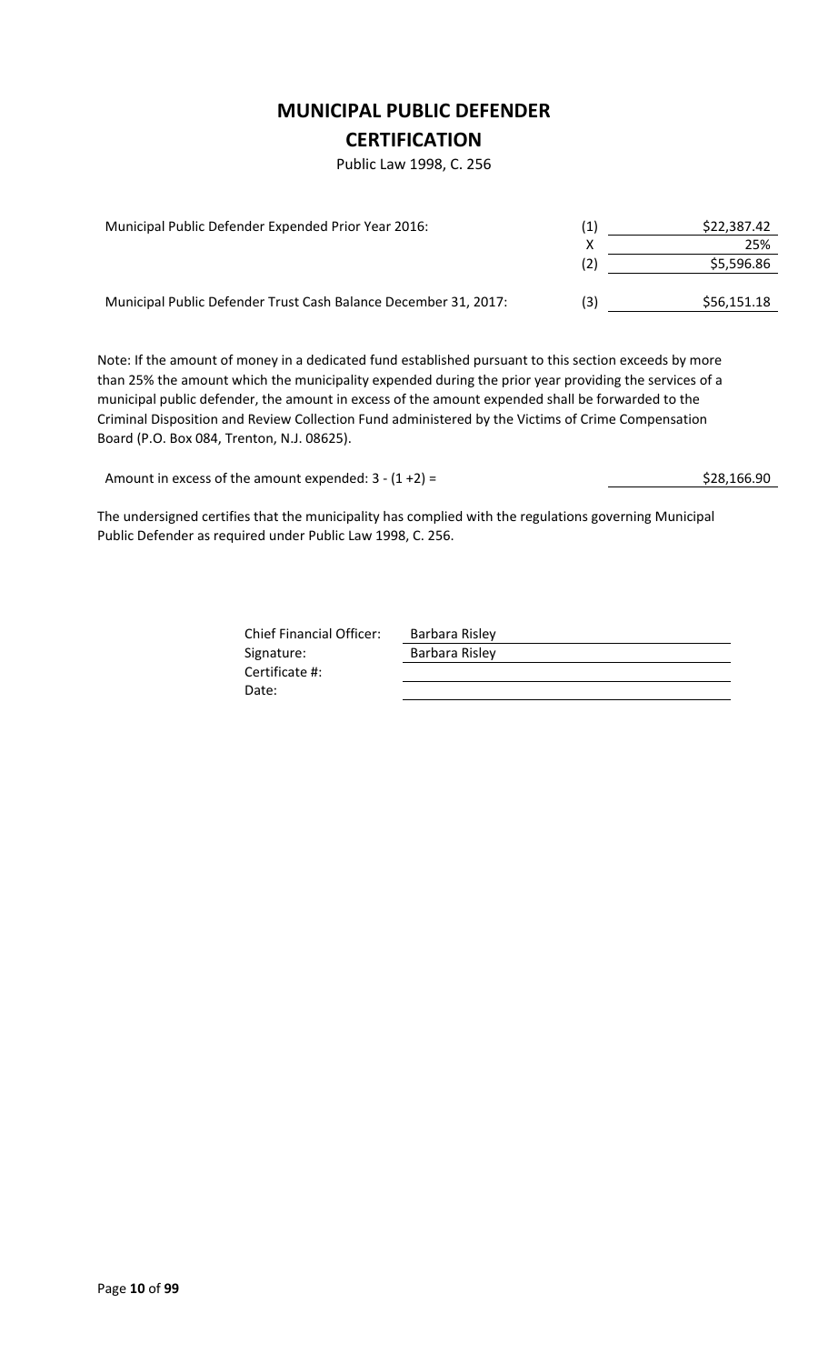# MUNICIPAL PUBLIC DEFENDER

## CERTIFICATION

Public Law 1998, C. 256

| | | |
|---|---|---|
| Municipal Public Defender Expended Prior Year 2016: | (1) | \$22,387.42 |
| | X | 25% |
| | (2) | \$5,596.86 |
| Municipal Public Defender Trust Cash Balance December 31, 2017: | (3) | \$56,151.18 |

Note: If the amount of money in a dedicated fund established pursuant to this section exceeds by more than 25% the amount which the municipality expended during the prior year providing the services of a municipal public defender, the amount in excess of the amount expended shall be forwarded to the Criminal Disposition and Review Collection Fund administered by the Victims of Crime Compensation Board (P.O. Box 084, Trenton, N.J. 08625).

| | |
|---|---|
| Amount in excess of the amount expended: 3 - (1 +2) = | \$28,166.90 |

The undersigned certifies that the municipality has complied with the regulations governing Municipal Public Defender as required under Public Law 1998, C. 256.

| | |
|---|---|
| Chief Financial Officer: | Barbara Risley |
| Signature: | Barbara Risley |
| Certificate #: | |
| Date: | |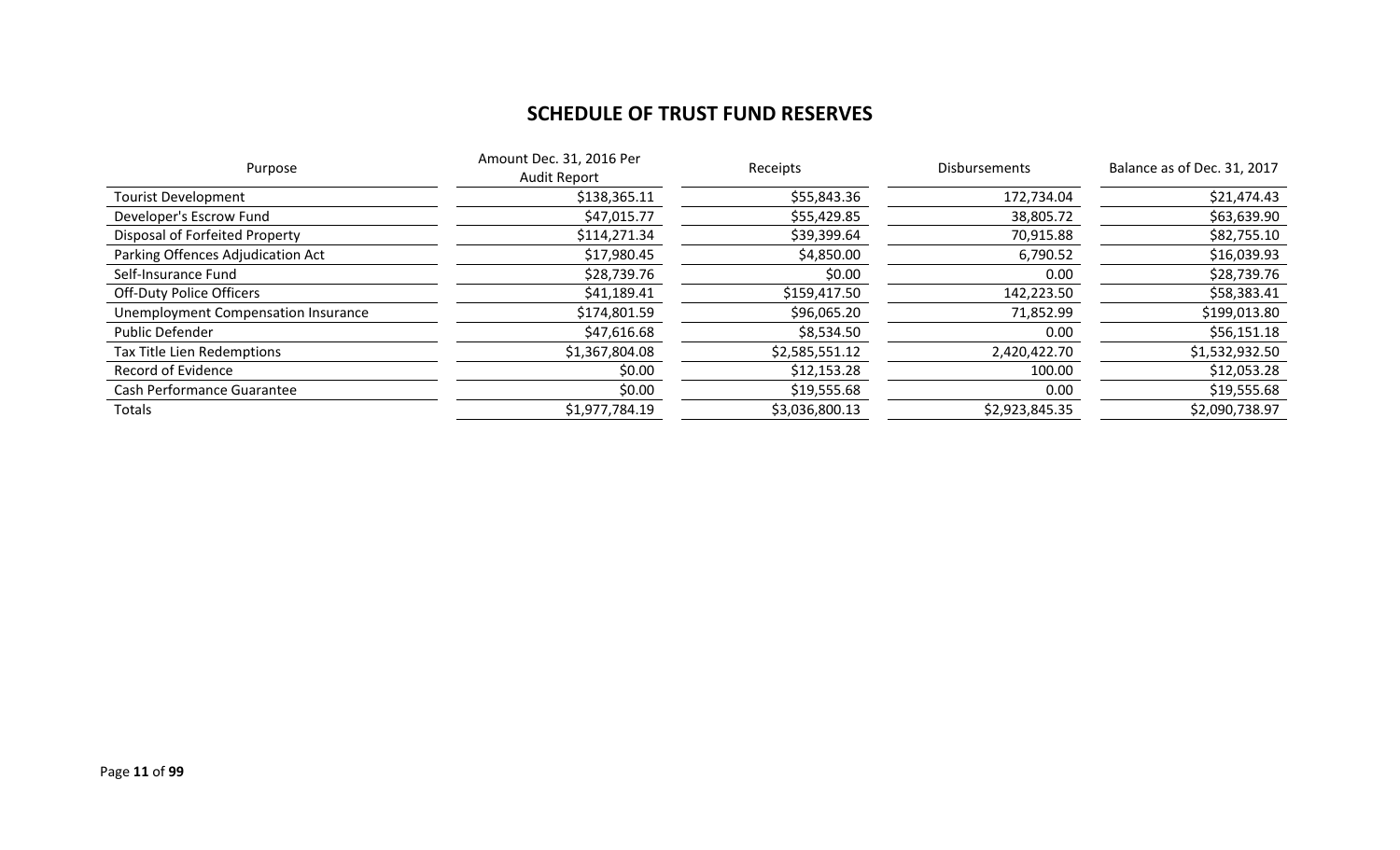## SCHEDULE OF TRUST FUND RESERVES

| Purpose | Amount Dec. 31, 2016 Per Audit Report | Receipts | Disbursements | Balance as of Dec. 31, 2017 |
|---|---|---|---|---|
| Tourist Development | $138,365.11 | $55,843.36 | 172,734.04 | $21,474.43 |
| Developer's Escrow Fund | $47,015.77 | $55,429.85 | 38,805.72 | $63,639.90 |
| Disposal of Forfeited Property | $114,271.34 | $39,399.64 | 70,915.88 | $82,755.10 |
| Parking Offences Adjudication Act | $17,980.45 | $4,850.00 | 6,790.52 | $16,039.93 |
| Self-Insurance Fund | $28,739.76 | $0.00 | 0.00 | $28,739.76 |
| Off-Duty Police Officers | $41,189.41 | $159,417.50 | 142,223.50 | $58,383.41 |
| Unemployment Compensation Insurance | $174,801.59 | $96,065.20 | 71,852.99 | $199,013.80 |
| Public Defender | $47,616.68 | $8,534.50 | 0.00 | $56,151.18 |
| Tax Title Lien Redemptions | $1,367,804.08 | $2,585,551.12 | 2,420,422.70 | $1,532,932.50 |
| Record of Evidence | $0.00 | $12,153.28 | 100.00 | $12,053.28 |
| Cash Performance Guarantee | $0.00 | $19,555.68 | 0.00 | $19,555.68 |
| Totals | $1,977,784.19 | $3,036,800.13 | $2,923,845.35 | $2,090,738.97 |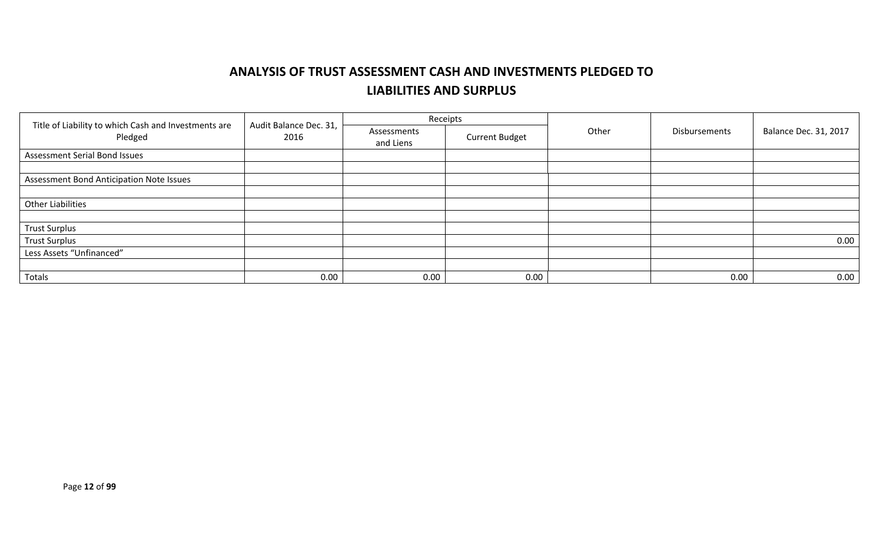# ANALYSIS OF TRUST ASSESSMENT CASH AND INVESTMENTS PLEDGED TO LIABILITIES AND SURPLUS

| Title of Liability to which Cash and Investments are Pledged | Audit Balance Dec. 31, 2016 | Receipts | | Other | Disbursements | Balance Dec. 31, 2017 |
|---|---|---|---|---|---|---|
| | | Assessments and Liens | Current Budget | | | |
| Assessment Serial Bond Issues | | | | | | |
| | | | | | | |
| Assessment Bond Anticipation Note Issues | | | | | | |
| | | | | | | |
| Other Liabilities | | | | | | |
| | | | | | | |
| Trust Surplus | | | | | | |
| Trust Surplus | | | | | | 0.00 |
| Less Assets "Unfinanced" | | | | | | |
| | | | | | | |
| Totals | 0.00 | 0.00 | 0.00 | | 0.00 | 0.00 |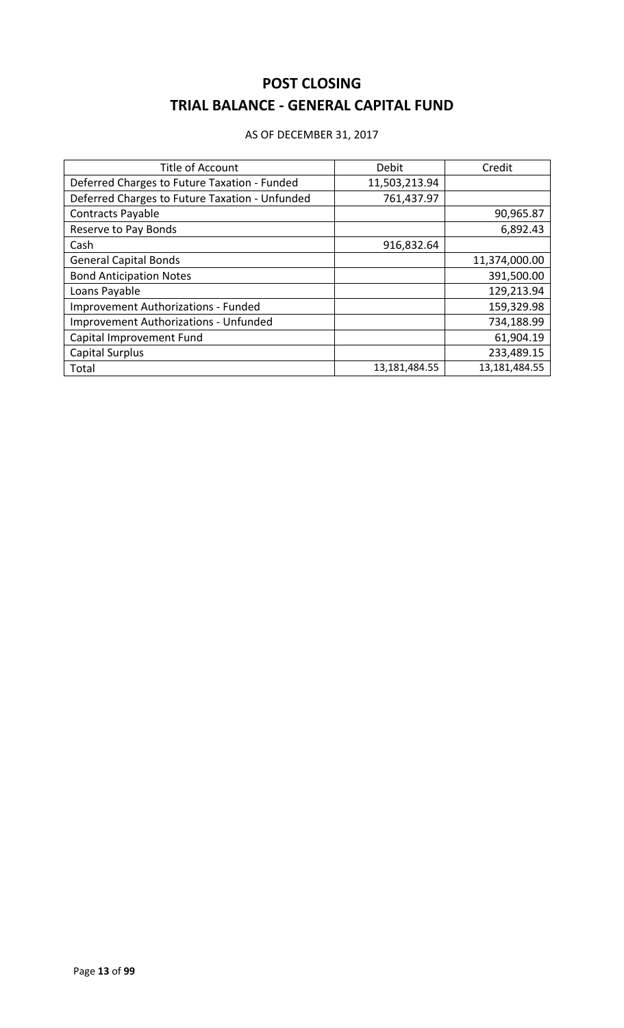# POST CLOSING
# TRIAL BALANCE - GENERAL CAPITAL FUND

AS OF DECEMBER 31, 2017

| Title of Account | Debit | Credit |
|---|---|---|
| Deferred Charges to Future Taxation - Funded | 11,503,213.94 | |
| Deferred Charges to Future Taxation - Unfunded | 761,437.97 | |
| Contracts Payable | | 90,965.87 |
| Reserve to Pay Bonds | | 6,892.43 |
| Cash | 916,832.64 | |
| General Capital Bonds | | 11,374,000.00 |
| Bond Anticipation Notes | | 391,500.00 |
| Loans Payable | | 129,213.94 |
| Improvement Authorizations - Funded | | 159,329.98 |
| Improvement Authorizations - Unfunded | | 734,188.99 |
| Capital Improvement Fund | | 61,904.19 |
| Capital Surplus | | 233,489.15 |
| Total | 13,181,484.55 | 13,181,484.55 |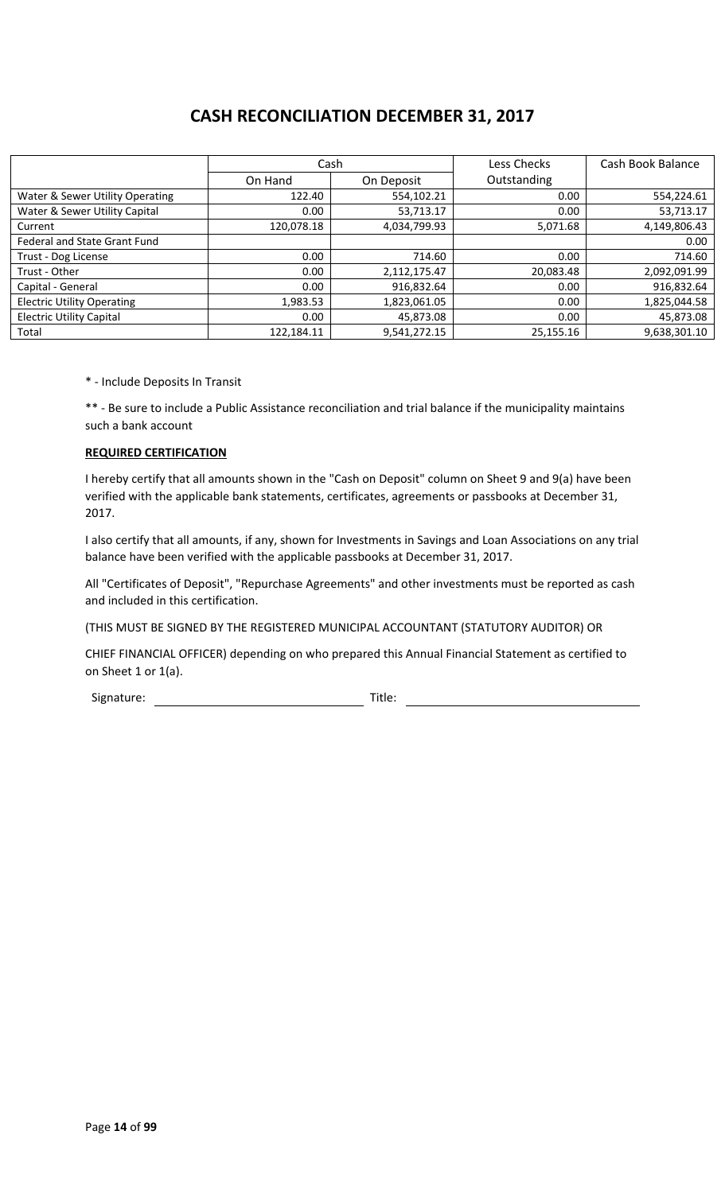# CASH RECONCILIATION DECEMBER 31, 2017

| | Cash | | Less Checks | Cash Book Balance |
|---|---|---|---|---|
| | On Hand | On Deposit | Outstanding | |
| Water & Sewer Utility Operating | 122.40 | 554,102.21 | 0.00 | 554,224.61 |
| Water & Sewer Utility Capital | 0.00 | 53,713.17 | 0.00 | 53,713.17 |
| Current | 120,078.18 | 4,034,799.93 | 5,071.68 | 4,149,806.43 |
| Federal and State Grant Fund | | | | 0.00 |
| Trust - Dog License | 0.00 | 714.60 | 0.00 | 714.60 |
| Trust - Other | 0.00 | 2,112,175.47 | 20,083.48 | 2,092,091.99 |
| Capital - General | 0.00 | 916,832.64 | 0.00 | 916,832.64 |
| Electric Utility Operating | 1,983.53 | 1,823,061.05 | 0.00 | 1,825,044.58 |
| Electric Utility Capital | 0.00 | 45,873.08 | 0.00 | 45,873.08 |
| Total | 122,184.11 | 9,541,272.15 | 25,155.16 | 9,638,301.10 |

* - Include Deposits In Transit

** - Be sure to include a Public Assistance reconciliation and trial balance if the municipality maintains such a bank account

**REQUIRED CERTIFICATION**

I hereby certify that all amounts shown in the "Cash on Deposit" column on Sheet 9 and 9(a) have been verified with the applicable bank statements, certificates, agreements or passbooks at December 31, 2017.

I also certify that all amounts, if any, shown for Investments in Savings and Loan Associations on any trial balance have been verified with the applicable passbooks at December 31, 2017.

All "Certificates of Deposit", "Repurchase Agreements" and other investments must be reported as cash and included in this certification.

(THIS MUST BE SIGNED BY THE REGISTERED MUNICIPAL ACCOUNTANT (STATUTORY AUDITOR) OR

CHIEF FINANCIAL OFFICER) depending on who prepared this Annual Financial Statement as certified to on Sheet 1 or 1(a).

Signature: ______________________________ Title: ______________________________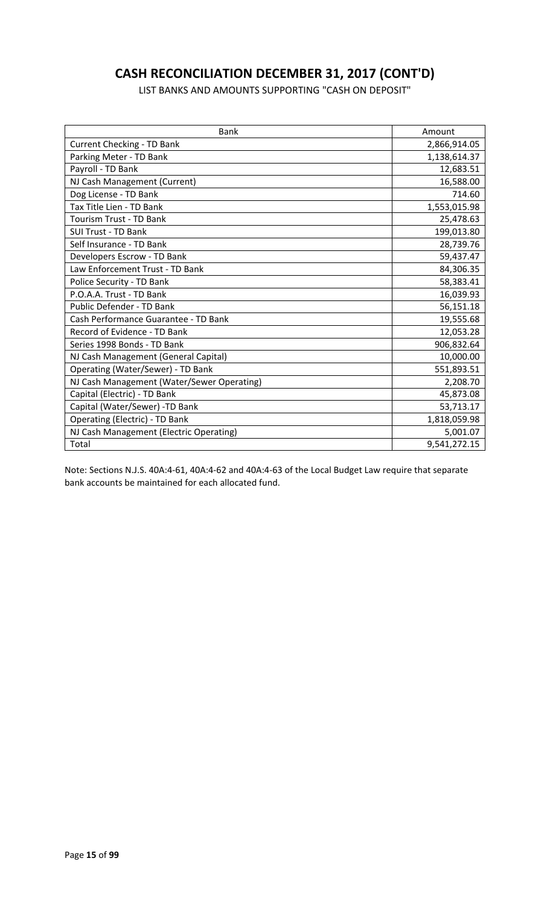# CASH RECONCILIATION DECEMBER 31, 2017 (CONT'D)

LIST BANKS AND AMOUNTS SUPPORTING "CASH ON DEPOSIT"

| Bank | Amount |
|---|---|
| Current Checking - TD Bank | 2,866,914.05 |
| Parking Meter - TD Bank | 1,138,614.37 |
| Payroll - TD Bank | 12,683.51 |
| NJ Cash Management (Current) | 16,588.00 |
| Dog License - TD Bank | 714.60 |
| Tax Title Lien - TD Bank | 1,553,015.98 |
| Tourism Trust - TD Bank | 25,478.63 |
| SUI Trust - TD Bank | 199,013.80 |
| Self Insurance - TD Bank | 28,739.76 |
| Developers Escrow - TD Bank | 59,437.47 |
| Law Enforcement Trust - TD Bank | 84,306.35 |
| Police Security - TD Bank | 58,383.41 |
| P.O.A.A. Trust - TD Bank | 16,039.93 |
| Public Defender - TD Bank | 56,151.18 |
| Cash Performance Guarantee - TD Bank | 19,555.68 |
| Record of Evidence - TD Bank | 12,053.28 |
| Series 1998 Bonds - TD Bank | 906,832.64 |
| NJ Cash Management (General Capital) | 10,000.00 |
| Operating (Water/Sewer) - TD Bank | 551,893.51 |
| NJ Cash Management (Water/Sewer Operating) | 2,208.70 |
| Capital (Electric) - TD Bank | 45,873.08 |
| Capital (Water/Sewer) -TD Bank | 53,713.17 |
| Operating (Electric) - TD Bank | 1,818,059.98 |
| NJ Cash Management (Electric Operating) | 5,001.07 |
| Total | 9,541,272.15 |

Note: Sections N.J.S. 40A:4-61, 40A:4-62 and 40A:4-63 of the Local Budget Law require that separate bank accounts be maintained for each allocated fund.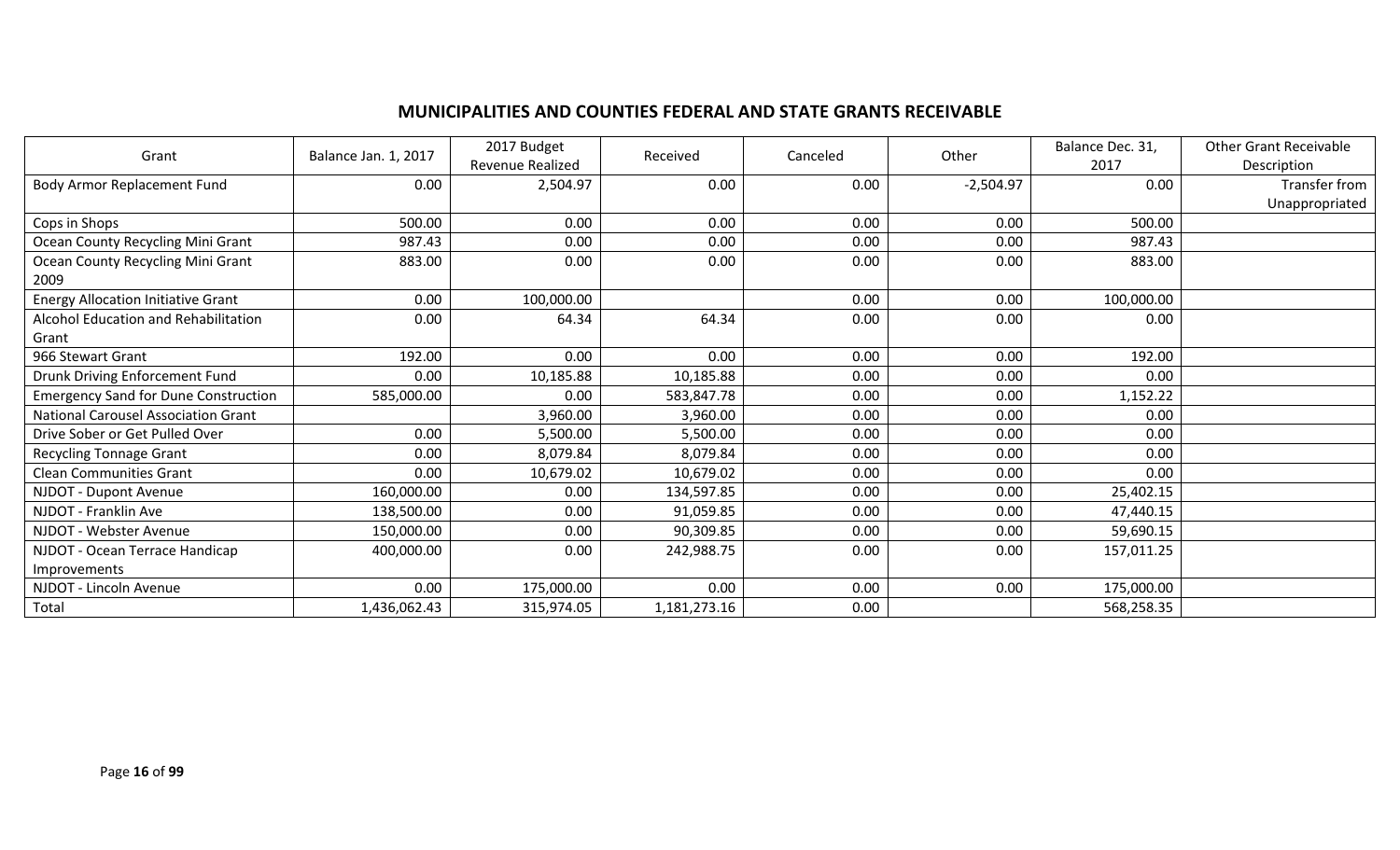## MUNICIPALITIES AND COUNTIES FEDERAL AND STATE GRANTS RECEIVABLE

| Grant | Balance Jan. 1, 2017 | 2017 Budget Revenue Realized | Received | Canceled | Other | Balance Dec. 31, 2017 | Other Grant Receivable Description |
|---|---|---|---|---|---|---|---|
| Body Armor Replacement Fund | 0.00 | 2,504.97 | 0.00 | 0.00 | -2,504.97 | 0.00 | Transfer from Unappropriated |
| Cops in Shops | 500.00 | 0.00 | 0.00 | 0.00 | 0.00 | 500.00 | |
| Ocean County Recycling Mini Grant | 987.43 | 0.00 | 0.00 | 0.00 | 0.00 | 987.43 | |
| Ocean County Recycling Mini Grant 2009 | 883.00 | 0.00 | 0.00 | 0.00 | 0.00 | 883.00 | |
| Energy Allocation Initiative Grant | 0.00 | 100,000.00 | | 0.00 | 0.00 | 100,000.00 | |
| Alcohol Education and Rehabilitation Grant | 0.00 | 64.34 | 64.34 | 0.00 | 0.00 | 0.00 | |
| 966 Stewart Grant | 192.00 | 0.00 | 0.00 | 0.00 | 0.00 | 192.00 | |
| Drunk Driving Enforcement Fund | 0.00 | 10,185.88 | 10,185.88 | 0.00 | 0.00 | 0.00 | |
| Emergency Sand for Dune Construction | 585,000.00 | 0.00 | 583,847.78 | 0.00 | 0.00 | 1,152.22 | |
| National Carousel Association Grant | | 3,960.00 | 3,960.00 | 0.00 | 0.00 | 0.00 | |
| Drive Sober or Get Pulled Over | 0.00 | 5,500.00 | 5,500.00 | 0.00 | 0.00 | 0.00 | |
| Recycling Tonnage Grant | 0.00 | 8,079.84 | 8,079.84 | 0.00 | 0.00 | 0.00 | |
| Clean Communities Grant | 0.00 | 10,679.02 | 10,679.02 | 0.00 | 0.00 | 0.00 | |
| NJDOT - Dupont Avenue | 160,000.00 | 0.00 | 134,597.85 | 0.00 | 0.00 | 25,402.15 | |
| NJDOT - Franklin Ave | 138,500.00 | 0.00 | 91,059.85 | 0.00 | 0.00 | 47,440.15 | |
| NJDOT - Webster Avenue | 150,000.00 | 0.00 | 90,309.85 | 0.00 | 0.00 | 59,690.15 | |
| NJDOT - Ocean Terrace Handicap Improvements | 400,000.00 | 0.00 | 242,988.75 | 0.00 | 0.00 | 157,011.25 | |
| NJDOT - Lincoln Avenue | 0.00 | 175,000.00 | 0.00 | 0.00 | 0.00 | 175,000.00 | |
| Total | 1,436,062.43 | 315,974.05 | 1,181,273.16 | 0.00 | | 568,258.35 | |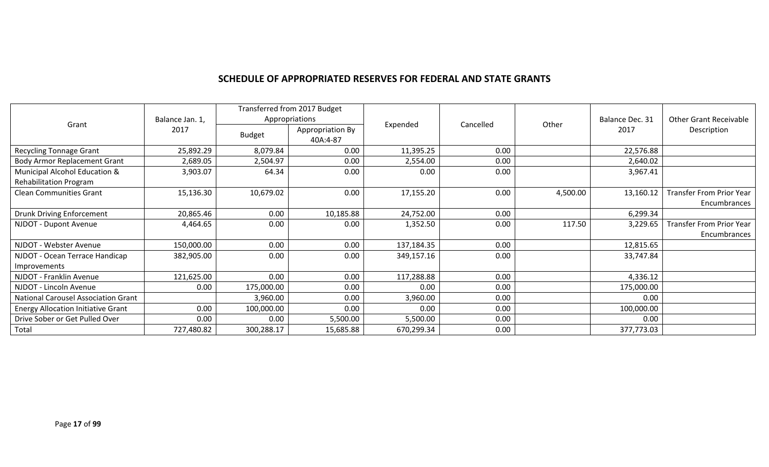## SCHEDULE OF APPROPRIATED RESERVES FOR FEDERAL AND STATE GRANTS

| Grant | Balance Jan. 1, 2017 | Transferred from 2017 Budget Appropriations | | Expended | Cancelled | Other | Balance Dec. 31 2017 | Other Grant Receivable Description |
|---|---|---|---|---|---|---|---|---|
| | | Budget | Appropriation By 40A:4-87 | | | | | |
| Recycling Tonnage Grant | 25,892.29 | 8,079.84 | 0.00 | 11,395.25 | 0.00 | | 22,576.88 | |
| Body Armor Replacement Grant | 2,689.05 | 2,504.97 | 0.00 | 2,554.00 | 0.00 | | 2,640.02 | |
| Municipal Alcohol Education & Rehabilitation Program | 3,903.07 | 64.34 | 0.00 | 0.00 | 0.00 | | 3,967.41 | |
| Clean Communities Grant | 15,136.30 | 10,679.02 | 0.00 | 17,155.20 | 0.00 | 4,500.00 | 13,160.12 | Transfer From Prior Year Encumbrances |
| Drunk Driving Enforcement | 20,865.46 | 0.00 | 10,185.88 | 24,752.00 | 0.00 | | 6,299.34 | |
| NJDOT - Dupont Avenue | 4,464.65 | 0.00 | 0.00 | 1,352.50 | 0.00 | 117.50 | 3,229.65 | Transfer From Prior Year Encumbrances |
| NJDOT - Webster Avenue | 150,000.00 | 0.00 | 0.00 | 137,184.35 | 0.00 | | 12,815.65 | |
| NJDOT - Ocean Terrace Handicap Improvements | 382,905.00 | 0.00 | 0.00 | 349,157.16 | 0.00 | | 33,747.84 | |
| NJDOT - Franklin Avenue | 121,625.00 | 0.00 | 0.00 | 117,288.88 | 0.00 | | 4,336.12 | |
| NJDOT - Lincoln Avenue | 0.00 | 175,000.00 | 0.00 | 0.00 | 0.00 | | 175,000.00 | |
| National Carousel Association Grant | | 3,960.00 | 0.00 | 3,960.00 | 0.00 | | 0.00 | |
| Energy Allocation Initiative Grant | 0.00 | 100,000.00 | 0.00 | 0.00 | 0.00 | | 100,000.00 | |
| Drive Sober or Get Pulled Over | 0.00 | 0.00 | 5,500.00 | 5,500.00 | 0.00 | | 0.00 | |
| Total | 727,480.82 | 300,288.17 | 15,685.88 | 670,299.34 | 0.00 | | 377,773.03 | |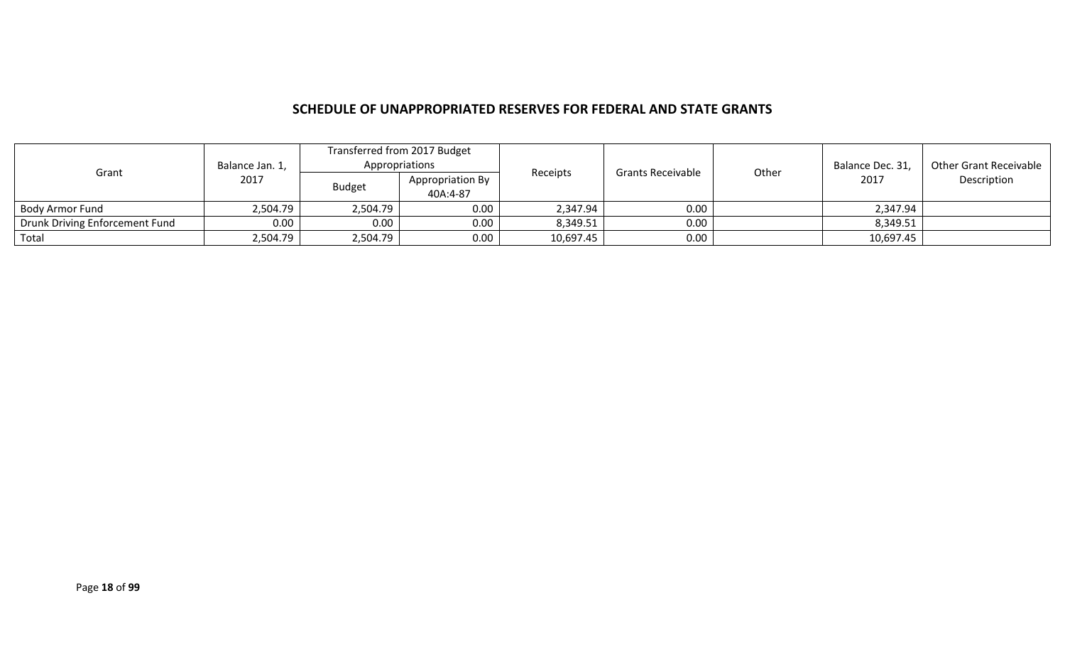## SCHEDULE OF UNAPPROPRIATED RESERVES FOR FEDERAL AND STATE GRANTS

| Grant | Balance Jan. 1, 2017 | Transferred from 2017 Budget Appropriations | | Receipts | Grants Receivable | Other | Balance Dec. 31, 2017 | Other Grant Receivable Description |
|---|---|---|---|---|---|---|---|---|
| | | Budget | Appropriation By 40A:4-87 | | | | | |
| Body Armor Fund | 2,504.79 | 2,504.79 | 0.00 | 2,347.94 | 0.00 | | 2,347.94 | |
| Drunk Driving Enforcement Fund | 0.00 | 0.00 | 0.00 | 8,349.51 | 0.00 | | 8,349.51 | |
| Total | 2,504.79 | 2,504.79 | 0.00 | 10,697.45 | 0.00 | | 10,697.45 | |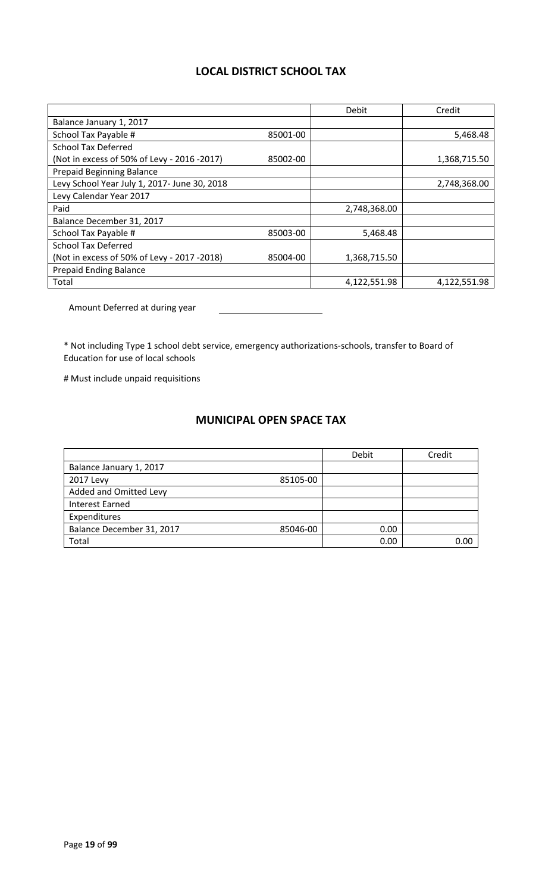## LOCAL DISTRICT SCHOOL TAX

| | | Debit | Credit |
|---|---|---|---|
| Balance January 1, 2017 | | | |
| School Tax Payable # | 85001-00 | | 5,468.48 |
| School Tax Deferred (Not in excess of 50% of Levy - 2016 -2017) | 85002-00 | | 1,368,715.50 |
| Prepaid Beginning Balance | | | |
| Levy School Year July 1, 2017- June 30, 2018 | | | 2,748,368.00 |
| Levy Calendar Year 2017 | | | |
| Paid | | 2,748,368.00 | |
| Balance December 31, 2017 | | | |
| School Tax Payable # | 85003-00 | 5,468.48 | |
| School Tax Deferred (Not in excess of 50% of Levy - 2017 -2018) | 85004-00 | 1,368,715.50 | |
| Prepaid Ending Balance | | | |
| Total | | 4,122,551.98 | 4,122,551.98 |

Amount Deferred at during year ____________________

* Not including Type 1 school debt service, emergency authorizations-schools, transfer to Board of Education for use of local schools

# Must include unpaid requisitions

## MUNICIPAL OPEN SPACE TAX

| | | Debit | Credit |
|---|---|---|---|
| Balance January 1, 2017 | | | |
| 2017 Levy | 85105-00 | | |
| Added and Omitted Levy | | | |
| Interest Earned | | | |
| Expenditures | | | |
| Balance December 31, 2017 | 85046-00 | 0.00 | |
| Total | | 0.00 | 0.00 |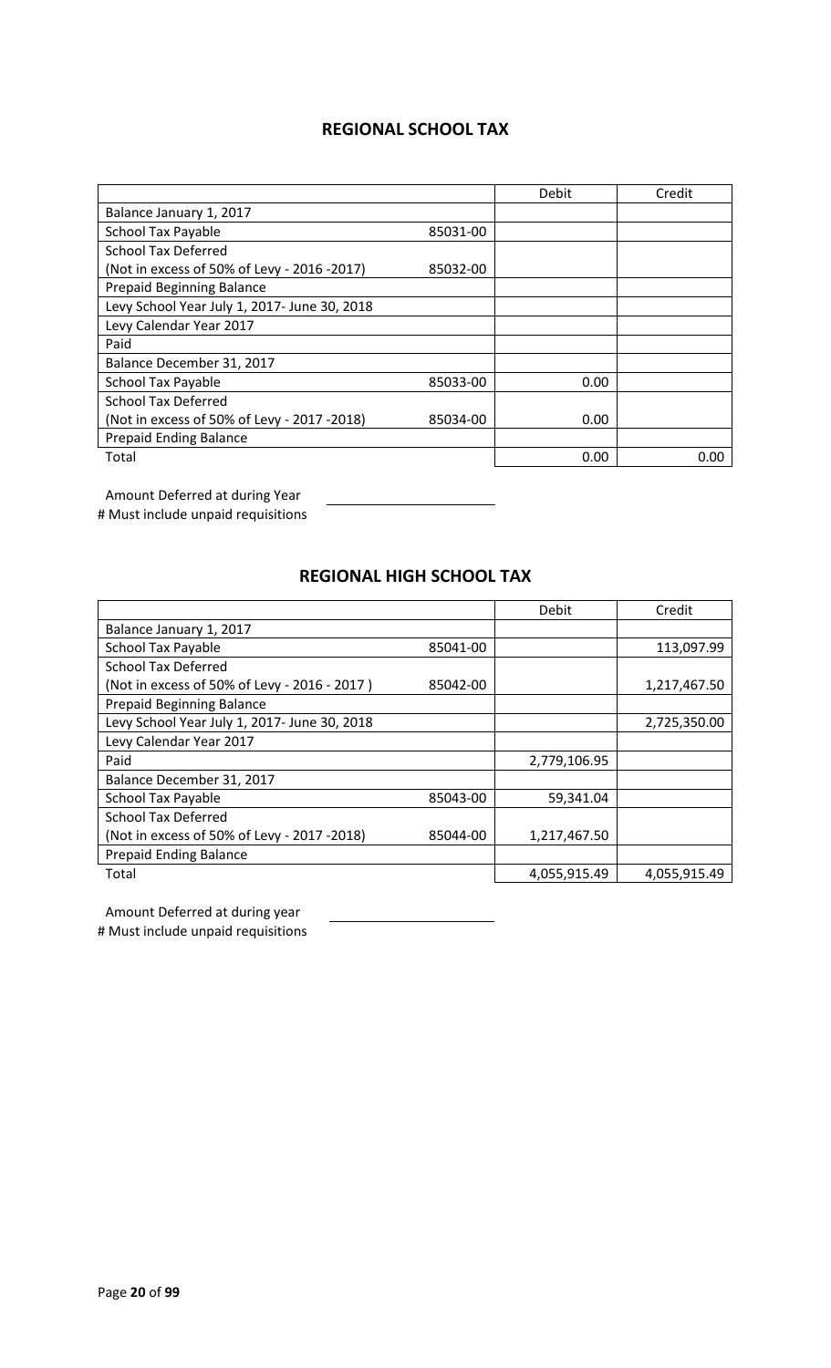## REGIONAL SCHOOL TAX

| | | Debit | Credit |
|---|---|---|---|
| Balance January 1, 2017 | | | |
| School Tax Payable | 85031-00 | | |
| School Tax Deferred | | | |
| (Not in excess of 50% of Levy - 2016 -2017) | 85032-00 | | |
| Prepaid Beginning Balance | | | |
| Levy School Year July 1, 2017- June 30, 2018 | | | |
| Levy Calendar Year 2017 | | | |
| Paid | | | |
| Balance December 31, 2017 | | | |
| School Tax Payable | 85033-00 | 0.00 | |
| School Tax Deferred | | | |
| (Not in excess of 50% of Levy - 2017 -2018) | 85034-00 | 0.00 | |
| Prepaid Ending Balance | | | |
| Total | | 0.00 | 0.00 |

Amount Deferred at during Year ______________________

# Must include unpaid requisitions

## REGIONAL HIGH SCHOOL TAX

| | | Debit | Credit |
|---|---|---|---|
| Balance January 1, 2017 | | | |
| School Tax Payable | 85041-00 | | 113,097.99 |
| School Tax Deferred | | | |
| (Not in excess of 50% of Levy - 2016 - 2017 ) | 85042-00 | | 1,217,467.50 |
| Prepaid Beginning Balance | | | |
| Levy School Year July 1, 2017- June 30, 2018 | | | 2,725,350.00 |
| Levy Calendar Year 2017 | | | |
| Paid | | 2,779,106.95 | |
| Balance December 31, 2017 | | | |
| School Tax Payable | 85043-00 | 59,341.04 | |
| School Tax Deferred | | | |
| (Not in excess of 50% of Levy - 2017 -2018) | 85044-00 | 1,217,467.50 | |
| Prepaid Ending Balance | | | |
| Total | | 4,055,915.49 | 4,055,915.49 |

Amount Deferred at during year ______________________

# Must include unpaid requisitions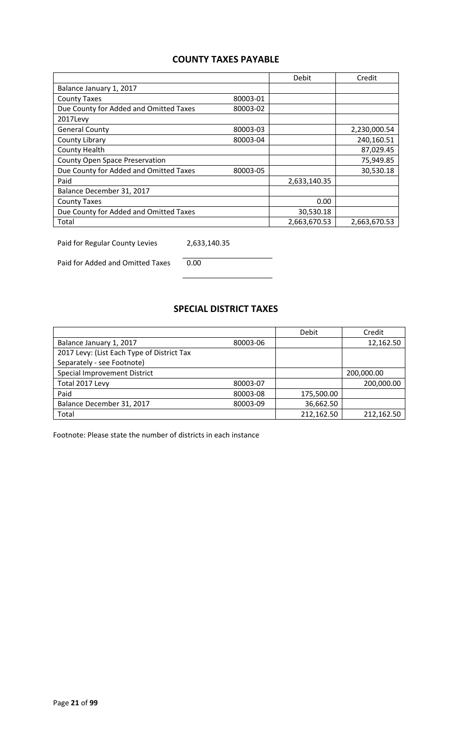## COUNTY TAXES PAYABLE

| | | Debit | Credit |
|---|---|---|---|
| Balance January 1, 2017 | | | |
| County Taxes | 80003-01 | | |
| Due County for Added and Omitted Taxes | 80003-02 | | |
| 2017Levy | | | |
| General County | 80003-03 | | 2,230,000.54 |
| County Library | 80003-04 | | 240,160.51 |
| County Health | | | 87,029.45 |
| County Open Space Preservation | | | 75,949.85 |
| Due County for Added and Omitted Taxes | 80003-05 | | 30,530.18 |
| Paid | | 2,633,140.35 | |
| Balance December 31, 2017 | | | |
| County Taxes | | 0.00 | |
| Due County for Added and Omitted Taxes | | 30,530.18 | |
| Total | | 2,663,670.53 | 2,663,670.53 |

Paid for Regular County Levies 2,633,140.35

Paid for Added and Omitted Taxes 0.00

## SPECIAL DISTRICT TAXES

| | | Debit | Credit |
|---|---|---|---|
| Balance January 1, 2017 | 80003-06 | | 12,162.50 |
| 2017 Levy: (List Each Type of District Tax Separately - see Footnote) | | | |
| Special Improvement District | | | 200,000.00 |
| Total 2017 Levy | 80003-07 | | 200,000.00 |
| Paid | 80003-08 | 175,500.00 | |
| Balance December 31, 2017 | 80003-09 | 36,662.50 | |
| Total | | 212,162.50 | 212,162.50 |

Footnote: Please state the number of districts in each instance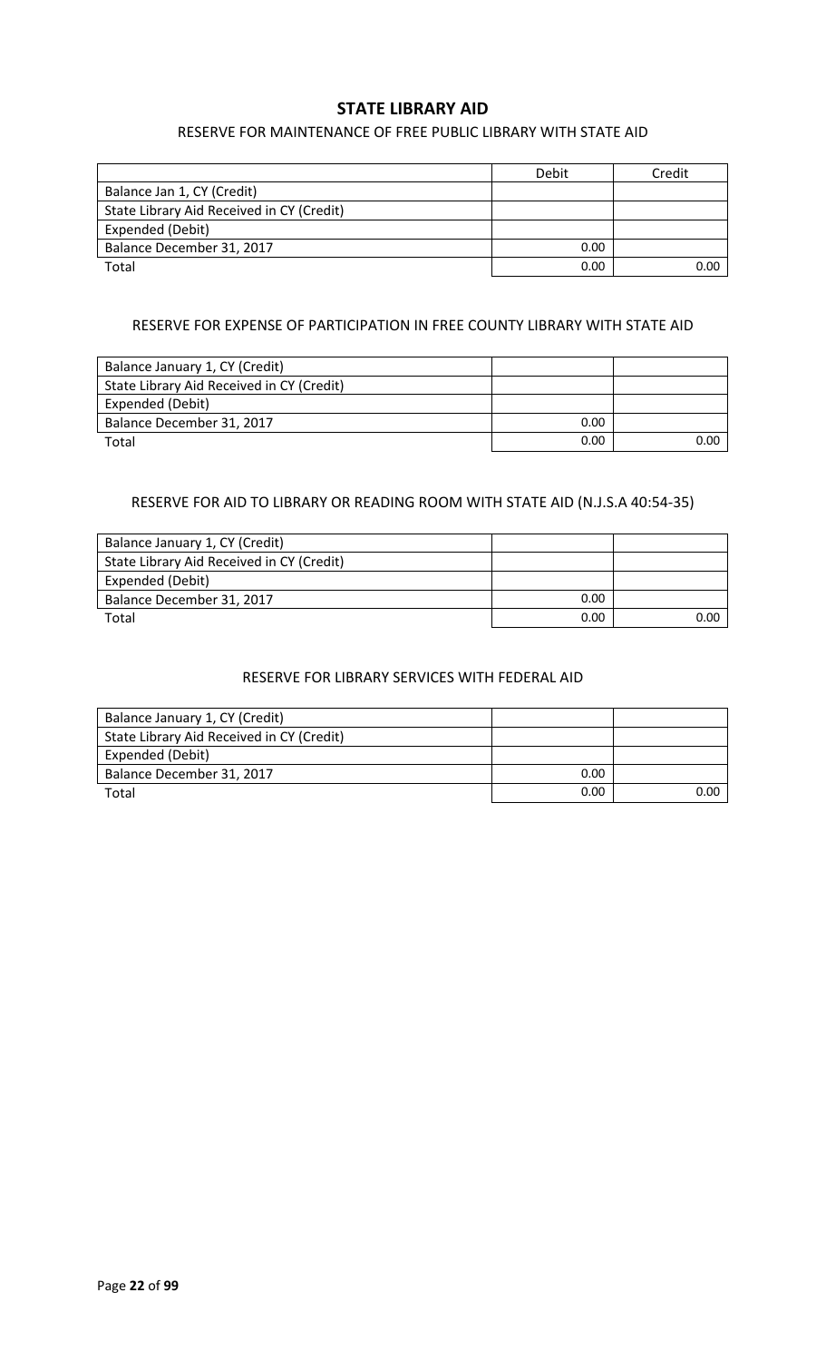# STATE LIBRARY AID

## RESERVE FOR MAINTENANCE OF FREE PUBLIC LIBRARY WITH STATE AID

| | Debit | Credit |
|---|---|---|
| Balance Jan 1, CY (Credit) | | |
| State Library Aid Received in CY (Credit) | | |
| Expended (Debit) | | |
| Balance December 31, 2017 | 0.00 | |
| Total | 0.00 | 0.00 |

## RESERVE FOR EXPENSE OF PARTICIPATION IN FREE COUNTY LIBRARY WITH STATE AID

| | | |
|---|---|---|
| Balance January 1, CY (Credit) | | |
| State Library Aid Received in CY (Credit) | | |
| Expended (Debit) | | |
| Balance December 31, 2017 | 0.00 | |
| Total | 0.00 | 0.00 |

## RESERVE FOR AID TO LIBRARY OR READING ROOM WITH STATE AID (N.J.S.A 40:54-35)

| | | |
|---|---|---|
| Balance January 1, CY (Credit) | | |
| State Library Aid Received in CY (Credit) | | |
| Expended (Debit) | | |
| Balance December 31, 2017 | 0.00 | |
| Total | 0.00 | 0.00 |

## RESERVE FOR LIBRARY SERVICES WITH FEDERAL AID

| | | |
|---|---|---|
| Balance January 1, CY (Credit) | | |
| State Library Aid Received in CY (Credit) | | |
| Expended (Debit) | | |
| Balance December 31, 2017 | 0.00 | |
| Total | 0.00 | 0.00 |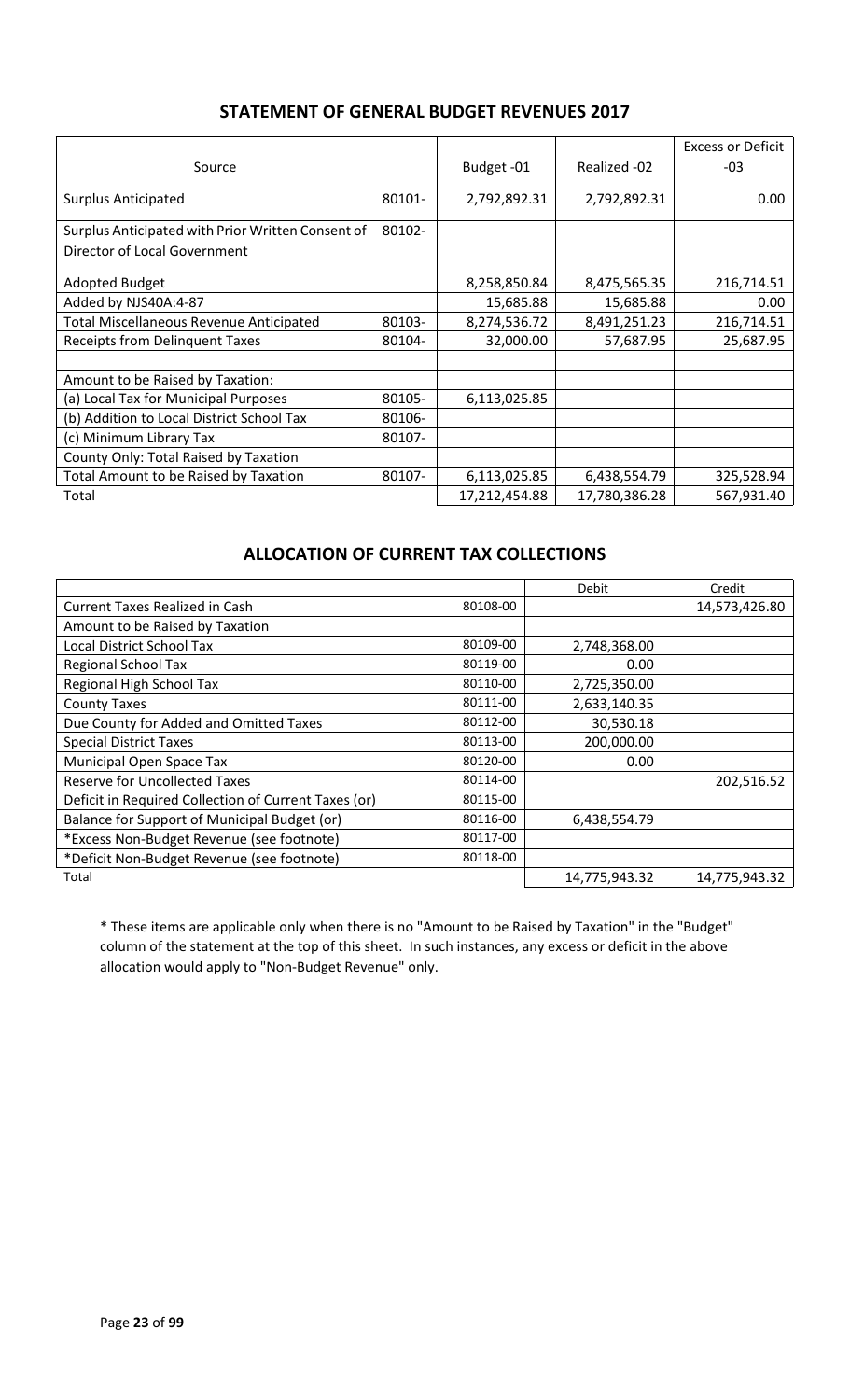## STATEMENT OF GENERAL BUDGET REVENUES 2017

| Source | | Budget -01 | Realized -02 | Excess or Deficit -03 |
|---|---|---|---|---|
| Surplus Anticipated | 80101- | 2,792,892.31 | 2,792,892.31 | 0.00 |
| Surplus Anticipated with Prior Written Consent of Director of Local Government | 80102- | | | |
| Adopted Budget | | 8,258,850.84 | 8,475,565.35 | 216,714.51 |
| Added by NJS40A:4-87 | | 15,685.88 | 15,685.88 | 0.00 |
| Total Miscellaneous Revenue Anticipated | 80103- | 8,274,536.72 | 8,491,251.23 | 216,714.51 |
| Receipts from Delinquent Taxes | 80104- | 32,000.00 | 57,687.95 | 25,687.95 |
| | | | | |
| Amount to be Raised by Taxation: | | | | |
| (a) Local Tax for Municipal Purposes | 80105- | 6,113,025.85 | | |
| (b) Addition to Local District School Tax | 80106- | | | |
| (c) Minimum Library Tax | 80107- | | | |
| County Only: Total Raised by Taxation | | | | |
| Total Amount to be Raised by Taxation | 80107- | 6,113,025.85 | 6,438,554.79 | 325,528.94 |
| Total | | 17,212,454.88 | 17,780,386.28 | 567,931.40 |

## ALLOCATION OF CURRENT TAX COLLECTIONS

| | | Debit | Credit |
|---|---|---|---|
| Current Taxes Realized in Cash | 80108-00 | | 14,573,426.80 |
| Amount to be Raised by Taxation | | | |
| Local District School Tax | 80109-00 | 2,748,368.00 | |
| Regional School Tax | 80119-00 | 0.00 | |
| Regional High School Tax | 80110-00 | 2,725,350.00 | |
| County Taxes | 80111-00 | 2,633,140.35 | |
| Due County for Added and Omitted Taxes | 80112-00 | 30,530.18 | |
| Special District Taxes | 80113-00 | 200,000.00 | |
| Municipal Open Space Tax | 80120-00 | 0.00 | |
| Reserve for Uncollected Taxes | 80114-00 | | 202,516.52 |
| Deficit in Required Collection of Current Taxes (or) | 80115-00 | | |
| Balance for Support of Municipal Budget (or) | 80116-00 | 6,438,554.79 | |
| *Excess Non-Budget Revenue (see footnote) | 80117-00 | | |
| *Deficit Non-Budget Revenue (see footnote) | 80118-00 | | |
| Total | | 14,775,943.32 | 14,775,943.32 |

* These items are applicable only when there is no "Amount to be Raised by Taxation" in the "Budget" column of the statement at the top of this sheet. In such instances, any excess or deficit in the above allocation would apply to "Non-Budget Revenue" only.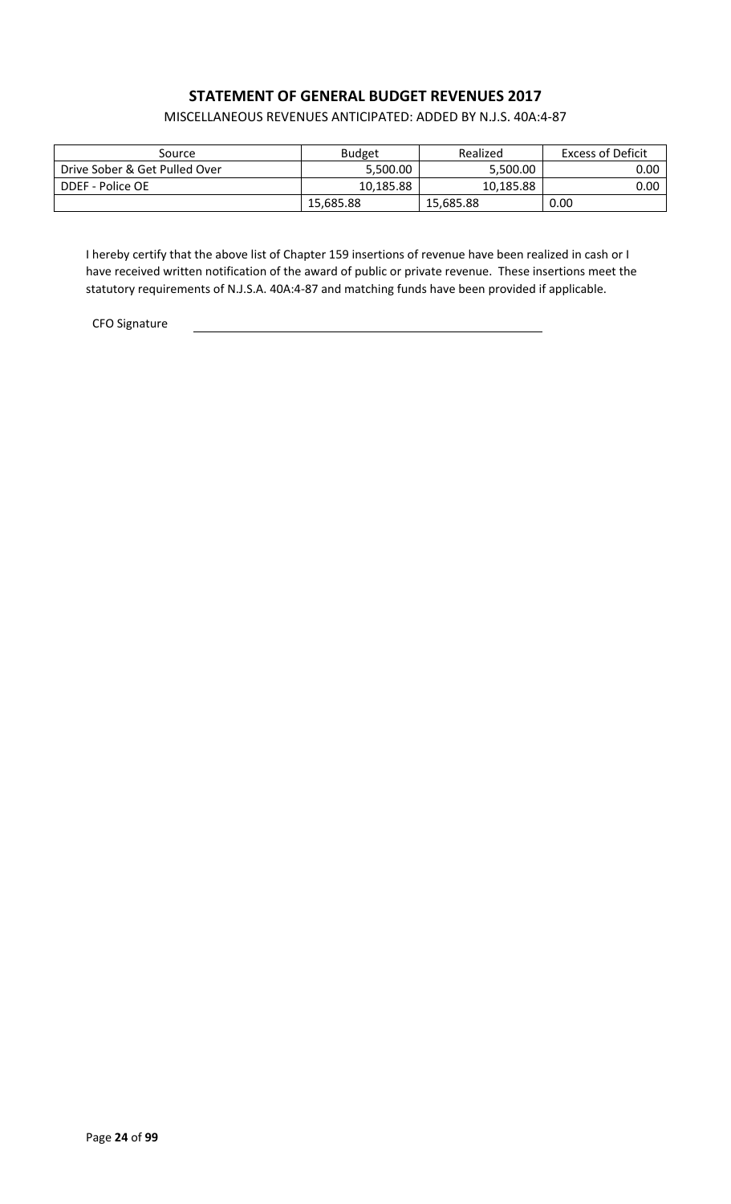## STATEMENT OF GENERAL BUDGET REVENUES 2017

MISCELLANEOUS REVENUES ANTICIPATED: ADDED BY N.J.S. 40A:4-87

| Source | Budget | Realized | Excess of Deficit |
|---|---|---|---|
| Drive Sober & Get Pulled Over | 5,500.00 | 5,500.00 | 0.00 |
| DDEF - Police OE | 10,185.88 | 10,185.88 | 0.00 |
| | 15,685.88 | 15,685.88 | 0.00 |

I hereby certify that the above list of Chapter 159 insertions of revenue have been realized in cash or I have received written notification of the award of public or private revenue. These insertions meet the statutory requirements of N.J.S.A. 40A:4-87 and matching funds have been provided if applicable.

CFO Signature \_\_\_\_\_\_\_\_\_\_\_\_\_\_\_\_\_\_\_\_\_\_\_\_\_\_\_\_\_\_\_\_\_\_\_\_\_\_\_\_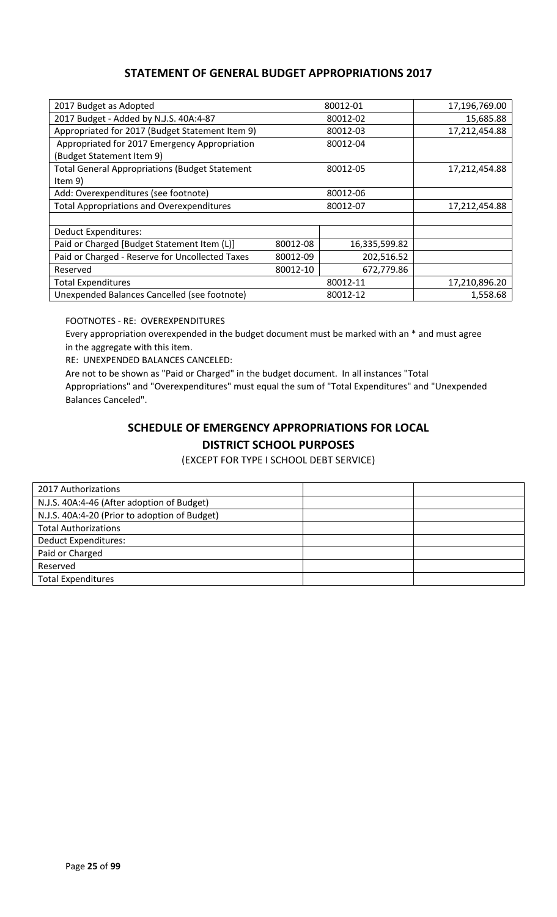## STATEMENT OF GENERAL BUDGET APPROPRIATIONS 2017

| | | | |
|---|---|---|---|
| 2017 Budget as Adopted | | 80012-01 | 17,196,769.00 |
| 2017 Budget - Added by N.J.S. 40A:4-87 | | 80012-02 | 15,685.88 |
| Appropriated for 2017 (Budget Statement Item 9) | | 80012-03 | 17,212,454.88 |
| Appropriated for 2017 Emergency Appropriation (Budget Statement Item 9) | | 80012-04 | |
| Total General Appropriations (Budget Statement Item 9) | | 80012-05 | 17,212,454.88 |
| Add: Overexpenditures (see footnote) | | 80012-06 | |
| Total Appropriations and Overexpenditures | | 80012-07 | 17,212,454.88 |
| | | | |
| Deduct Expenditures: | | | |
| Paid or Charged [Budget Statement Item (L)] | 80012-08 | 16,335,599.82 | |
| Paid or Charged - Reserve for Uncollected Taxes | 80012-09 | 202,516.52 | |
| Reserved | 80012-10 | 672,779.86 | |
| Total Expenditures | | 80012-11 | 17,210,896.20 |
| Unexpended Balances Cancelled (see footnote) | | 80012-12 | 1,558.68 |

FOOTNOTES - RE: OVEREXPENDITURES

Every appropriation overexpended in the budget document must be marked with an * and must agree in the aggregate with this item.

RE: UNEXPENDED BALANCES CANCELED:

Are not to be shown as "Paid or Charged" in the budget document. In all instances "Total Appropriations" and "Overexpenditures" must equal the sum of "Total Expenditures" and "Unexpended Balances Canceled".

## SCHEDULE OF EMERGENCY APPROPRIATIONS FOR LOCAL DISTRICT SCHOOL PURPOSES

(EXCEPT FOR TYPE I SCHOOL DEBT SERVICE)

| | | |
|---|---|---|
| 2017 Authorizations | | |
| N.J.S. 40A:4-46 (After adoption of Budget) | | |
| N.J.S. 40A:4-20 (Prior to adoption of Budget) | | |
| Total Authorizations | | |
| Deduct Expenditures: | | |
| Paid or Charged | | |
| Reserved | | |
| Total Expenditures | | |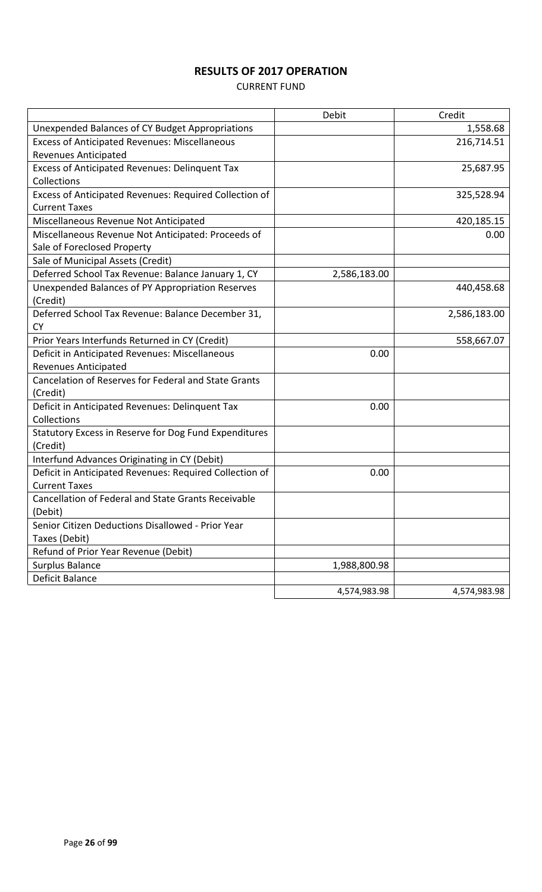# RESULTS OF 2017 OPERATION

CURRENT FUND

| | Debit | Credit |
|---|---|---|
| Unexpended Balances of CY Budget Appropriations | | 1,558.68 |
| Excess of Anticipated Revenues: Miscellaneous Revenues Anticipated | | 216,714.51 |
| Excess of Anticipated Revenues: Delinquent Tax Collections | | 25,687.95 |
| Excess of Anticipated Revenues: Required Collection of Current Taxes | | 325,528.94 |
| Miscellaneous Revenue Not Anticipated | | 420,185.15 |
| Miscellaneous Revenue Not Anticipated: Proceeds of Sale of Foreclosed Property | | 0.00 |
| Sale of Municipal Assets (Credit) | | |
| Deferred School Tax Revenue: Balance January 1, CY | 2,586,183.00 | |
| Unexpended Balances of PY Appropriation Reserves (Credit) | | 440,458.68 |
| Deferred School Tax Revenue: Balance December 31, CY | | 2,586,183.00 |
| Prior Years Interfunds Returned in CY (Credit) | | 558,667.07 |
| Deficit in Anticipated Revenues: Miscellaneous Revenues Anticipated | 0.00 | |
| Cancelation of Reserves for Federal and State Grants (Credit) | | |
| Deficit in Anticipated Revenues: Delinquent Tax Collections | 0.00 | |
| Statutory Excess in Reserve for Dog Fund Expenditures (Credit) | | |
| Interfund Advances Originating in CY (Debit) | | |
| Deficit in Anticipated Revenues: Required Collection of Current Taxes | 0.00 | |
| Cancellation of Federal and State Grants Receivable (Debit) | | |
| Senior Citizen Deductions Disallowed - Prior Year Taxes (Debit) | | |
| Refund of Prior Year Revenue (Debit) | | |
| Surplus Balance | 1,988,800.98 | |
| Deficit Balance | | |
| | 4,574,983.98 | 4,574,983.98 |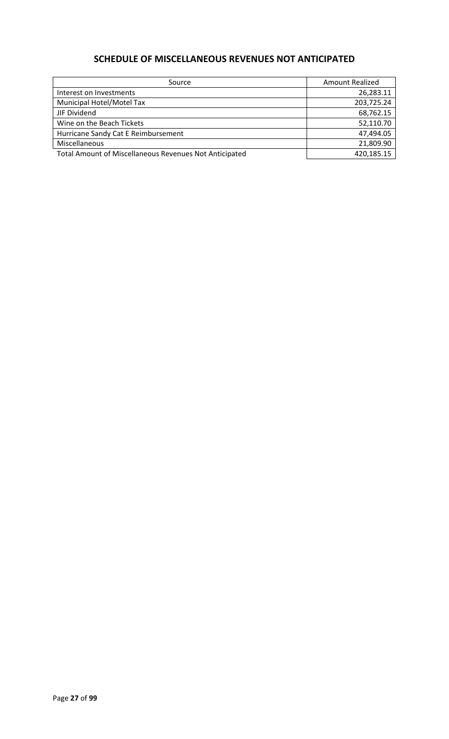## SCHEDULE OF MISCELLANEOUS REVENUES NOT ANTICIPATED

| Source | Amount Realized |
|---|---|
| Interest on Investments | 26,283.11 |
| Municipal Hotel/Motel Tax | 203,725.24 |
| JIF Dividend | 68,762.15 |
| Wine on the Beach Tickets | 52,110.70 |
| Hurricane Sandy Cat E Reimbursement | 47,494.05 |
| Miscellaneous | 21,809.90 |
| Total Amount of Miscellaneous Revenues Not Anticipated | 420,185.15 |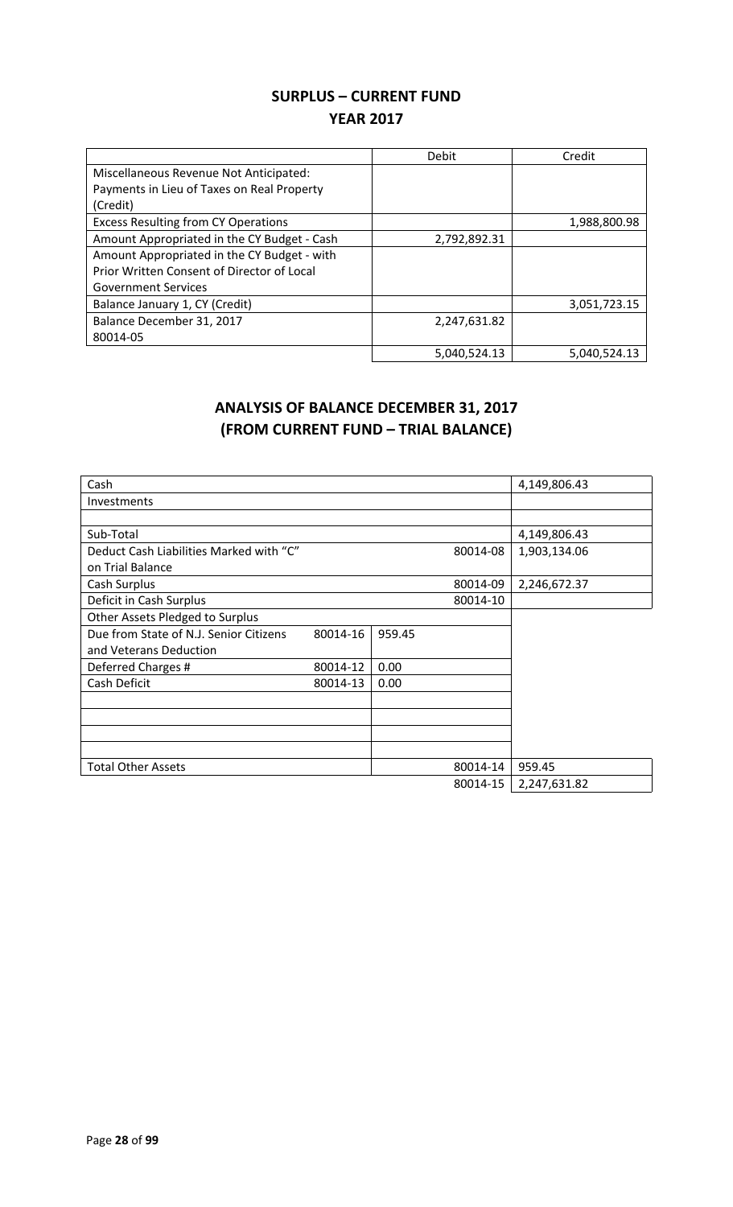## SURPLUS – CURRENT FUND
## YEAR 2017

| | Debit | Credit |
|---|---|---|
| Miscellaneous Revenue Not Anticipated: Payments in Lieu of Taxes on Real Property (Credit) | | |
| Excess Resulting from CY Operations | | 1,988,800.98 |
| Amount Appropriated in the CY Budget - Cash | 2,792,892.31 | |
| Amount Appropriated in the CY Budget - with Prior Written Consent of Director of Local Government Services | | |
| Balance January 1, CY (Credit) | | 3,051,723.15 |
| Balance December 31, 2017 80014-05 | 2,247,631.82 | |
| | 5,040,524.13 | 5,040,524.13 |

## ANALYSIS OF BALANCE DECEMBER 31, 2017
## (FROM CURRENT FUND – TRIAL BALANCE)

| | | | | |
|---|---|---|---|---|
| Cash | | | | 4,149,806.43 |
| Investments | | | | |
| | | | | |
| Sub-Total | | | | 4,149,806.43 |
| Deduct Cash Liabilities Marked with "C" on Trial Balance | | | 80014-08 | 1,903,134.06 |
| Cash Surplus | | | 80014-09 | 2,246,672.37 |
| Deficit in Cash Surplus | | | 80014-10 | |
| Other Assets Pledged to Surplus | | | | |
| Due from State of N.J. Senior Citizens and Veterans Deduction | 80014-16 | 959.45 | | |
| Deferred Charges # | 80014-12 | 0.00 | | |
| Cash Deficit | 80014-13 | 0.00 | | |
| | | | | |
| | | | | |
| | | | | |
| | | | | |
| Total Other Assets | | | 80014-14 | 959.45 |
| | | | 80014-15 | 2,247,631.82 |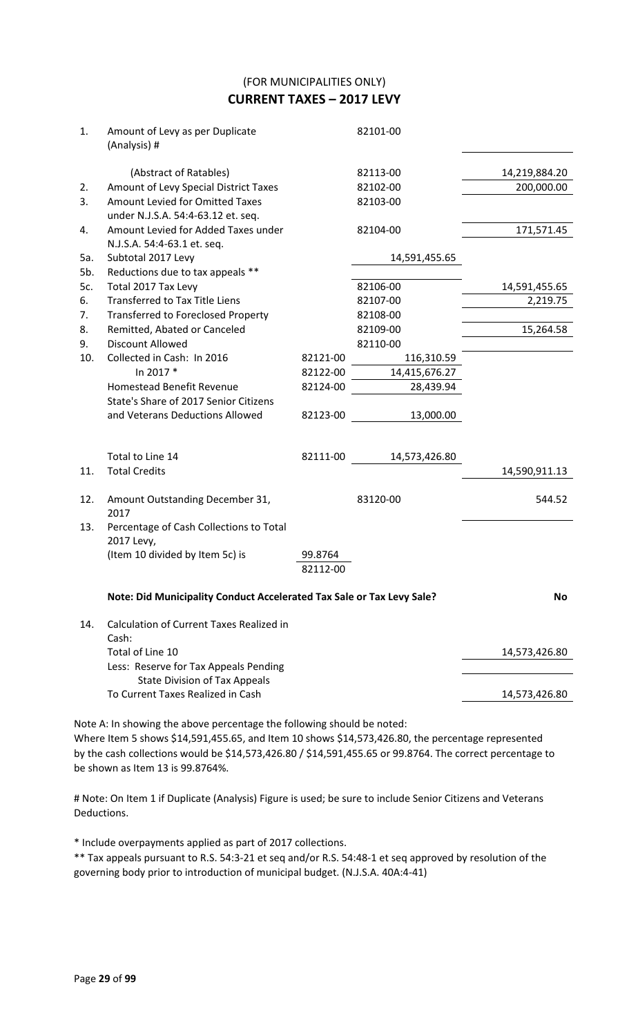## (FOR MUNICIPALITIES ONLY)

# CURRENT TAXES – 2017 LEVY

| | | | | |
|---|---|---|---|---|
| 1. | Amount of Levy as per Duplicate (Analysis) # | | 82101-00 | |
| | (Abstract of Ratables) | | 82113-00 | 14,219,884.20 |
| 2. | Amount of Levy Special District Taxes | | 82102-00 | 200,000.00 |
| 3. | Amount Levied for Omitted Taxes under N.J.S.A. 54:4-63.12 et. seq. | | 82103-00 | |
| 4. | Amount Levied for Added Taxes under N.J.S.A. 54:4-63.1 et. seq. | | 82104-00 | 171,571.45 |
| 5a. | Subtotal 2017 Levy | | 14,591,455.65 | |
| 5b. | Reductions due to tax appeals ** | | | |
| 5c. | Total 2017 Tax Levy | | 82106-00 | 14,591,455.65 |
| 6. | Transferred to Tax Title Liens | | 82107-00 | 2,219.75 |
| 7. | Transferred to Foreclosed Property | | 82108-00 | |
| 8. | Remitted, Abated or Canceled | | 82109-00 | 15,264.58 |
| 9. | Discount Allowed | | 82110-00 | |
| 10. | Collected in Cash: In 2016 | 82121-00 | 116,310.59 | |
| | In 2017 * | 82122-00 | 14,415,676.27 | |
| | Homestead Benefit Revenue | 82124-00 | 28,439.94 | |
| | State's Share of 2017 Senior Citizens and Veterans Deductions Allowed | 82123-00 | 13,000.00 | |
| | Total to Line 14 | 82111-00 | 14,573,426.80 | |
| 11. | Total Credits | | | 14,590,911.13 |
| 12. | Amount Outstanding December 31, 2017 | | 83120-00 | 544.52 |
| 13. | Percentage of Cash Collections to Total 2017 Levy, (Item 10 divided by Item 5c) is | 99.8764 82112-00 | | |

**Note: Did Municipality Conduct Accelerated Tax Sale or Tax Levy Sale?** **No**

| | | |
|---|---|---|
| 14. | Calculation of Current Taxes Realized in Cash: | |
| | Total of Line 10 | 14,573,426.80 |
| | Less: Reserve for Tax Appeals Pending State Division of Tax Appeals | |
| | To Current Taxes Realized in Cash | 14,573,426.80 |

Note A: In showing the above percentage the following should be noted:
Where Item 5 shows $14,591,455.65, and Item 10 shows $14,573,426.80, the percentage represented by the cash collections would be $14,573,426.80 / $14,591,455.65 or 99.8764. The correct percentage to be shown as Item 13 is 99.8764%.

# Note: On Item 1 if Duplicate (Analysis) Figure is used; be sure to include Senior Citizens and Veterans Deductions.

* Include overpayments applied as part of 2017 collections.

** Tax appeals pursuant to R.S. 54:3-21 et seq and/or R.S. 54:48-1 et seq approved by resolution of the governing body prior to introduction of municipal budget. (N.J.S.A. 40A:4-41)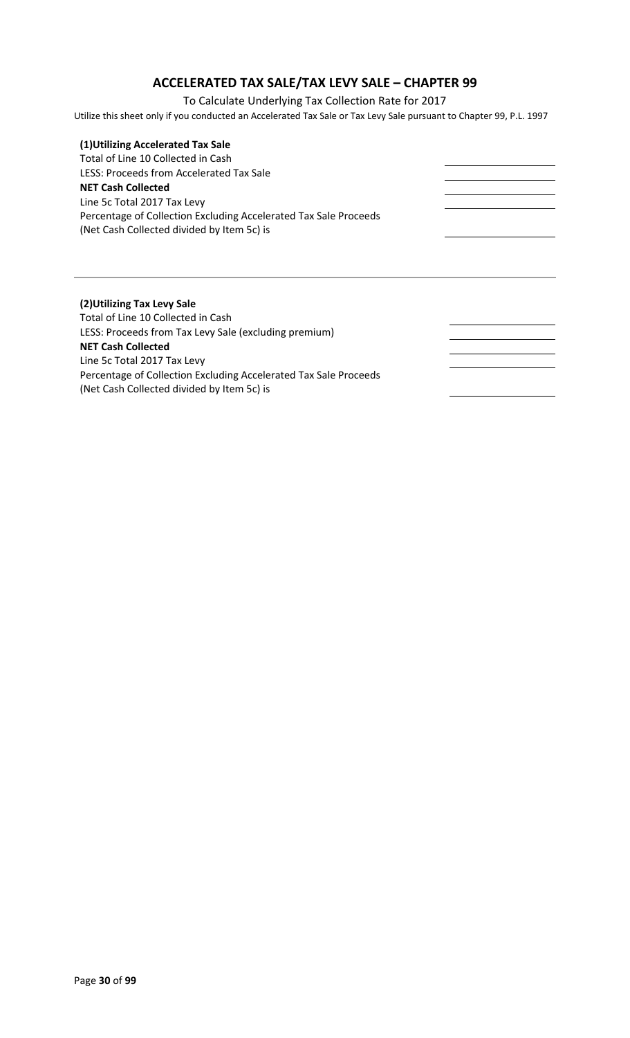# ACCELERATED TAX SALE/TAX LEVY SALE – CHAPTER 99

To Calculate Underlying Tax Collection Rate for 2017

Utilize this sheet only if you conducted an Accelerated Tax Sale or Tax Levy Sale pursuant to Chapter 99, P.L. 1997

**(1)Utilizing Accelerated Tax Sale**

| | |
|---|---|
| Total of Line 10 Collected in Cash | |
| LESS: Proceeds from Accelerated Tax Sale | |
| **NET Cash Collected** | |
| Line 5c Total 2017 Tax Levy | |
| Percentage of Collection Excluding Accelerated Tax Sale Proceeds (Net Cash Collected divided by Item 5c) is | |

**(2)Utilizing Tax Levy Sale**

| | |
|---|---|
| Total of Line 10 Collected in Cash | |
| LESS: Proceeds from Tax Levy Sale (excluding premium) | |
| **NET Cash Collected** | |
| Line 5c Total 2017 Tax Levy | |
| Percentage of Collection Excluding Accelerated Tax Sale Proceeds (Net Cash Collected divided by Item 5c) is | |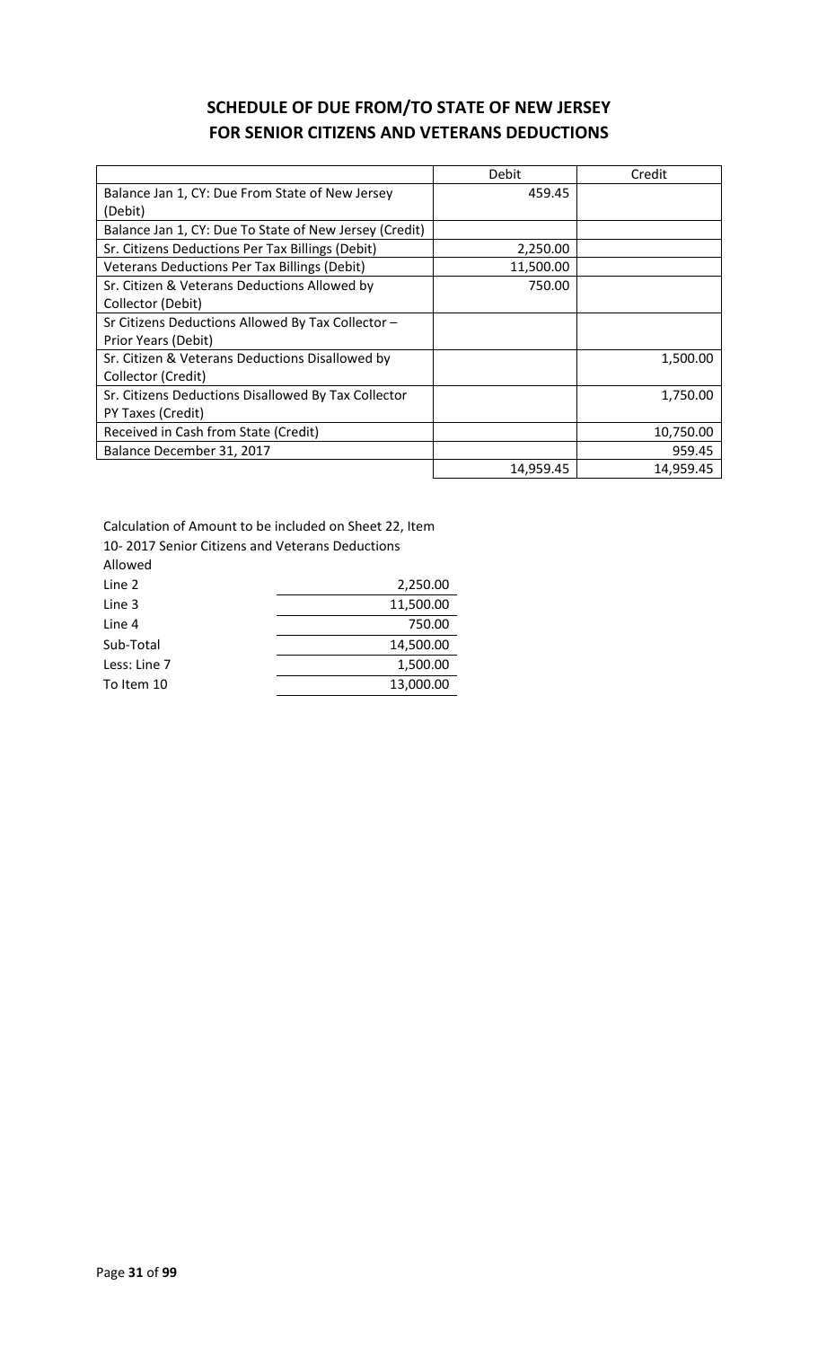# SCHEDULE OF DUE FROM/TO STATE OF NEW JERSEY
# FOR SENIOR CITIZENS AND VETERANS DEDUCTIONS

| | Debit | Credit |
|---|---|---|
| Balance Jan 1, CY: Due From State of New Jersey (Debit) | 459.45 | |
| Balance Jan 1, CY: Due To State of New Jersey (Credit) | | |
| Sr. Citizens Deductions Per Tax Billings (Debit) | 2,250.00 | |
| Veterans Deductions Per Tax Billings (Debit) | 11,500.00 | |
| Sr. Citizen & Veterans Deductions Allowed by Collector (Debit) | 750.00 | |
| Sr Citizens Deductions Allowed By Tax Collector – Prior Years (Debit) | | |
| Sr. Citizen & Veterans Deductions Disallowed by Collector (Credit) | | 1,500.00 |
| Sr. Citizens Deductions Disallowed By Tax Collector PY Taxes (Credit) | | 1,750.00 |
| Received in Cash from State (Credit) | | 10,750.00 |
| Balance December 31, 2017 | | 959.45 |
| | 14,959.45 | 14,959.45 |

Calculation of Amount to be included on Sheet 22, Item 10- 2017 Senior Citizens and Veterans Deductions Allowed

| | |
|---|---|
| Line 2 | 2,250.00 |
| Line 3 | 11,500.00 |
| Line 4 | 750.00 |
| Sub-Total | 14,500.00 |
| Less: Line 7 | 1,500.00 |
| To Item 10 | 13,000.00 |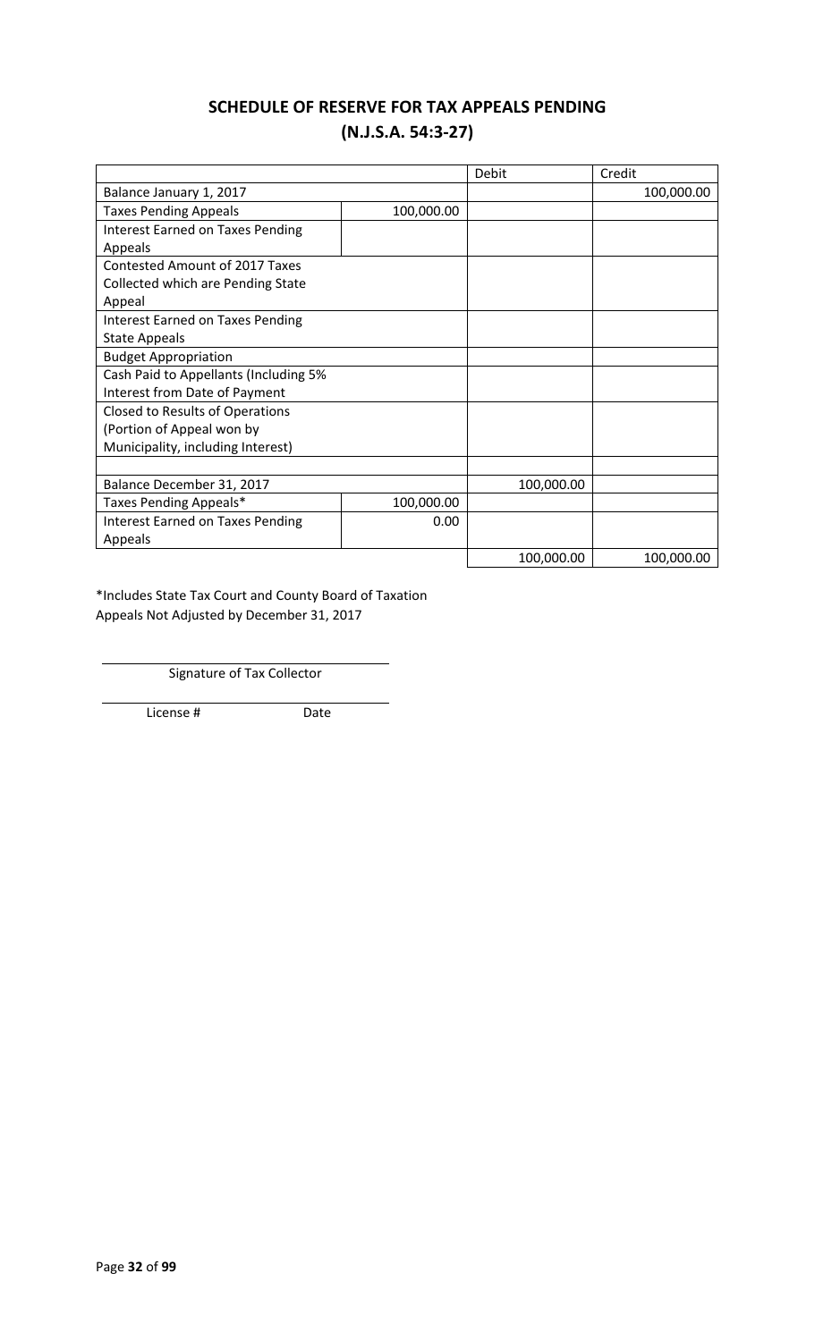# SCHEDULE OF RESERVE FOR TAX APPEALS PENDING
## (N.J.S.A. 54:3-27)

| | | Debit | Credit |
|---|---|---|---|
| Balance January 1, 2017 | | | 100,000.00 |
| Taxes Pending Appeals | 100,000.00 | | |
| Interest Earned on Taxes Pending Appeals | | | |
| Contested Amount of 2017 Taxes Collected which are Pending State Appeal | | | |
| Interest Earned on Taxes Pending State Appeals | | | |
| Budget Appropriation | | | |
| Cash Paid to Appellants (Including 5% Interest from Date of Payment | | | |
| Closed to Results of Operations (Portion of Appeal won by Municipality, including Interest) | | | |
| | | | |
| Balance December 31, 2017 | | 100,000.00 | |
| Taxes Pending Appeals* | 100,000.00 | | |
| Interest Earned on Taxes Pending Appeals | 0.00 | | |
| | | 100,000.00 | 100,000.00 |

*Includes State Tax Court and County Board of Taxation Appeals Not Adjusted by December 31, 2017

Signature of Tax Collector

License # Date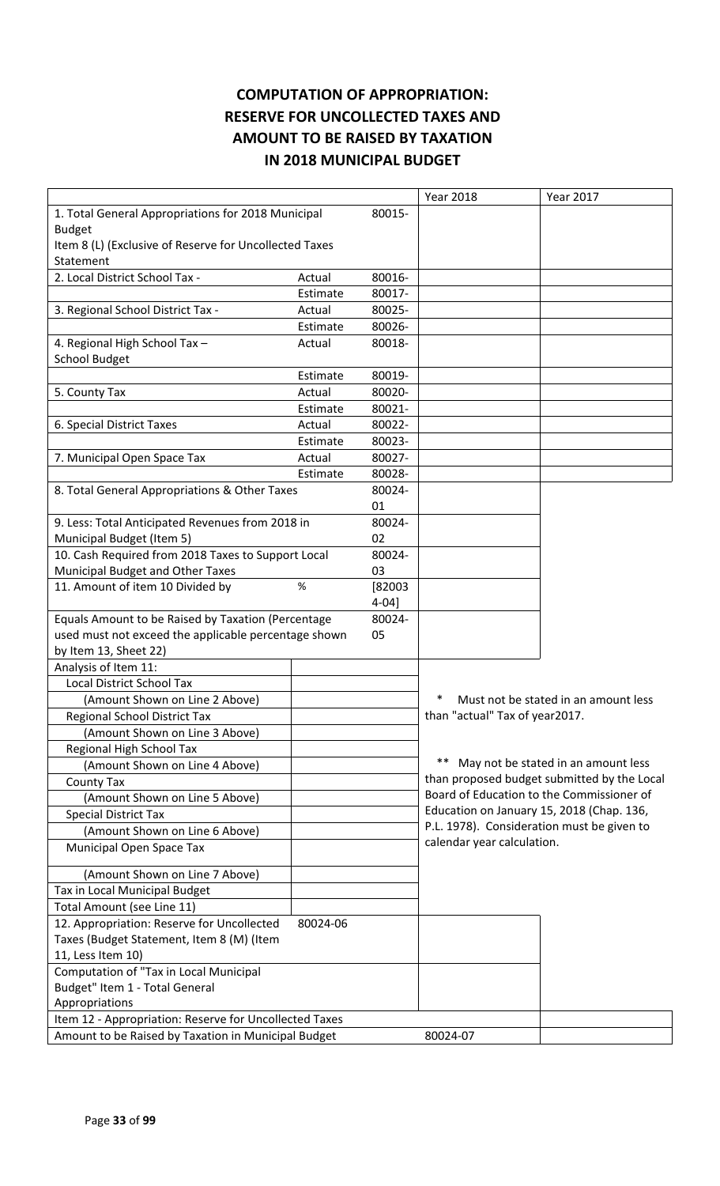# COMPUTATION OF APPROPRIATION: RESERVE FOR UNCOLLECTED TAXES AND AMOUNT TO BE RAISED BY TAXATION IN 2018 MUNICIPAL BUDGET

| | | | Year 2018 | Year 2017 |
|---|---|---|---|---|
| 1. Total General Appropriations for 2018 Municipal Budget Item 8 (L) (Exclusive of Reserve for Uncollected Taxes Statement | | 80015- | | |
| 2. Local District School Tax - | Actual | 80016- | | |
| | Estimate | 80017- | | |
| 3. Regional School District Tax - | Actual | 80025- | | |
| | Estimate | 80026- | | |
| 4. Regional High School Tax – School Budget | Actual | 80018- | | |
| | Estimate | 80019- | | |
| 5. County Tax | Actual | 80020- | | |
| | Estimate | 80021- | | |
| 6. Special District Taxes | Actual | 80022- | | |
| | Estimate | 80023- | | |
| 7. Municipal Open Space Tax | Actual | 80027- | | |
| | Estimate | 80028- | | |
| 8. Total General Appropriations & Other Taxes | | 80024-01 | | |
| 9. Less: Total Anticipated Revenues from 2018 in Municipal Budget (Item 5) | | 80024-02 | | |
| 10. Cash Required from 2018 Taxes to Support Local Municipal Budget and Other Taxes | | 80024-03 | | |
| 11. Amount of item 10 Divided by | % | [82003 4-04] | | |
| Equals Amount to be Raised by Taxation (Percentage used must not exceed the applicable percentage shown by Item 13, Sheet 22) | | 80024-05 | | |

| Analysis of Item 11: | | |
|---|---|---|
| Local District School Tax | | |
| (Amount Shown on Line 2 Above) | | * Must not be stated in an amount less than "actual" Tax of year2017. |
| Regional School District Tax | | |
| (Amount Shown on Line 3 Above) | | |
| Regional High School Tax | | |
| (Amount Shown on Line 4 Above) | | ** May not be stated in an amount less than proposed budget submitted by the Local Board of Education to the Commissioner of Education on January 15, 2018 (Chap. 136, P.L. 1978). Consideration must be given to calendar year calculation. |
| County Tax | | |
| (Amount Shown on Line 5 Above) | | |
| Special District Tax | | |
| (Amount Shown on Line 6 Above) | | |
| Municipal Open Space Tax | | |
| (Amount Shown on Line 7 Above) | | |
| Tax in Local Municipal Budget | | |
| Total Amount (see Line 11) | | |

| | | | |
|---|---|---|---|
| 12. Appropriation: Reserve for Uncollected Taxes (Budget Statement, Item 8 (M) (Item 11, Less Item 10) | 80024-06 | | |
| Computation of "Tax in Local Municipal Budget" Item 1 - Total General Appropriations | | | |
| Item 12 - Appropriation: Reserve for Uncollected Taxes | | | |
| Amount to be Raised by Taxation in Municipal Budget | | 80024-07 | |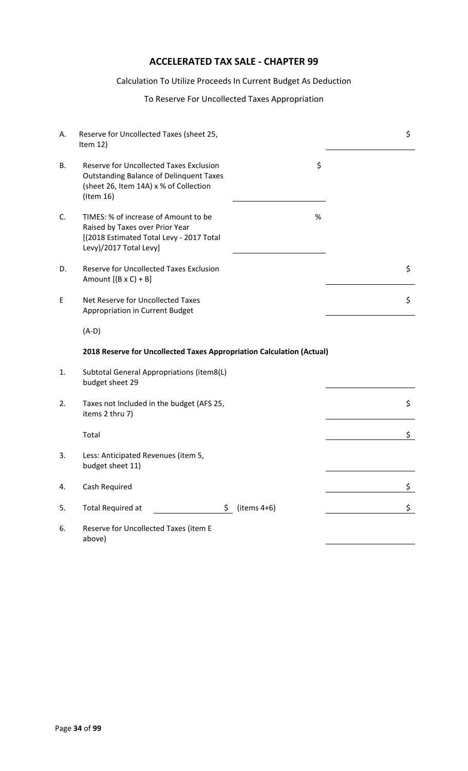## ACCELERATED TAX SALE - CHAPTER 99

Calculation To Utilize Proceeds In Current Budget As Deduction

To Reserve For Uncollected Taxes Appropriation

| | | | |
|---|---|---|---|
| A. | Reserve for Uncollected Taxes (sheet 25, Item 12) | | $ |
| B. | Reserve for Uncollected Taxes Exclusion Outstanding Balance of Delinquent Taxes (sheet 26, Item 14A) x % of Collection (Item 16) | $ | |
| C. | TIMES: % of increase of Amount to be Raised by Taxes over Prior Year [(2018 Estimated Total Levy - 2017 Total Levy)/2017 Total Levy] | % | |
| D. | Reserve for Uncollected Taxes Exclusion Amount [(B x C) + B] | | $ |
| E | Net Reserve for Uncollected Taxes Appropriation in Current Budget<br><br>(A-D) | | $ |

**2018 Reserve for Uncollected Taxes Appropriation Calculation (Actual)**

| | | | |
|---|---|---|---|
| 1. | Subtotal General Appropriations (item8(L) budget sheet 29 | | |
| 2. | Taxes not Included in the budget (AFS 25, items 2 thru 7) | | $ |
| | Total | | $ |
| 3. | Less: Anticipated Revenues (item 5, budget sheet 11) | | |
| 4. | Cash Required | | $ |
| 5. | Total Required at | $ (items 4+6) | $ |
| 6. | Reserve for Uncollected Taxes (item E above) | | |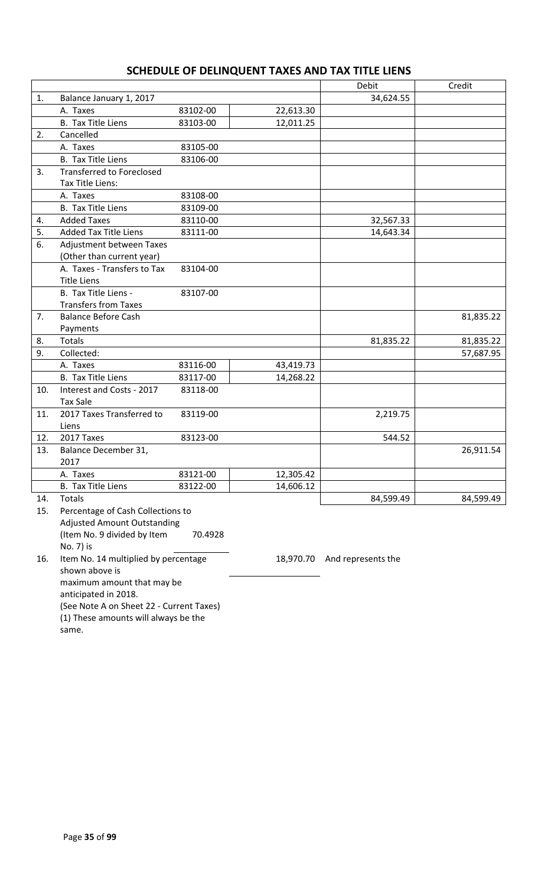## SCHEDULE OF DELINQUENT TAXES AND TAX TITLE LIENS

| | | | | Debit | Credit |
|---|---|---|---|---|---|
| 1. | Balance January 1, 2017 | | | 34,624.55 | |
| | A. Taxes | 83102-00 | 22,613.30 | | |
| | B. Tax Title Liens | 83103-00 | 12,011.25 | | |
| 2. | Cancelled | | | | |
| | A. Taxes | 83105-00 | | | |
| | B. Tax Title Liens | 83106-00 | | | |
| 3. | Transferred to Foreclosed Tax Title Liens: | | | | |
| | A. Taxes | 83108-00 | | | |
| | B. Tax Title Liens | 83109-00 | | | |
| 4. | Added Taxes | 83110-00 | | 32,567.33 | |
| 5. | Added Tax Title Liens | 83111-00 | | 14,643.34 | |
| 6. | Adjustment between Taxes (Other than current year) | | | | |
| | A. Taxes - Transfers to Tax Title Liens | 83104-00 | | | |
| | B. Tax Title Liens - Transfers from Taxes | 83107-00 | | | |
| 7. | Balance Before Cash Payments | | | | 81,835.22 |
| 8. | Totals | | | 81,835.22 | 81,835.22 |
| 9. | Collected: | | | | 57,687.95 |
| | A. Taxes | 83116-00 | 43,419.73 | | |
| | B. Tax Title Liens | 83117-00 | 14,268.22 | | |
| 10. | Interest and Costs - 2017 Tax Sale | 83118-00 | | | |
| 11. | 2017 Taxes Transferred to Liens | 83119-00 | | 2,219.75 | |
| 12. | 2017 Taxes | 83123-00 | | 544.52 | |
| 13. | Balance December 31, 2017 | | | | 26,911.54 |
| | A. Taxes | 83121-00 | 12,305.42 | | |
| | B. Tax Title Liens | 83122-00 | 14,606.12 | | |
| 14. | Totals | | | 84,599.49 | 84,599.49 |

15. Percentage of Cash Collections to Adjusted Amount Outstanding (Item No. 9 divided by Item No. 7) is 70.4928

16. Item No. 14 multiplied by percentage shown above is 18,970.70 And represents the maximum amount that may be anticipated in 2018.

(See Note A on Sheet 22 - Current Taxes)

(1) These amounts will always be the same.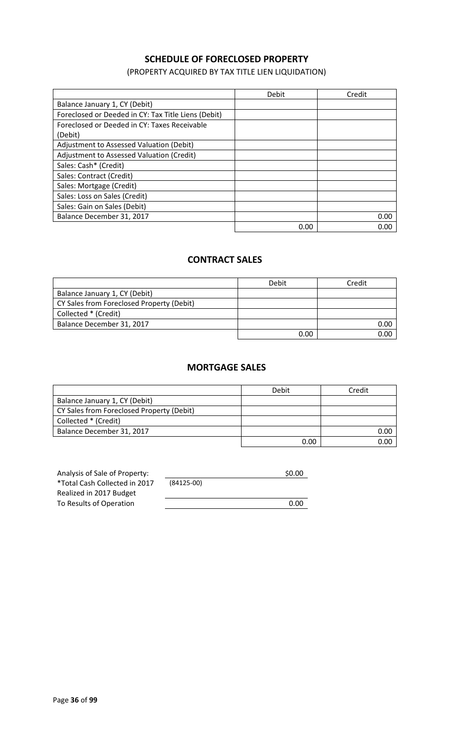## SCHEDULE OF FORECLOSED PROPERTY

(PROPERTY ACQUIRED BY TAX TITLE LIEN LIQUIDATION)

| | Debit | Credit |
|---|---|---|
| Balance January 1, CY (Debit) | | |
| Foreclosed or Deeded in CY: Tax Title Liens (Debit) | | |
| Foreclosed or Deeded in CY: Taxes Receivable (Debit) | | |
| Adjustment to Assessed Valuation (Debit) | | |
| Adjustment to Assessed Valuation (Credit) | | |
| Sales: Cash* (Credit) | | |
| Sales: Contract (Credit) | | |
| Sales: Mortgage (Credit) | | |
| Sales: Loss on Sales (Credit) | | |
| Sales: Gain on Sales (Debit) | | |
| Balance December 31, 2017 | | 0.00 |
| | 0.00 | 0.00 |

## CONTRACT SALES

| | Debit | Credit |
|---|---|---|
| Balance January 1, CY (Debit) | | |
| CY Sales from Foreclosed Property (Debit) | | |
| Collected * (Credit) | | |
| Balance December 31, 2017 | | 0.00 |
| | 0.00 | 0.00 |

## MORTGAGE SALES

| | Debit | Credit |
|---|---|---|
| Balance January 1, CY (Debit) | | |
| CY Sales from Foreclosed Property (Debit) | | |
| Collected * (Credit) | | |
| Balance December 31, 2017 | | 0.00 |
| | 0.00 | 0.00 |

| Analysis of Sale of Property: | | |
|---|---|---|
| *Total Cash Collected in 2017 | | $0.00 |
| Realized in 2017 Budget | (84125-00) | |
| To Results of Operation | | 0.00 |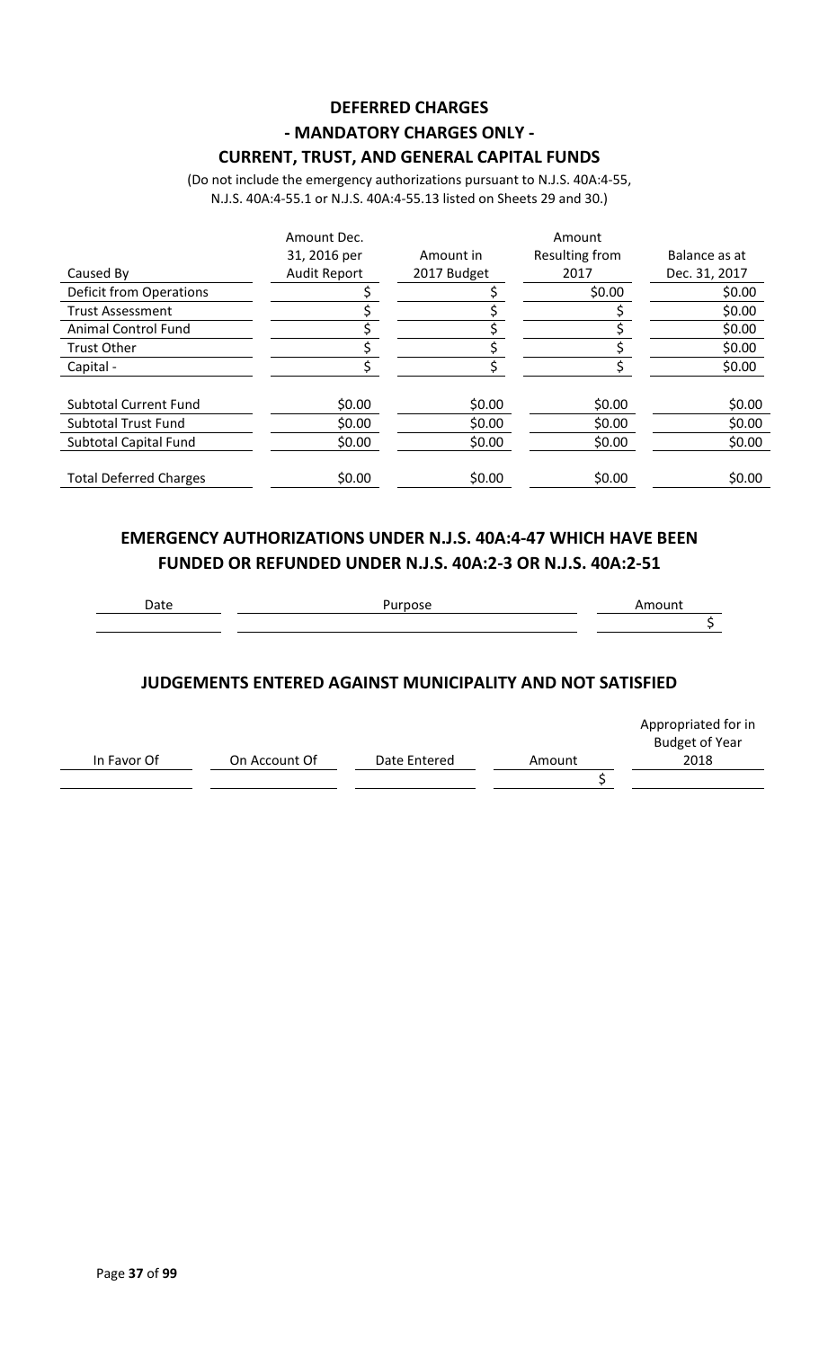## DEFERRED CHARGES
## - MANDATORY CHARGES ONLY -
## CURRENT, TRUST, AND GENERAL CAPITAL FUNDS

(Do not include the emergency authorizations pursuant to N.J.S. 40A:4-55, N.J.S. 40A:4-55.1 or N.J.S. 40A:4-55.13 listed on Sheets 29 and 30.)

| Caused By | Amount Dec. 31, 2016 per Audit Report | Amount in 2017 Budget | Amount Resulting from 2017 | Balance as at Dec. 31, 2017 |
|---|---|---|---|---|
| Deficit from Operations | $ | $ | $0.00 | $0.00 |
| Trust Assessment | $ | $ | $ | $0.00 |
| Animal Control Fund | $ | $ | $ | $0.00 |
| Trust Other | $ | $ | $ | $0.00 |
| Capital - | $ | $ | $ | $0.00 |
| Subtotal Current Fund | $0.00 | $0.00 | $0.00 | $0.00 |
| Subtotal Trust Fund | $0.00 | $0.00 | $0.00 | $0.00 |
| Subtotal Capital Fund | $0.00 | $0.00 | $0.00 | $0.00 |
| Total Deferred Charges | $0.00 | $0.00 | $0.00 | $0.00 |

## EMERGENCY AUTHORIZATIONS UNDER N.J.S. 40A:4-47 WHICH HAVE BEEN FUNDED OR REFUNDED UNDER N.J.S. 40A:2-3 OR N.J.S. 40A:2-51

| Date | Purpose | Amount |
|---|---|---|
| | | $ |

## JUDGEMENTS ENTERED AGAINST MUNICIPALITY AND NOT SATISFIED

| In Favor Of | On Account Of | Date Entered | Amount | Appropriated for in Budget of Year 2018 |
|---|---|---|---|---|
| | | | $ | |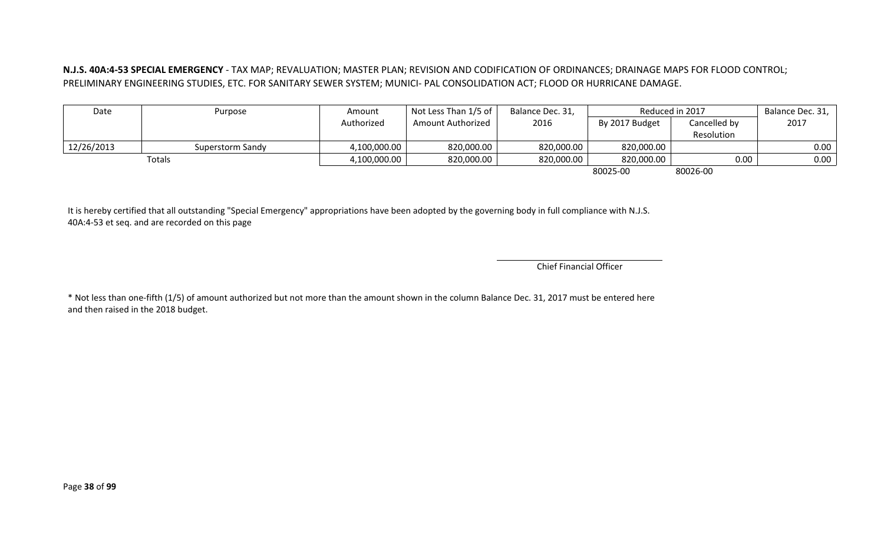**N.J.S. 40A:4-53 SPECIAL EMERGENCY** - TAX MAP; REVALUATION; MASTER PLAN; REVISION AND CODIFICATION OF ORDINANCES; DRAINAGE MAPS FOR FLOOD CONTROL; PRELIMINARY ENGINEERING STUDIES, ETC. FOR SANITARY SEWER SYSTEM; MUNICI- PAL CONSOLIDATION ACT; FLOOD OR HURRICANE DAMAGE.

| Date | Purpose | Amount Authorized | Not Less Than 1/5 of Amount Authorized | Balance Dec. 31, 2016 | Reduced in 2017 | | Balance Dec. 31, 2017 |
|---|---|---|---|---|---|---|---|
| | | | | | By 2017 Budget | Cancelled by Resolution | |
| 12/26/2013 | Superstorm Sandy | 4,100,000.00 | 820,000.00 | 820,000.00 | 820,000.00 | | 0.00 |
| Totals | | 4,100,000.00 | 820,000.00 | 820,000.00 | 820,000.00 | 0.00 | 0.00 |
| | | | | | 80025-00 | 80026-00 | |

It is hereby certified that all outstanding "Special Emergency" appropriations have been adopted by the governing body in full compliance with N.J.S. 40A:4-53 et seq. and are recorded on this page

Chief Financial Officer

* Not less than one-fifth (1/5) of amount authorized but not more than the amount shown in the column Balance Dec. 31, 2017 must be entered here and then raised in the 2018 budget.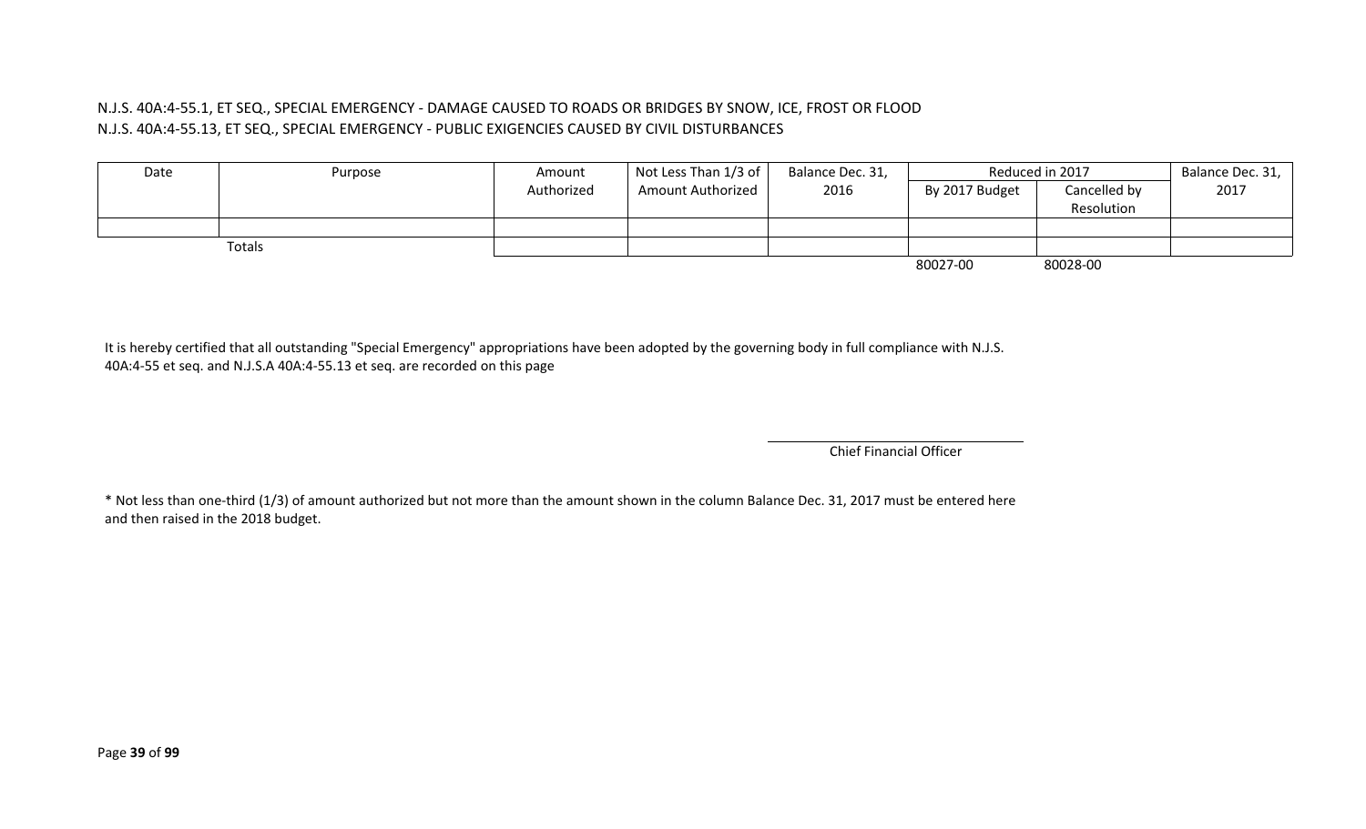N.J.S. 40A:4-55.1, ET SEQ., SPECIAL EMERGENCY - DAMAGE CAUSED TO ROADS OR BRIDGES BY SNOW, ICE, FROST OR FLOOD
N.J.S. 40A:4-55.13, ET SEQ., SPECIAL EMERGENCY - PUBLIC EXIGENCIES CAUSED BY CIVIL DISTURBANCES

| Date | Purpose | Amount Authorized | Not Less Than 1/3 of Amount Authorized | Balance Dec. 31, 2016 | Reduced in 2017 | | Balance Dec. 31, 2017 |
|---|---|---|---|---|---|---|---|
| | | | | | By 2017 Budget | Cancelled by Resolution | |
| | | | | | | | |
| Totals | | | | | | | |
| | | | | | 80027-00 | 80028-00 | |

It is hereby certified that all outstanding "Special Emergency" appropriations have been adopted by the governing body in full compliance with N.J.S. 40A:4-55 et seq. and N.J.S.A 40A:4-55.13 et seq. are recorded on this page

Chief Financial Officer

* Not less than one-third (1/3) of amount authorized but not more than the amount shown in the column Balance Dec. 31, 2017 must be entered here and then raised in the 2018 budget.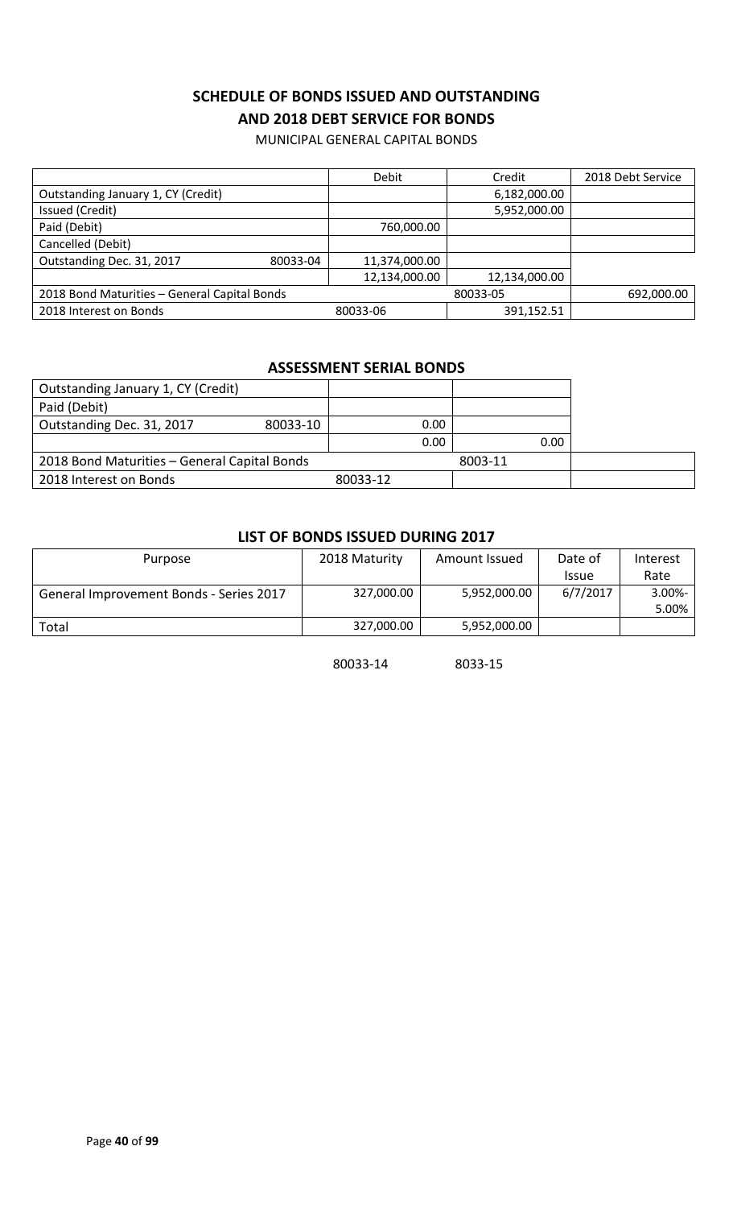## SCHEDULE OF BONDS ISSUED AND OUTSTANDING
## AND 2018 DEBT SERVICE FOR BONDS

MUNICIPAL GENERAL CAPITAL BONDS

| | | Debit | Credit | 2018 Debt Service |
|---|---|---|---|---|
| Outstanding January 1, CY (Credit) | | | 6,182,000.00 | |
| Issued (Credit) | | | 5,952,000.00 | |
| Paid (Debit) | | 760,000.00 | | |
| Cancelled (Debit) | | | | |
| Outstanding Dec. 31, 2017 | 80033-04 | 11,374,000.00 | | |
| | | 12,134,000.00 | 12,134,000.00 | |
| 2018 Bond Maturities – General Capital Bonds | | | 80033-05 | 692,000.00 |
| 2018 Interest on Bonds | | 80033-06 | 391,152.51 | |

### ASSESSMENT SERIAL BONDS

| | | | | |
|---|---|---|---|---|
| Outstanding January 1, CY (Credit) | | | | |
| Paid (Debit) | | | | |
| Outstanding Dec. 31, 2017 | 80033-10 | 0.00 | | |
| | | 0.00 | 0.00 | |
| 2018 Bond Maturities – General Capital Bonds | | | 8003-11 | |
| 2018 Interest on Bonds | | 80033-12 | | |

### LIST OF BONDS ISSUED DURING 2017

| Purpose | 2018 Maturity | Amount Issued | Date of Issue | Interest Rate |
|---|---|---|---|---|
| General Improvement Bonds - Series 2017 | 327,000.00 | 5,952,000.00 | 6/7/2017 | 3.00%-5.00% |
| Total | 327,000.00 | 5,952,000.00 | | |
| | 80033-14 | 8033-15 | | |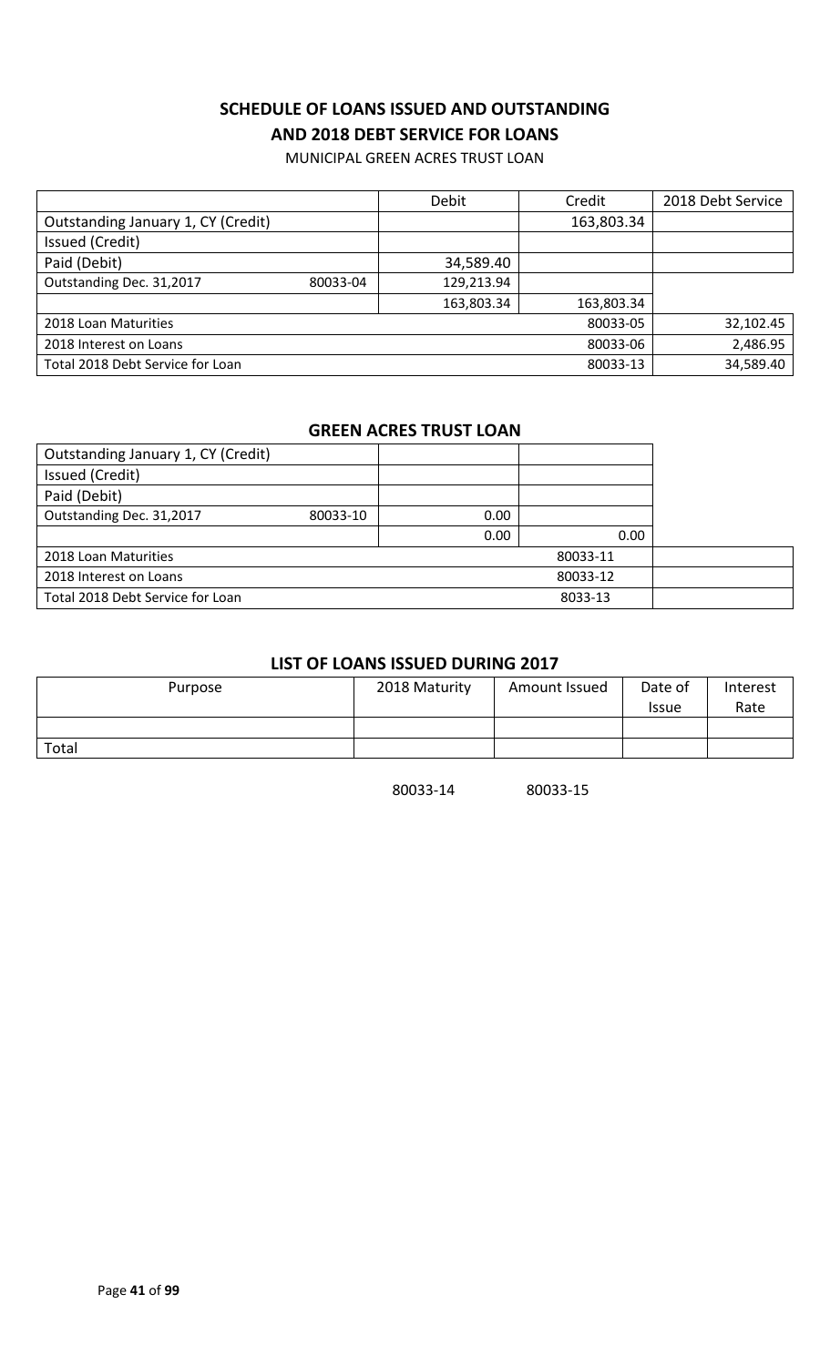## SCHEDULE OF LOANS ISSUED AND OUTSTANDING
## AND 2018 DEBT SERVICE FOR LOANS

MUNICIPAL GREEN ACRES TRUST LOAN

| | | Debit | Credit | 2018 Debt Service |
|---|---|---|---|---|
| Outstanding January 1, CY (Credit) | | | 163,803.34 | |
| Issued (Credit) | | | | |
| Paid (Debit) | | 34,589.40 | | |
| Outstanding Dec. 31,2017 | 80033-04 | 129,213.94 | | |
| | | 163,803.34 | 163,803.34 | |
| 2018 Loan Maturities | | | 80033-05 | 32,102.45 |
| 2018 Interest on Loans | | | 80033-06 | 2,486.95 |
| Total 2018 Debt Service for Loan | | | 80033-13 | 34,589.40 |

### GREEN ACRES TRUST LOAN

| | | | | |
|---|---|---|---|---|
| Outstanding January 1, CY (Credit) | | | | |
| Issued (Credit) | | | | |
| Paid (Debit) | | | | |
| Outstanding Dec. 31,2017 | 80033-10 | 0.00 | | |
| | | 0.00 | 0.00 | |
| 2018 Loan Maturities | | | 80033-11 | |
| 2018 Interest on Loans | | | 80033-12 | |
| Total 2018 Debt Service for Loan | | | 8033-13 | |

### LIST OF LOANS ISSUED DURING 2017

| Purpose | 2018 Maturity | Amount Issued | Date of Issue | Interest Rate |
|---|---|---|---|---|
| | | | | |
| Total | | | | |

80033-14 80033-15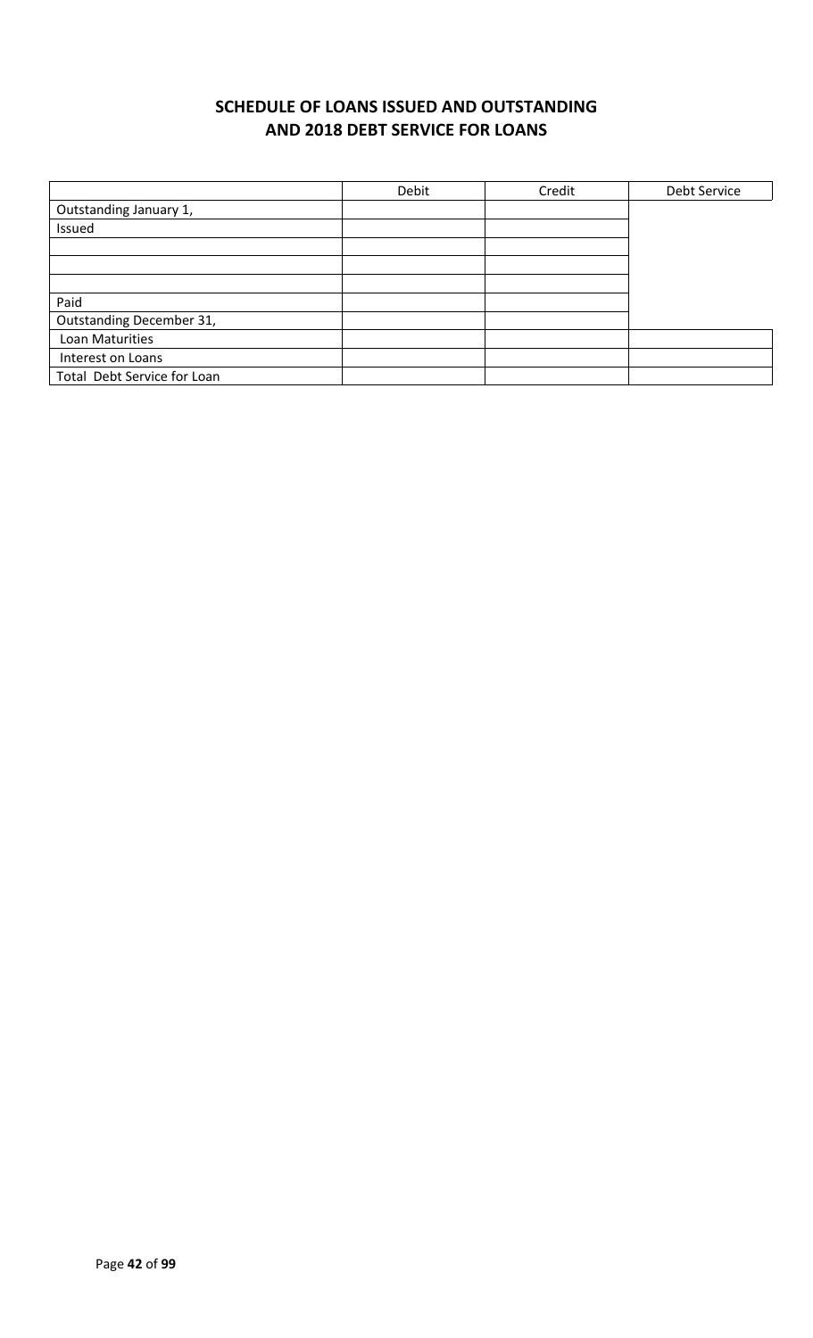## SCHEDULE OF LOANS ISSUED AND OUTSTANDING AND 2018 DEBT SERVICE FOR LOANS

| | Debit | Credit | Debt Service |
|---|---|---|---|
| Outstanding January 1, | | | |
| Issued | | | |
| | | | |
| | | | |
| | | | |
| Paid | | | |
| Outstanding December 31, | | | |
| Loan Maturities | | | |
| Interest on Loans | | | |
| Total Debt Service for Loan | | | |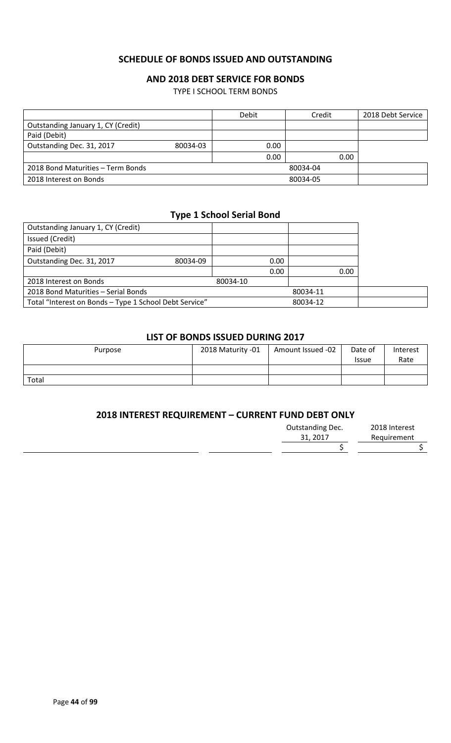## SCHEDULE OF BONDS ISSUED AND OUTSTANDING

### AND 2018 DEBT SERVICE FOR BONDS

TYPE I SCHOOL TERM BONDS

| | | Debit | Credit | 2018 Debt Service |
|---|---|---|---|---|
| Outstanding January 1, CY (Credit) | | | | |
| Paid (Debit) | | | | |
| Outstanding Dec. 31, 2017 | 80034-03 | 0.00 | | |
| | | 0.00 | 0.00 | |
| 2018 Bond Maturities – Term Bonds | | | 80034-04 | |
| 2018 Interest on Bonds | | | 80034-05 | |

### Type 1 School Serial Bond

| | | | | |
|---|---|---|---|---|
| Outstanding January 1, CY (Credit) | | | | |
| Issued (Credit) | | | | |
| Paid (Debit) | | | | |
| Outstanding Dec. 31, 2017 | 80034-09 | 0.00 | | |
| | | 0.00 | 0.00 | |
| 2018 Interest on Bonds | | 80034-10 | | |
| 2018 Bond Maturities – Serial Bonds | | | 80034-11 | |
| Total "Interest on Bonds – Type 1 School Debt Service" | | | 80034-12 | |

### LIST OF BONDS ISSUED DURING 2017

| Purpose | 2018 Maturity -01 | Amount Issued -02 | Date of Issue | Interest Rate |
|---|---|---|---|---|
| | | | | |
| Total | | | | |

### 2018 INTEREST REQUIREMENT – CURRENT FUND DEBT ONLY

| | | Outstanding Dec. 31, 2017 | 2018 Interest Requirement |
|---|---|---|---|
| | | $ | $ |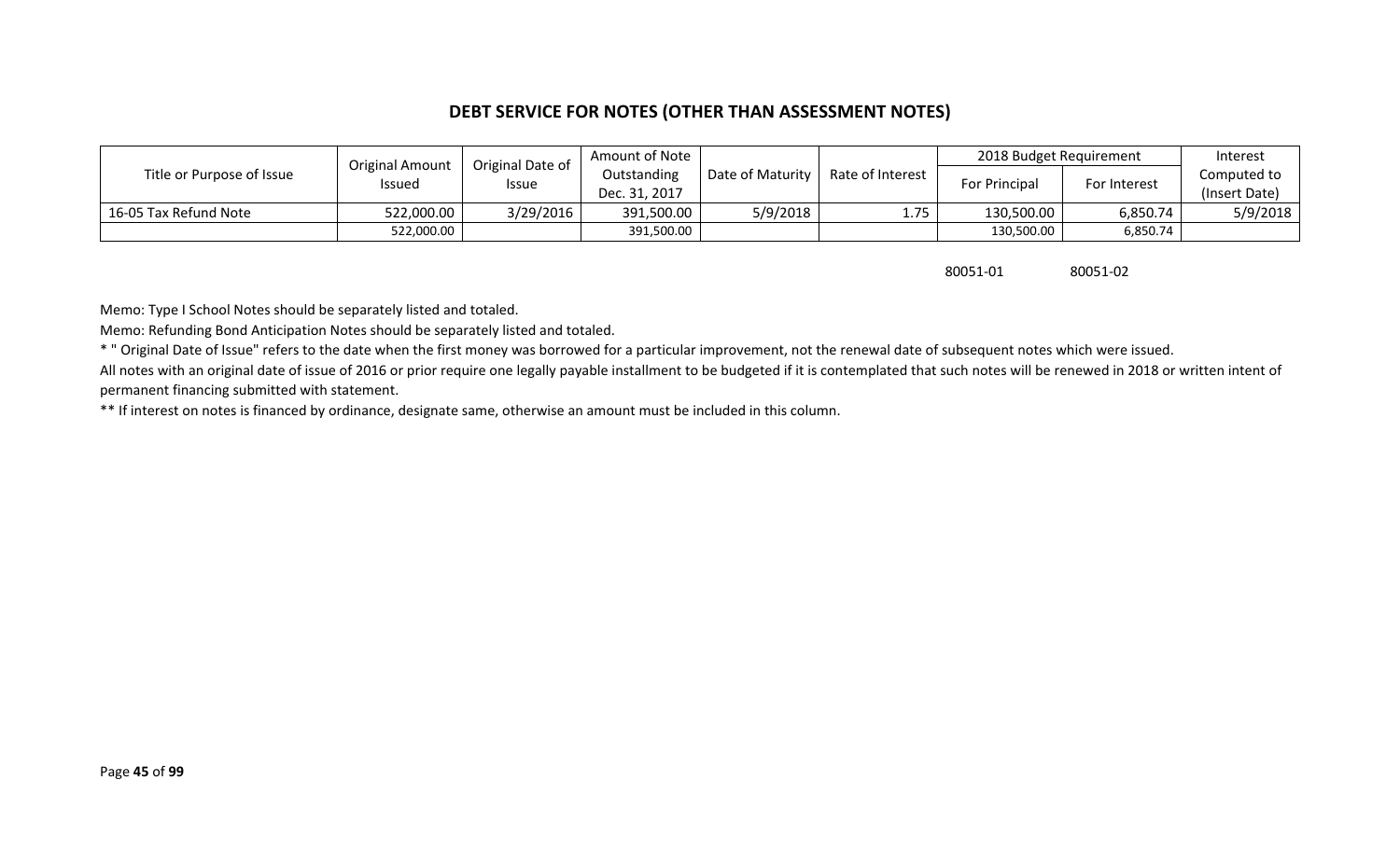## DEBT SERVICE FOR NOTES (OTHER THAN ASSESSMENT NOTES)

| Title or Purpose of Issue | Original Amount Issued | Original Date of Issue | Amount of Note Outstanding Dec. 31, 2017 | Date of Maturity | Rate of Interest | 2018 Budget Requirement | | Interest Computed to (Insert Date) |
|---|---|---|---|---|---|---|---|---|
| | | | | | | For Principal | For Interest | |
| 16-05 Tax Refund Note | 522,000.00 | 3/29/2016 | 391,500.00 | 5/9/2018 | 1.75 | 130,500.00 | 6,850.74 | 5/9/2018 |
| | 522,000.00 | | 391,500.00 | | | 130,500.00 | 6,850.74 | |
| | | | | | | 80051-01 | 80051-02 | |

Memo: Type I School Notes should be separately listed and totaled.

Memo: Refunding Bond Anticipation Notes should be separately listed and totaled.

* " Original Date of Issue" refers to the date when the first money was borrowed for a particular improvement, not the renewal date of subsequent notes which were issued.

All notes with an original date of issue of 2016 or prior require one legally payable installment to be budgeted if it is contemplated that such notes will be renewed in 2018 or written intent of permanent financing submitted with statement.

** If interest on notes is financed by ordinance, designate same, otherwise an amount must be included in this column.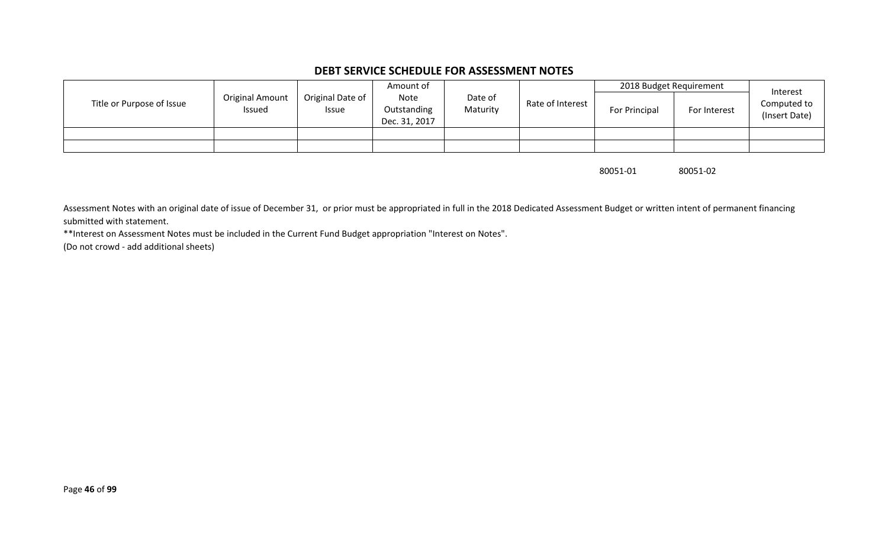## DEBT SERVICE SCHEDULE FOR ASSESSMENT NOTES

| Title or Purpose of Issue | Original Amount Issued | Original Date of Issue | Amount of Note Outstanding Dec. 31, 2017 | Date of Maturity | Rate of Interest | 2018 Budget Requirement | | Interest Computed to (Insert Date) |
|---|---|---|---|---|---|---|---|---|
| | | | | | | For Principal | For Interest | |
| | | | | | | | | |
| | | | | | | | | |
| | | | | | | 80051-01 | 80051-02 | |

Assessment Notes with an original date of issue of December 31, or prior must be appropriated in full in the 2018 Dedicated Assessment Budget or written intent of permanent financing submitted with statement.

**Interest on Assessment Notes must be included in the Current Fund Budget appropriation "Interest on Notes".

(Do not crowd - add additional sheets)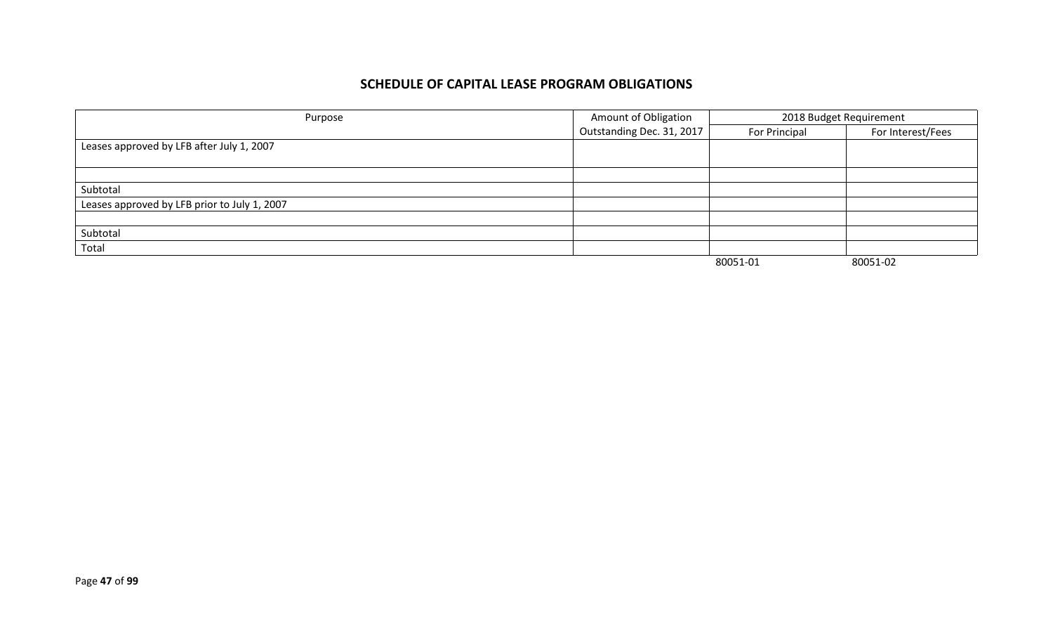## SCHEDULE OF CAPITAL LEASE PROGRAM OBLIGATIONS

| Purpose | Amount of Obligation | 2018 Budget Requirement | |
|---|---|---|---|
| | Outstanding Dec. 31, 2017 | For Principal | For Interest/Fees |
| Leases approved by LFB after July 1, 2007 | | | |
| | | | |
| Subtotal | | | |
| Leases approved by LFB prior to July 1, 2007 | | | |
| | | | |
| Subtotal | | | |
| Total | | | |
| | | 80051-01 | 80051-02 |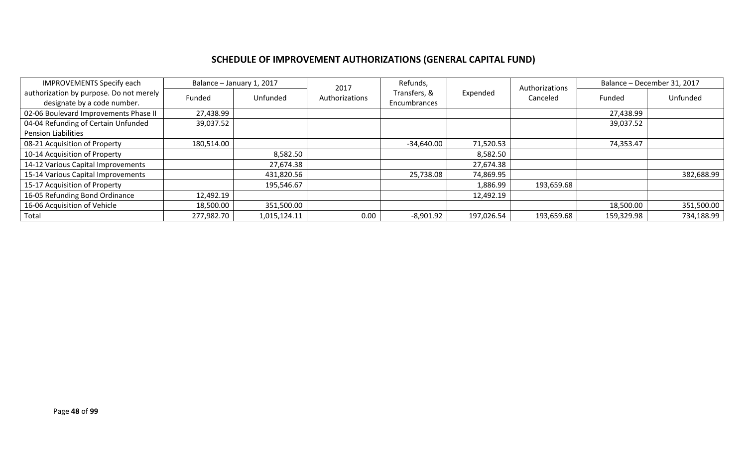## SCHEDULE OF IMPROVEMENT AUTHORIZATIONS (GENERAL CAPITAL FUND)

| IMPROVEMENTS Specify each authorization by purpose. Do not merely designate by a code number. | Balance – January 1, 2017 | | 2017 Authorizations | Refunds, Transfers, & Encumbrances | Expended | Authorizations Canceled | Balance – December 31, 2017 | |
|---|---|---|---|---|---|---|---|---|
| | Funded | Unfunded | | | | | Funded | Unfunded |
| 02-06 Boulevard Improvements Phase II | 27,438.99 | | | | | | 27,438.99 | |
| 04-04 Refunding of Certain Unfunded Pension Liabilities | 39,037.52 | | | | | | 39,037.52 | |
| 08-21 Acquisition of Property | 180,514.00 | | | -34,640.00 | 71,520.53 | | 74,353.47 | |
| 10-14 Acquisition of Property | | 8,582.50 | | | 8,582.50 | | | |
| 14-12 Various Capital Improvements | | 27,674.38 | | | 27,674.38 | | | |
| 15-14 Various Capital Improvements | | 431,820.56 | | 25,738.08 | 74,869.95 | | | 382,688.99 |
| 15-17 Acquisition of Property | | 195,546.67 | | | 1,886.99 | 193,659.68 | | |
| 16-05 Refunding Bond Ordinance | 12,492.19 | | | | 12,492.19 | | | |
| 16-06 Acquisition of Vehicle | 18,500.00 | 351,500.00 | | | | | 18,500.00 | 351,500.00 |
| Total | 277,982.70 | 1,015,124.11 | 0.00 | -8,901.92 | 197,026.54 | 193,659.68 | 159,329.98 | 734,188.99 |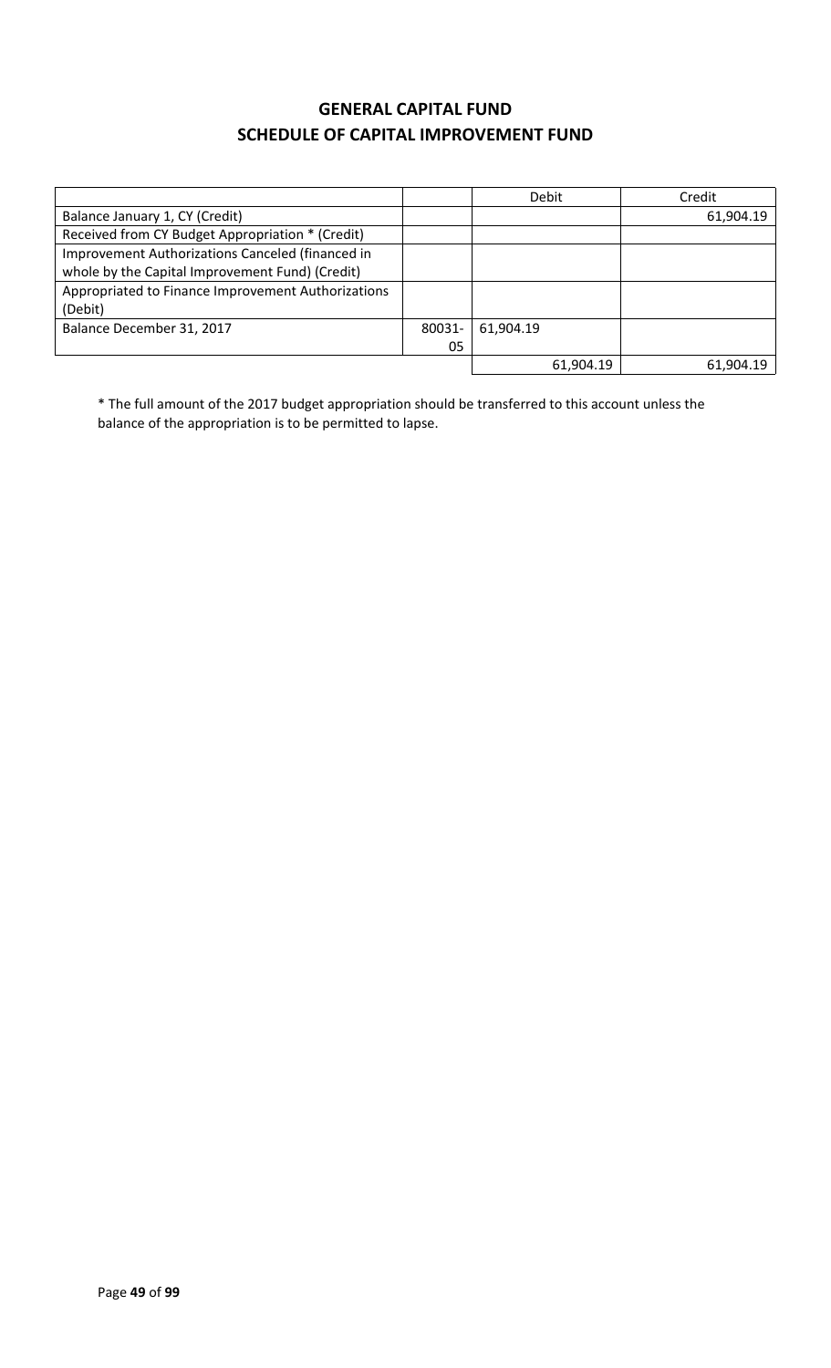# GENERAL CAPITAL FUND
## SCHEDULE OF CAPITAL IMPROVEMENT FUND

| | | Debit | Credit |
|---|---|---|---|
| Balance January 1, CY (Credit) | | | 61,904.19 |
| Received from CY Budget Appropriation * (Credit) | | | |
| Improvement Authorizations Canceled (financed in whole by the Capital Improvement Fund) (Credit) | | | |
| Appropriated to Finance Improvement Authorizations (Debit) | | | |
| Balance December 31, 2017 | 80031-05 | 61,904.19 | |
| | | 61,904.19 | 61,904.19 |

* The full amount of the 2017 budget appropriation should be transferred to this account unless the balance of the appropriation is to be permitted to lapse.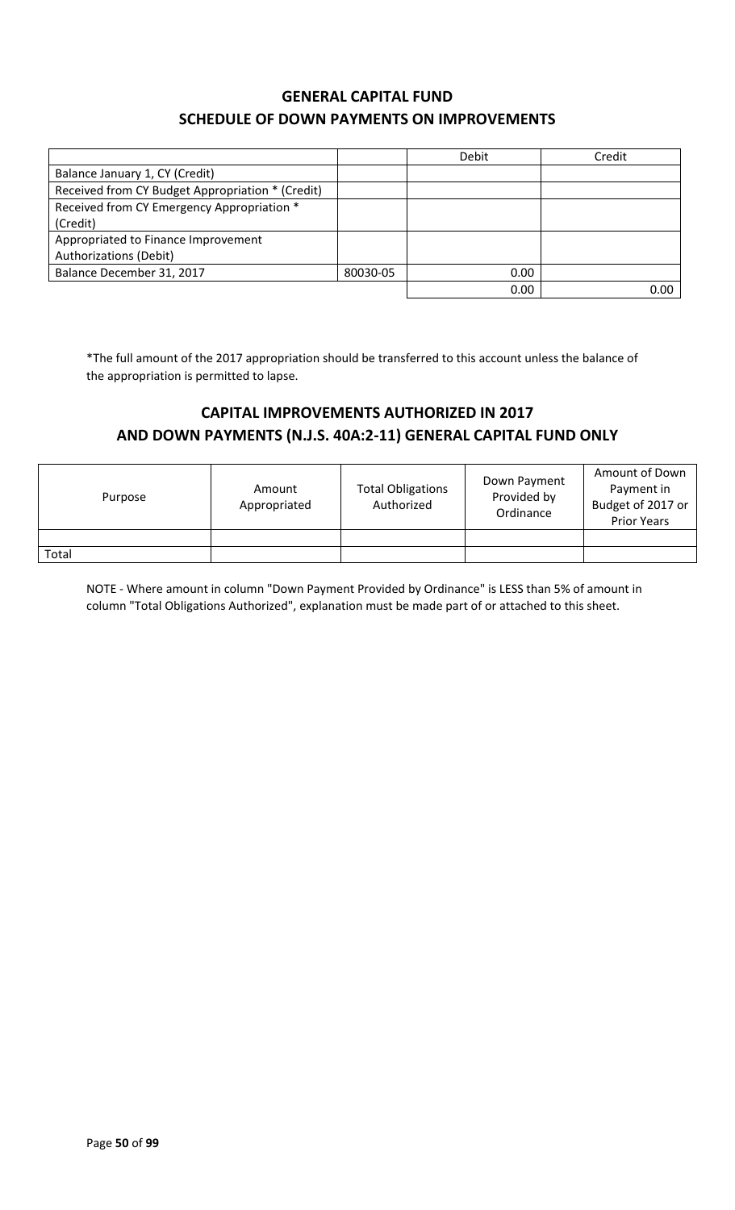## GENERAL CAPITAL FUND
## SCHEDULE OF DOWN PAYMENTS ON IMPROVEMENTS

| | | Debit | Credit |
|---|---|---|---|
| Balance January 1, CY (Credit) | | | |
| Received from CY Budget Appropriation * (Credit) | | | |
| Received from CY Emergency Appropriation * (Credit) | | | |
| Appropriated to Finance Improvement Authorizations (Debit) | | | |
| Balance December 31, 2017 | 80030-05 | 0.00 | |
| | | 0.00 | 0.00 |

*The full amount of the 2017 appropriation should be transferred to this account unless the balance of the appropriation is permitted to lapse.

## CAPITAL IMPROVEMENTS AUTHORIZED IN 2017 AND DOWN PAYMENTS (N.J.S. 40A:2-11) GENERAL CAPITAL FUND ONLY

| Purpose | Amount Appropriated | Total Obligations Authorized | Down Payment Provided by Ordinance | Amount of Down Payment in Budget of 2017 or Prior Years |
|---|---|---|---|---|
| | | | | |
| Total | | | | |

NOTE - Where amount in column "Down Payment Provided by Ordinance" is LESS than 5% of amount in column "Total Obligations Authorized", explanation must be made part of or attached to this sheet.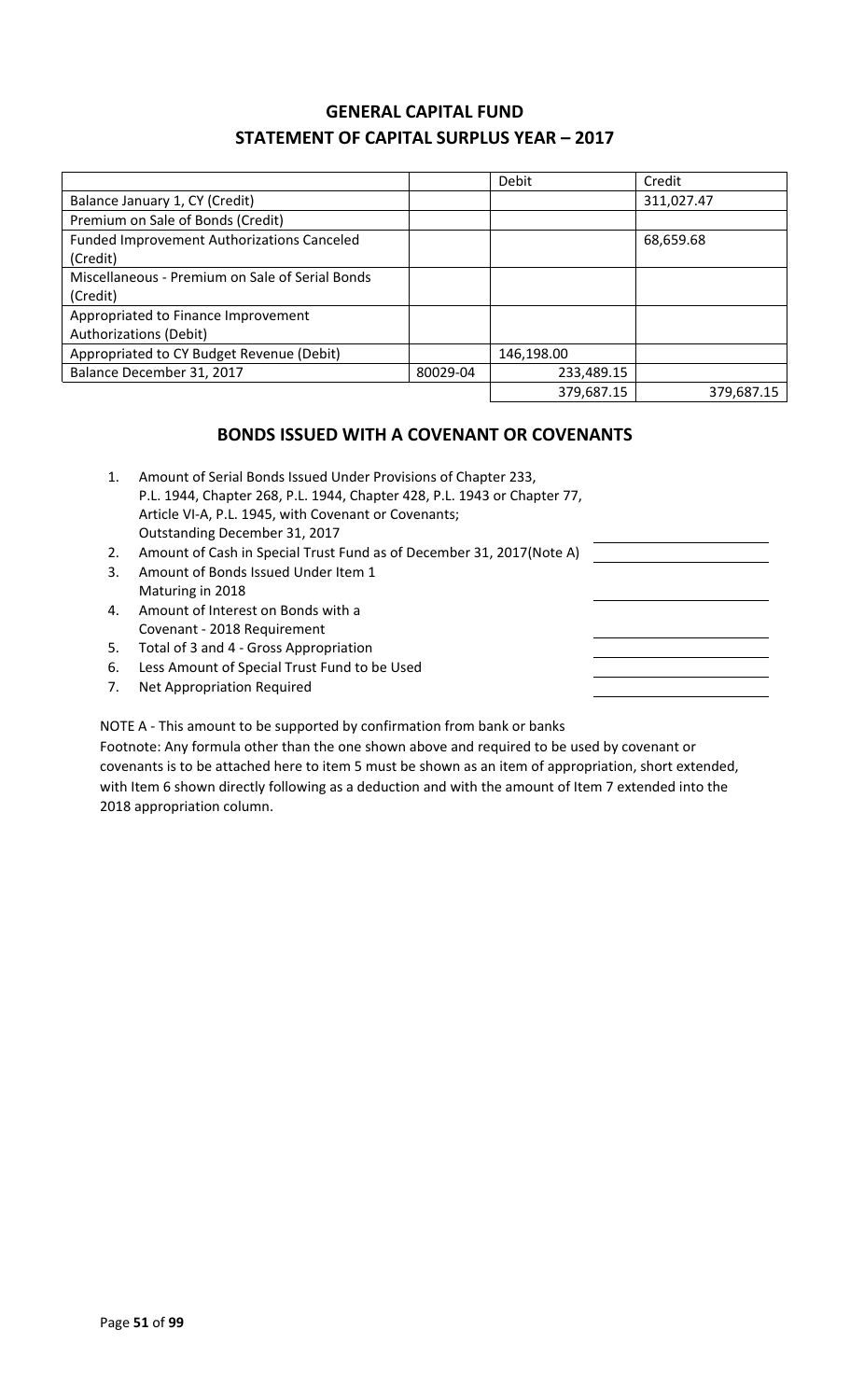# GENERAL CAPITAL FUND
# STATEMENT OF CAPITAL SURPLUS YEAR – 2017

| | | Debit | Credit |
|---|---|---|---|
| Balance January 1, CY (Credit) | | | 311,027.47 |
| Premium on Sale of Bonds (Credit) | | | |
| Funded Improvement Authorizations Canceled (Credit) | | | 68,659.68 |
| Miscellaneous - Premium on Sale of Serial Bonds (Credit) | | | |
| Appropriated to Finance Improvement Authorizations (Debit) | | | |
| Appropriated to CY Budget Revenue (Debit) | | 146,198.00 | |
| Balance December 31, 2017 | 80029-04 | 233,489.15 | |
| | | 379,687.15 | 379,687.15 |

## BONDS ISSUED WITH A COVENANT OR COVENANTS

1. Amount of Serial Bonds Issued Under Provisions of Chapter 233, P.L. 1944, Chapter 268, P.L. 1944, Chapter 428, P.L. 1943 or Chapter 77, Article VI-A, P.L. 1945, with Covenant or Covenants; Outstanding December 31, 2017 \_\_\_\_\_\_\_\_\_\_
2. Amount of Cash in Special Trust Fund as of December 31, 2017(Note A) \_\_\_\_\_\_\_\_\_\_
3. Amount of Bonds Issued Under Item 1 Maturing in 2018 \_\_\_\_\_\_\_\_\_\_
4. Amount of Interest on Bonds with a Covenant - 2018 Requirement \_\_\_\_\_\_\_\_\_\_
5. Total of 3 and 4 - Gross Appropriation \_\_\_\_\_\_\_\_\_\_
6. Less Amount of Special Trust Fund to be Used \_\_\_\_\_\_\_\_\_\_
7. Net Appropriation Required \_\_\_\_\_\_\_\_\_\_

NOTE A - This amount to be supported by confirmation from bank or banks

Footnote: Any formula other than the one shown above and required to be used by covenant or covenants is to be attached here to item 5 must be shown as an item of appropriation, short extended, with Item 6 shown directly following as a deduction and with the amount of Item 7 extended into the 2018 appropriation column.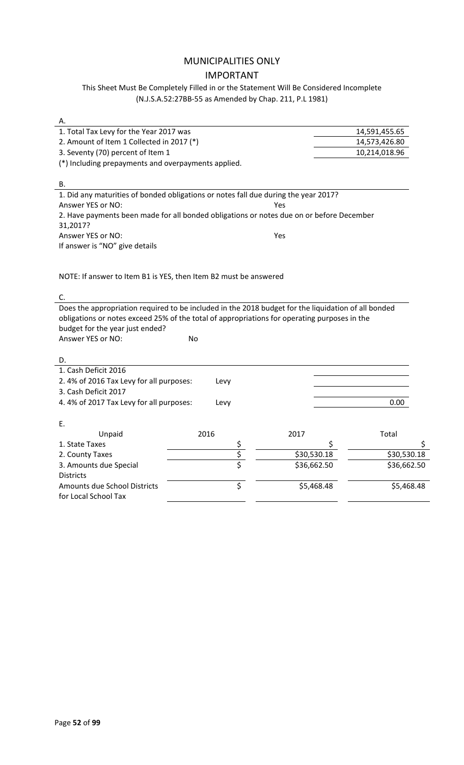# MUNICIPALITIES ONLY

## IMPORTANT

### This Sheet Must Be Completely Filled in or the Statement Will Be Considered Incomplete (N.J.S.A.52:27BB-55 as Amended by Chap. 211, P.L 1981)

**A.**

| | |
|---|---|
| 1. Total Tax Levy for the Year 2017 was | 14,591,455.65 |
| 2. Amount of Item 1 Collected in 2017 (*) | 14,573,426.80 |
| 3. Seventy (70) percent of Item 1 | 10,214,018.96 |

(*) Including prepayments and overpayments applied.

**B.**

1. Did any maturities of bonded obligations or notes fall due during the year 2017?
Answer YES or NO: Yes

2. Have payments been made for all bonded obligations or notes due on or before December 31,2017?
Answer YES or NO: Yes
If answer is "NO" give details

NOTE: If answer to Item B1 is YES, then Item B2 must be answered

**C.**

Does the appropriation required to be included in the 2018 budget for the liquidation of all bonded obligations or notes exceed 25% of the total of appropriations for operating purposes in the budget for the year just ended?
Answer YES or NO: No

**D.**

| | | |
|---|---|---|
| 1. Cash Deficit 2016 | | |
| 2. 4% of 2016 Tax Levy for all purposes: | Levy | |
| 3. Cash Deficit 2017 | | |
| 4. 4% of 2017 Tax Levy for all purposes: | Levy | 0.00 |

**E.**

| Unpaid | 2016 | 2017 | Total |
|---|---|---|---|
| 1. State Taxes | $ | $ | $ |
| 2. County Taxes | $ | $30,530.18 | $30,530.18 |
| 3. Amounts due Special Districts | $ | $36,662.50 | $36,662.50 |
| Amounts due School Districts for Local School Tax | $ | $5,468.48 | $5,468.48 |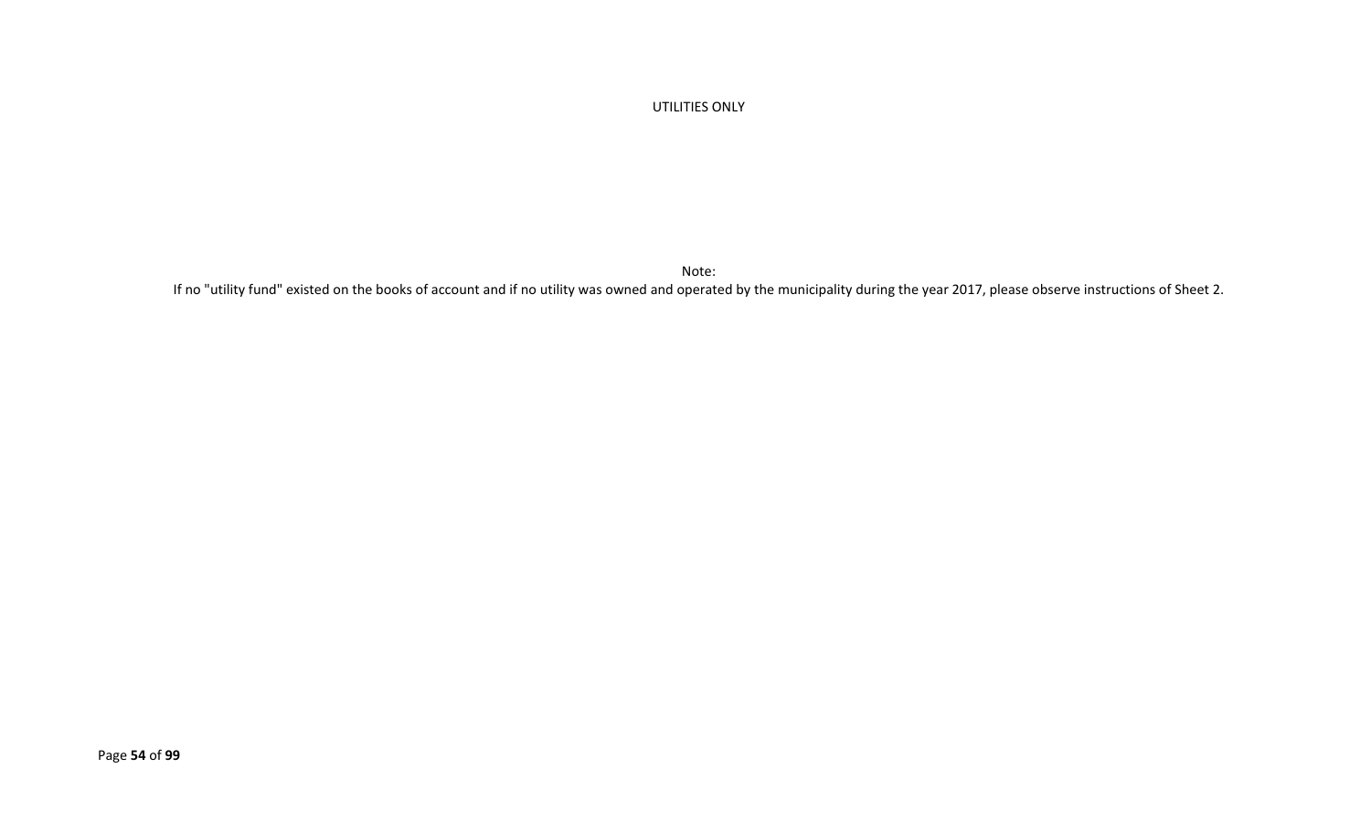UTILITIES ONLY

Note:

If no "utility fund" existed on the books of account and if no utility was owned and operated by the municipality during the year 2017, please observe instructions of Sheet 2.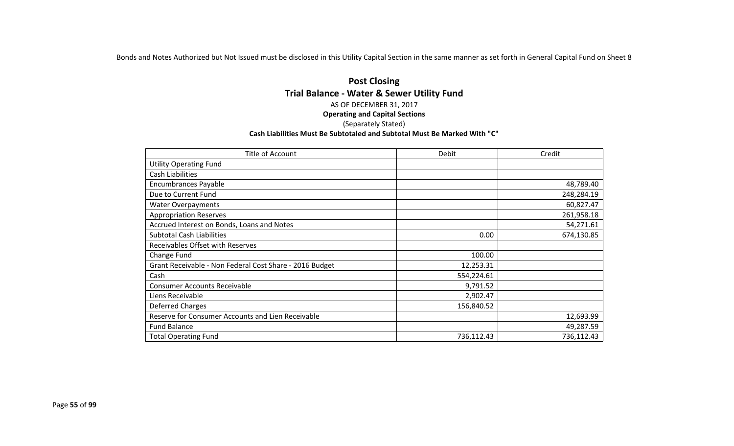Bonds and Notes Authorized but Not Issued must be disclosed in this Utility Capital Section in the same manner as set forth in General Capital Fund on Sheet 8

## Post Closing
## Trial Balance - Water & Sewer Utility Fund

AS OF DECEMBER 31, 2017

**Operating and Capital Sections**

(Separately Stated)

**Cash Liabilities Must Be Subtotaled and Subtotal Must Be Marked With "C"**

| Title of Account | Debit | Credit |
|---|---|---|
| Utility Operating Fund | | |
| Cash Liabilities | | |
| Encumbrances Payable | | 48,789.40 |
| Due to Current Fund | | 248,284.19 |
| Water Overpayments | | 60,827.47 |
| Appropriation Reserves | | 261,958.18 |
| Accrued Interest on Bonds, Loans and Notes | | 54,271.61 |
| Subtotal Cash Liabilities | 0.00 | 674,130.85 |
| Receivables Offset with Reserves | | |
| Change Fund | 100.00 | |
| Grant Receivable - Non Federal Cost Share - 2016 Budget | 12,253.31 | |
| Cash | 554,224.61 | |
| Consumer Accounts Receivable | 9,791.52 | |
| Liens Receivable | 2,902.47 | |
| Deferred Charges | 156,840.52 | |
| Reserve for Consumer Accounts and Lien Receivable | | 12,693.99 |
| Fund Balance | | 49,287.59 |
| Total Operating Fund | 736,112.43 | 736,112.43 |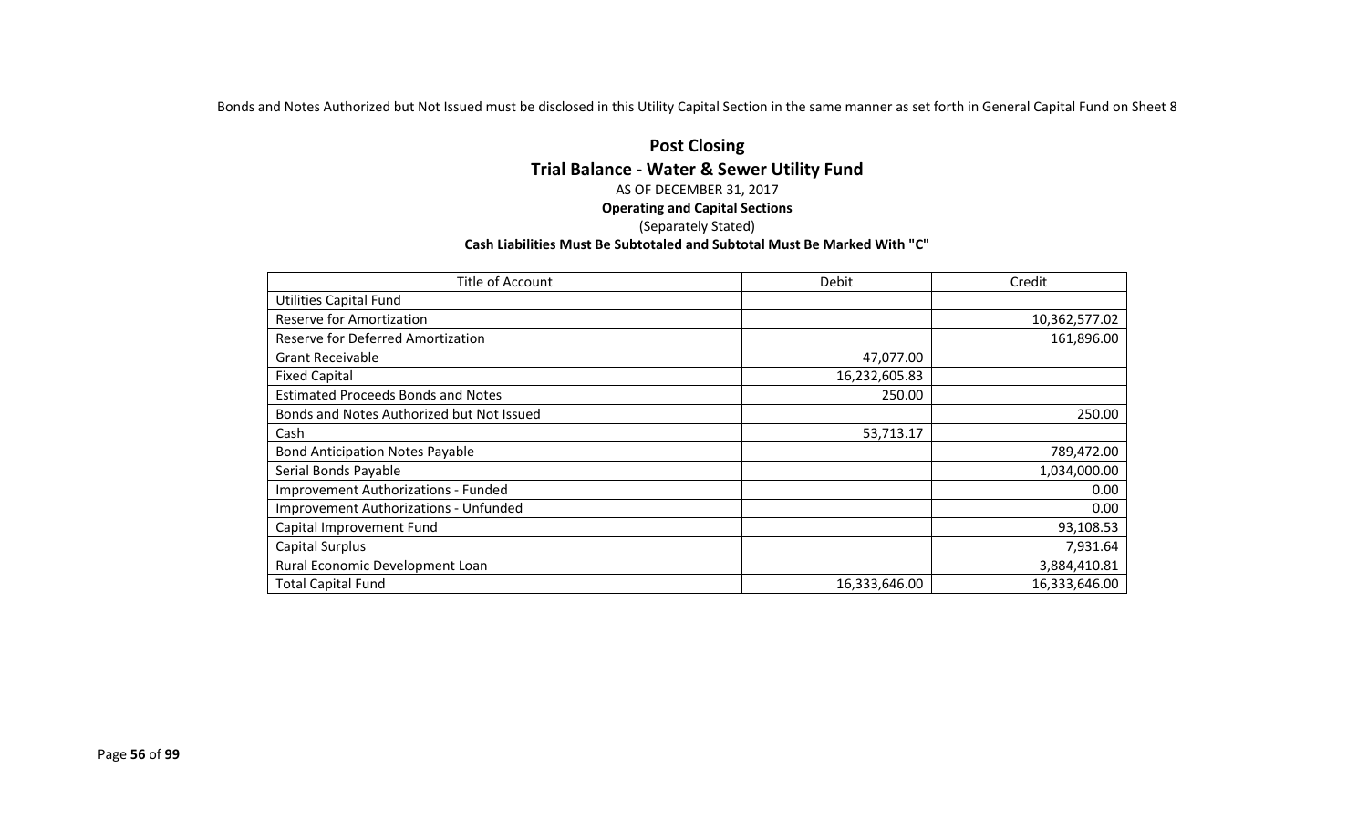Bonds and Notes Authorized but Not Issued must be disclosed in this Utility Capital Section in the same manner as set forth in General Capital Fund on Sheet 8

# Post Closing

## Trial Balance - Water & Sewer Utility Fund

AS OF DECEMBER 31, 2017

**Operating and Capital Sections**

(Separately Stated)

**Cash Liabilities Must Be Subtotaled and Subtotal Must Be Marked With "C"**

| Title of Account | Debit | Credit |
|---|---|---|
| Utilities Capital Fund | | |
| Reserve for Amortization | | 10,362,577.02 |
| Reserve for Deferred Amortization | | 161,896.00 |
| Grant Receivable | 47,077.00 | |
| Fixed Capital | 16,232,605.83 | |
| Estimated Proceeds Bonds and Notes | 250.00 | |
| Bonds and Notes Authorized but Not Issued | | 250.00 |
| Cash | 53,713.17 | |
| Bond Anticipation Notes Payable | | 789,472.00 |
| Serial Bonds Payable | | 1,034,000.00 |
| Improvement Authorizations - Funded | | 0.00 |
| Improvement Authorizations - Unfunded | | 0.00 |
| Capital Improvement Fund | | 93,108.53 |
| Capital Surplus | | 7,931.64 |
| Rural Economic Development Loan | | 3,884,410.81 |
| Total Capital Fund | 16,333,646.00 | 16,333,646.00 |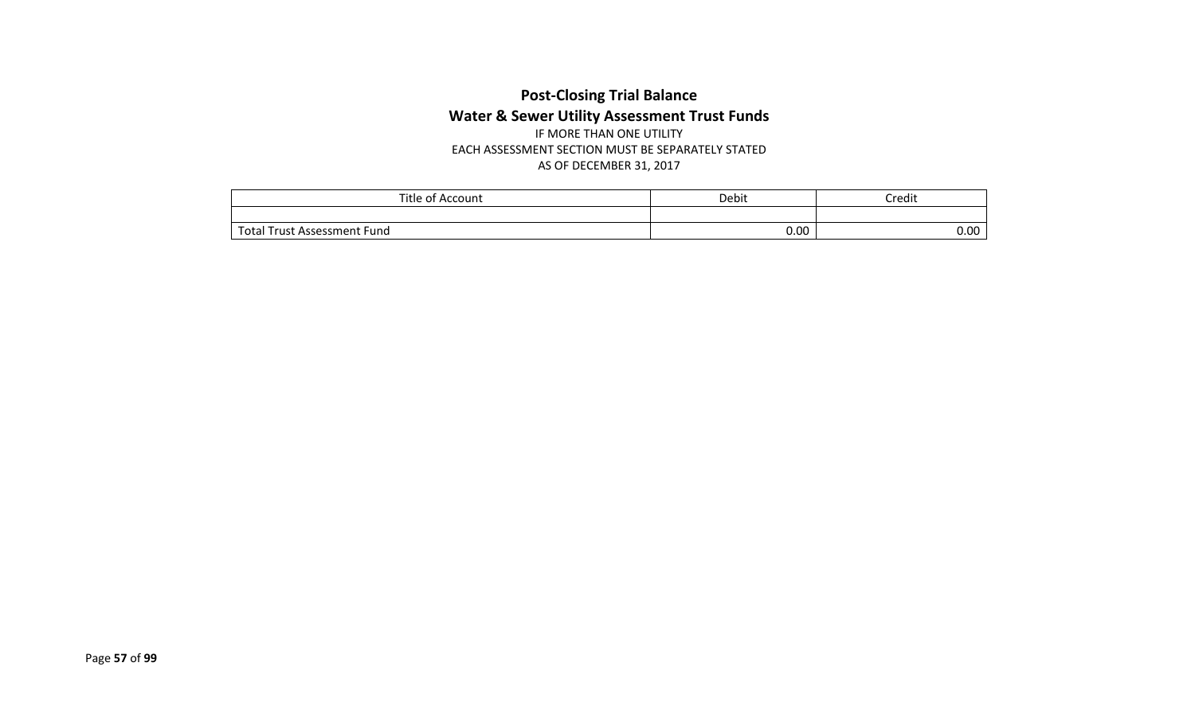## Post-Closing Trial Balance
## Water & Sewer Utility Assessment Trust Funds

IF MORE THAN ONE UTILITY
EACH ASSESSMENT SECTION MUST BE SEPARATELY STATED
AS OF DECEMBER 31, 2017

| Title of Account | Debit | Credit |
|---|---|---|
| | | |
| Total Trust Assessment Fund | 0.00 | 0.00 |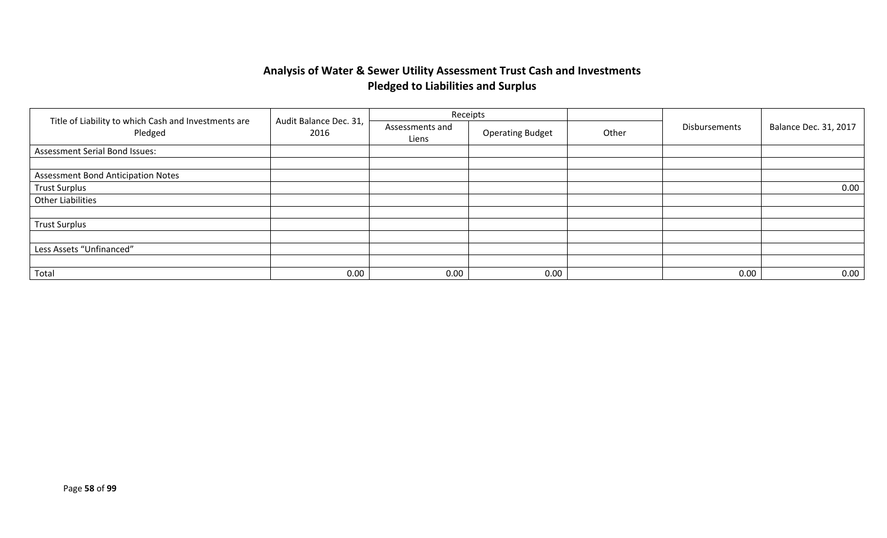## Analysis of Water & Sewer Utility Assessment Trust Cash and Investments Pledged to Liabilities and Surplus

| Title of Liability to which Cash and Investments are Pledged | Audit Balance Dec. 31, 2016 | Receipts | | | Disbursements | Balance Dec. 31, 2017 |
|---|---|---|---|---|---|---|
| | | Assessments and Liens | Operating Budget | Other | | |
| Assessment Serial Bond Issues: | | | | | | |
| | | | | | | |
| Assessment Bond Anticipation Notes | | | | | | |
| Trust Surplus | | | | | | 0.00 |
| Other Liabilities | | | | | | |
| | | | | | | |
| Trust Surplus | | | | | | |
| | | | | | | |
| Less Assets "Unfinanced" | | | | | | |
| | | | | | | |
| Total | 0.00 | 0.00 | 0.00 | | 0.00 | 0.00 |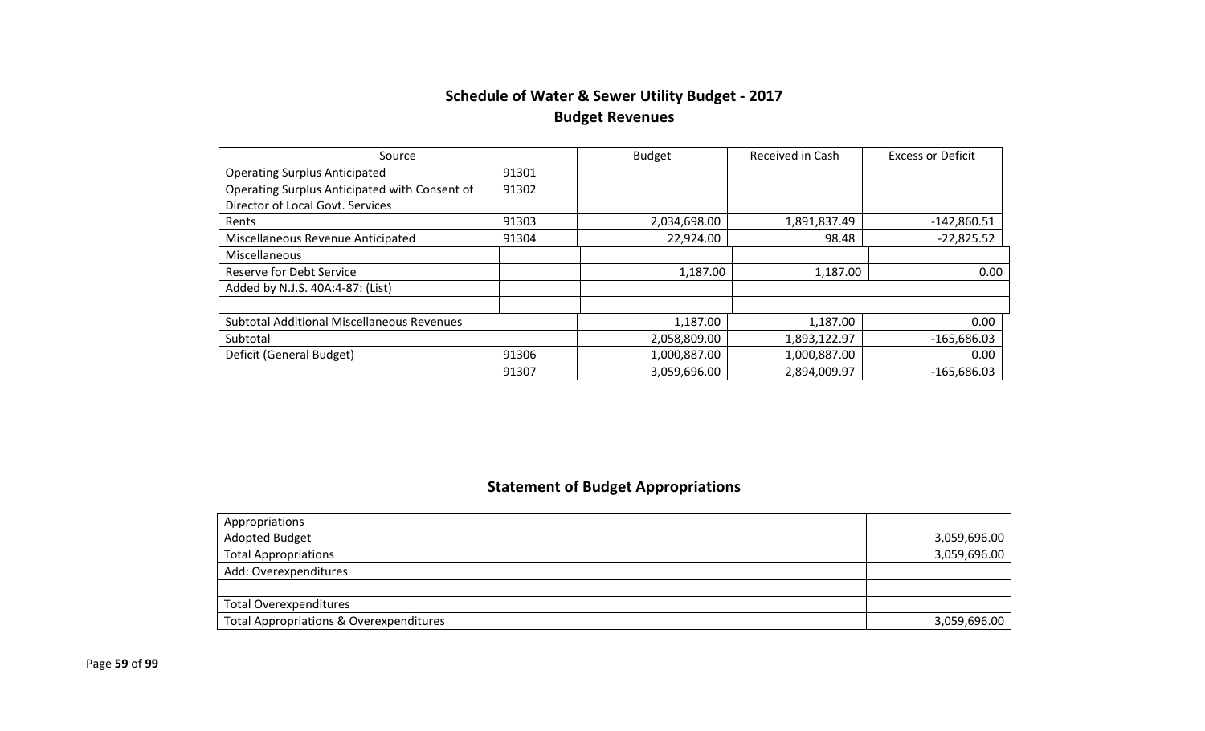## Schedule of Water & Sewer Utility Budget - 2017
## Budget Revenues

| Source | | Budget | Received in Cash | Excess or Deficit |
|---|---|---|---|---|
| Operating Surplus Anticipated | 91301 | | | |
| Operating Surplus Anticipated with Consent of Director of Local Govt. Services | 91302 | | | |
| Rents | 91303 | 2,034,698.00 | 1,891,837.49 | -142,860.51 |
| Miscellaneous Revenue Anticipated | 91304 | 22,924.00 | 98.48 | -22,825.52 |
| Miscellaneous | | | | |
| Reserve for Debt Service | | 1,187.00 | 1,187.00 | 0.00 |
| Added by N.J.S. 40A:4-87: (List) | | | | |
| | | | | |
| Subtotal Additional Miscellaneous Revenues | | 1,187.00 | 1,187.00 | 0.00 |
| Subtotal | | 2,058,809.00 | 1,893,122.97 | -165,686.03 |
| Deficit (General Budget) | 91306 | 1,000,887.00 | 1,000,887.00 | 0.00 |
| | 91307 | 3,059,696.00 | 2,894,009.97 | -165,686.03 |

## Statement of Budget Appropriations

| Appropriations | |
|---|---|
| Adopted Budget | 3,059,696.00 |
| Total Appropriations | 3,059,696.00 |
| Add: Overexpenditures | |
| | |
| Total Overexpenditures | |
| Total Appropriations & Overexpenditures | 3,059,696.00 |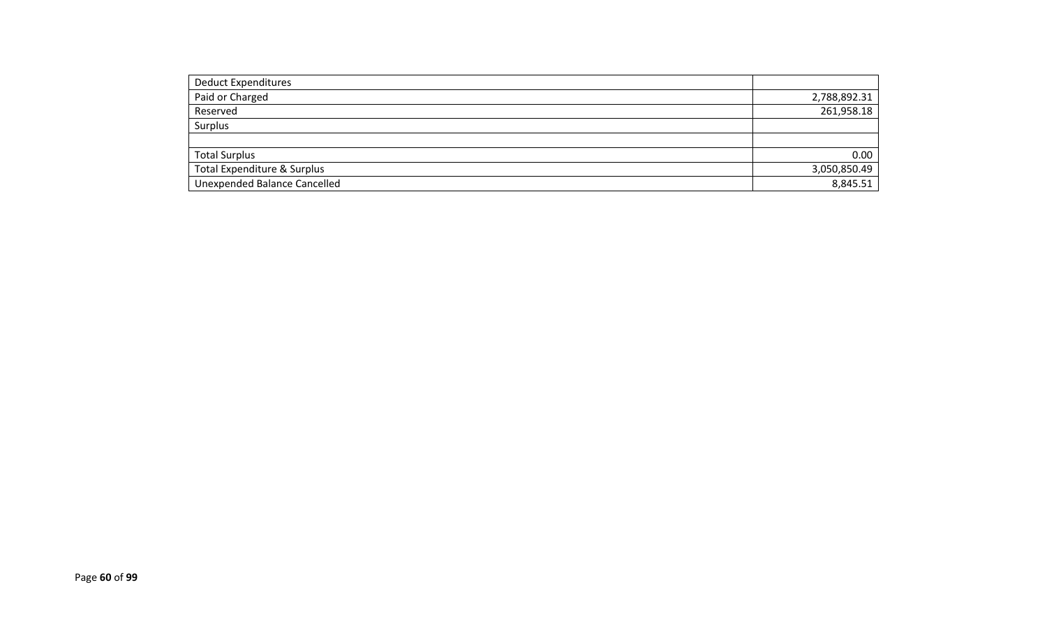| Deduct Expenditures | |
|---|---|
| Paid or Charged | 2,788,892.31 |
| Reserved | 261,958.18 |
| Surplus | |
| | |
| Total Surplus | 0.00 |
| Total Expenditure & Surplus | 3,050,850.49 |
| Unexpended Balance Cancelled | 8,845.51 |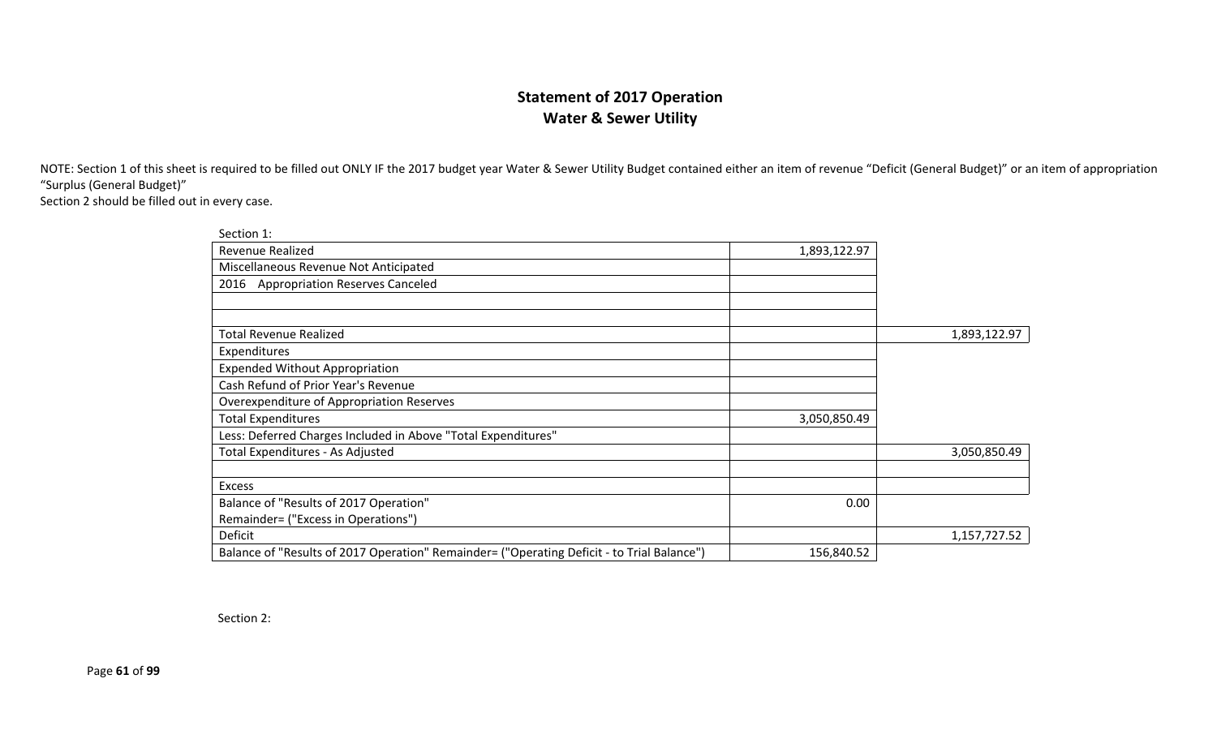## Statement of 2017 Operation
## Water & Sewer Utility

NOTE: Section 1 of this sheet is required to be filled out ONLY IF the 2017 budget year Water & Sewer Utility Budget contained either an item of revenue "Deficit (General Budget)" or an item of appropriation "Surplus (General Budget)"

Section 2 should be filled out in every case.

Section 1:

| | | |
|---|---|---|
| Revenue Realized | 1,893,122.97 | |
| Miscellaneous Revenue Not Anticipated | | |
| 2016 Appropriation Reserves Canceled | | |
| | | |
| | | |
| Total Revenue Realized | | 1,893,122.97 |
| Expenditures | | |
| Expended Without Appropriation | | |
| Cash Refund of Prior Year's Revenue | | |
| Overexpenditure of Appropriation Reserves | | |
| Total Expenditures | 3,050,850.49 | |
| Less: Deferred Charges Included in Above "Total Expenditures" | | |
| Total Expenditures - As Adjusted | | 3,050,850.49 |
| | | |
| Excess | | |
| Balance of "Results of 2017 Operation" Remainder= ("Excess in Operations") | 0.00 | |
| Deficit | | 1,157,727.52 |
| Balance of "Results of 2017 Operation" Remainder= ("Operating Deficit - to Trial Balance") | 156,840.52 | |

Section 2: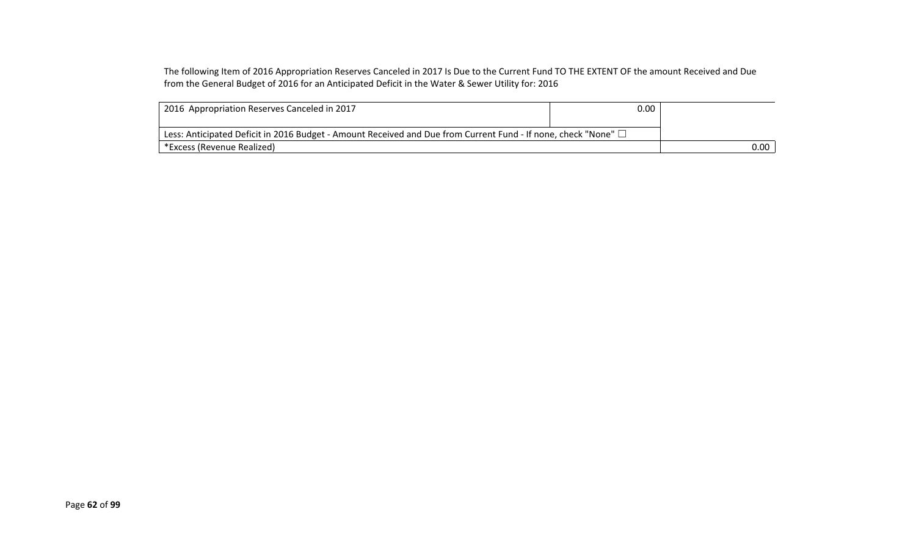The following Item of 2016 Appropriation Reserves Canceled in 2017 Is Due to the Current Fund TO THE EXTENT OF the amount Received and Due from the General Budget of 2016 for an Anticipated Deficit in the Water & Sewer Utility for: 2016

| 2016 Appropriation Reserves Canceled in 2017 | 0.00 | |
|---|---|---|
| Less: Anticipated Deficit in 2016 Budget - Amount Received and Due from Current Fund - If none, check "None" ☐ | | |
| *Excess (Revenue Realized) | | 0.00 |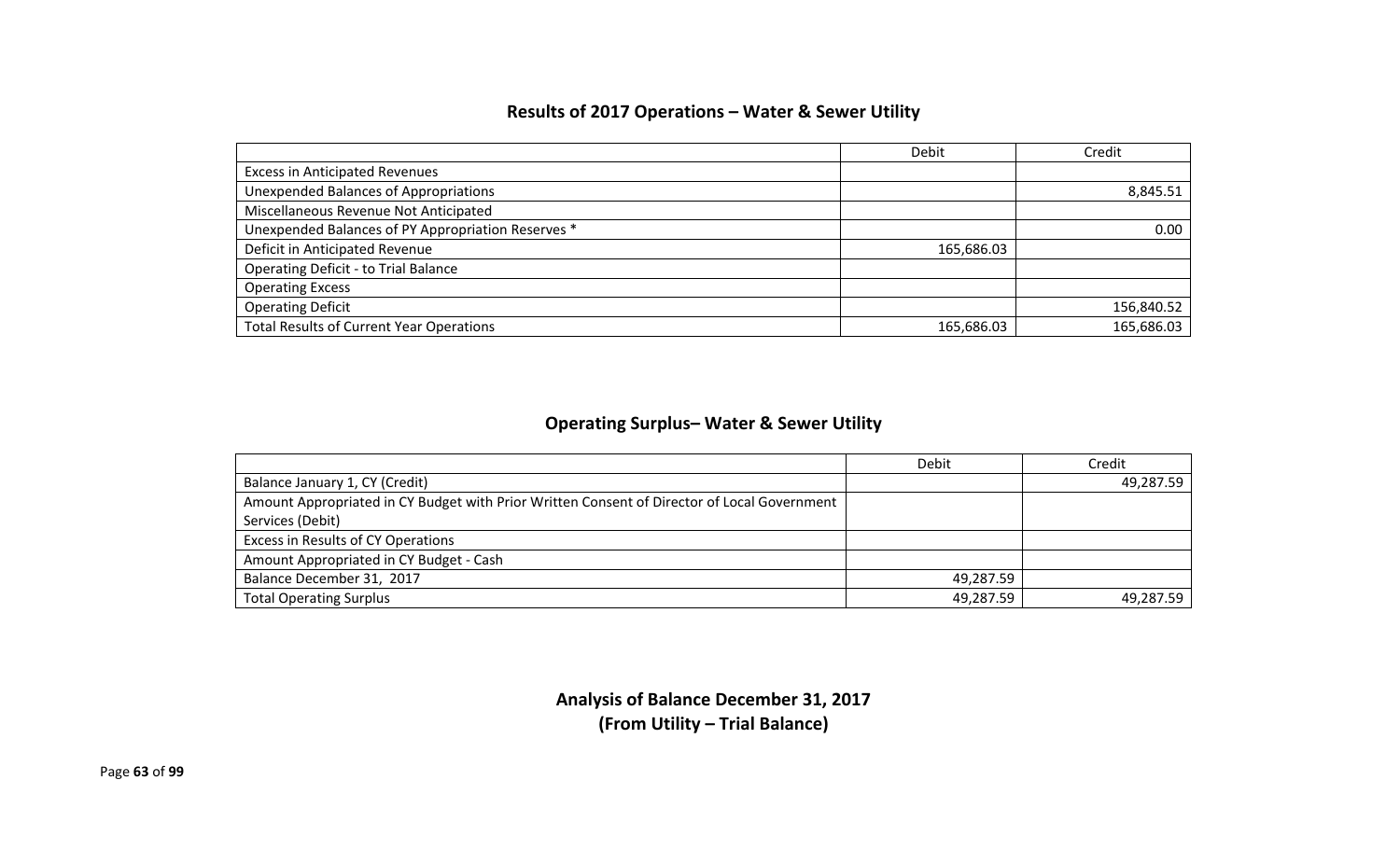## Results of 2017 Operations – Water & Sewer Utility

| | Debit | Credit |
|---|---|---|
| Excess in Anticipated Revenues | | |
| Unexpended Balances of Appropriations | | 8,845.51 |
| Miscellaneous Revenue Not Anticipated | | |
| Unexpended Balances of PY Appropriation Reserves * | | 0.00 |
| Deficit in Anticipated Revenue | 165,686.03 | |
| Operating Deficit - to Trial Balance | | |
| Operating Excess | | |
| Operating Deficit | | 156,840.52 |
| Total Results of Current Year Operations | 165,686.03 | 165,686.03 |

## Operating Surplus– Water & Sewer Utility

| | Debit | Credit |
|---|---|---|
| Balance January 1, CY (Credit) | | 49,287.59 |
| Amount Appropriated in CY Budget with Prior Written Consent of Director of Local Government Services (Debit) | | |
| Excess in Results of CY Operations | | |
| Amount Appropriated in CY Budget - Cash | | |
| Balance December 31, 2017 | 49,287.59 | |
| Total Operating Surplus | 49,287.59 | 49,287.59 |

## Analysis of Balance December 31, 2017
## (From Utility – Trial Balance)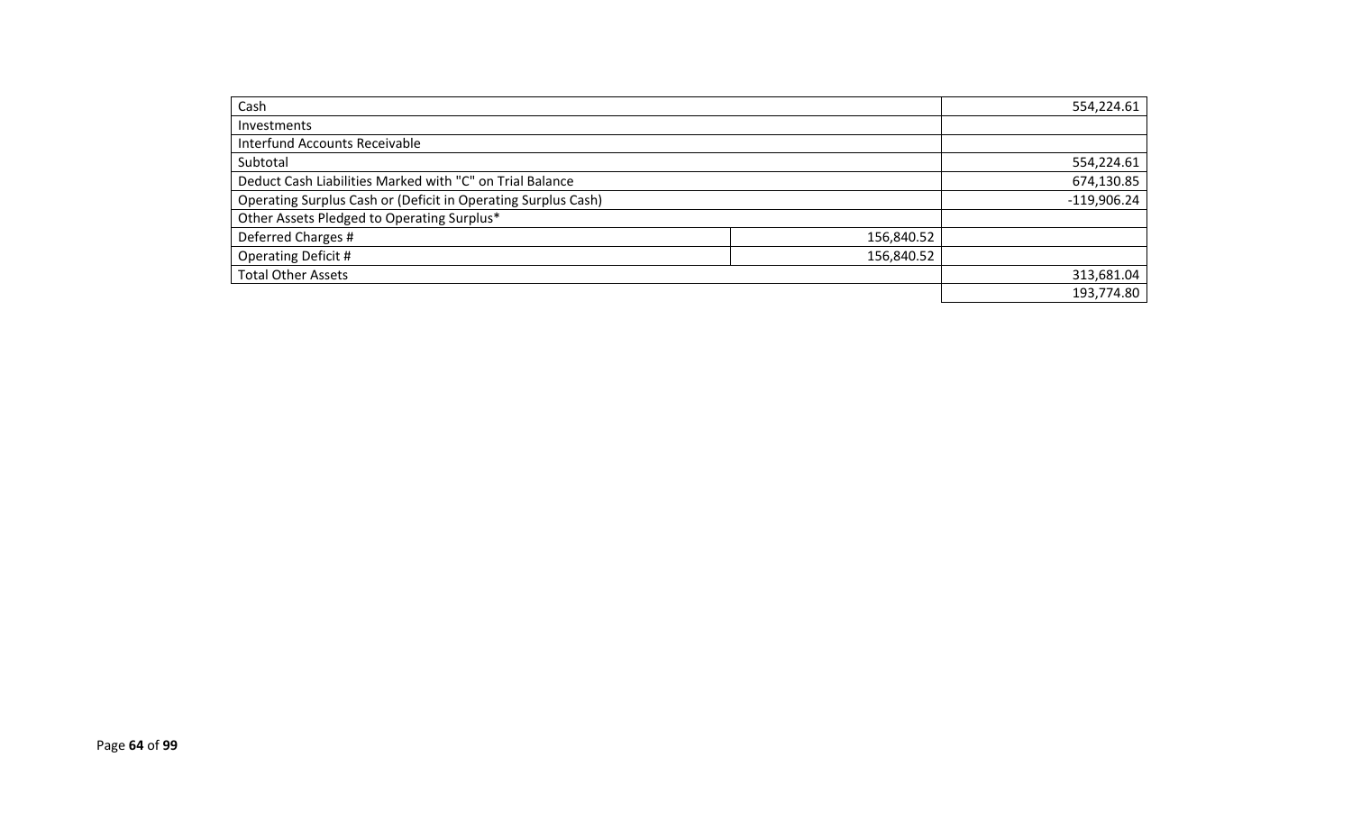| | | |
|---|---|---|
| Cash | | 554,224.61 |
| Investments | | |
| Interfund Accounts Receivable | | |
| Subtotal | | 554,224.61 |
| Deduct Cash Liabilities Marked with "C" on Trial Balance | | 674,130.85 |
| Operating Surplus Cash or (Deficit in Operating Surplus Cash) | | -119,906.24 |
| Other Assets Pledged to Operating Surplus* | | |
| Deferred Charges # | 156,840.52 | |
| Operating Deficit # | 156,840.52 | |
| Total Other Assets | | 313,681.04 |
| | | 193,774.80 |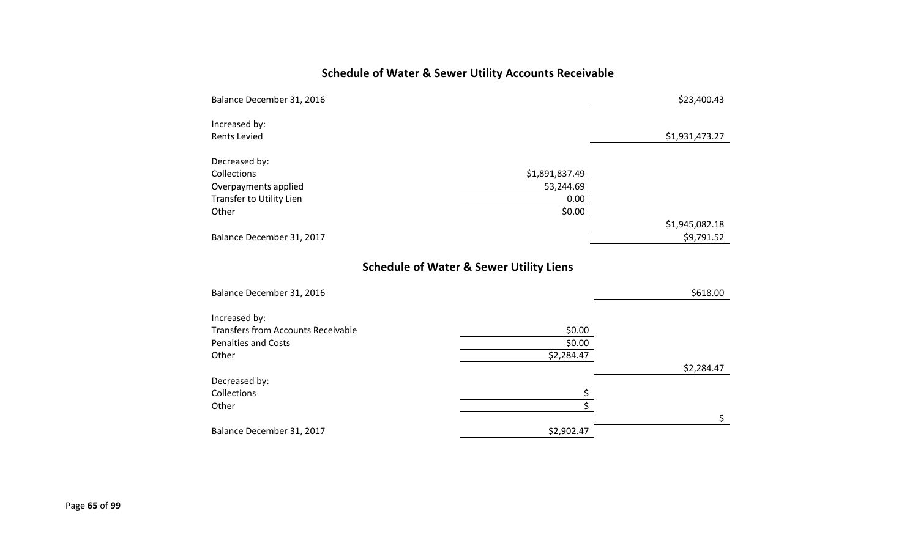## Schedule of Water & Sewer Utility Accounts Receivable

| | | |
|---|---|---|
| Balance December 31, 2016 | | $23,400.43 |
| | | |
| Increased by: | | |
| Rents Levied | | $1,931,473.27 |
| | | |
| Decreased by: | | |
| Collections | $1,891,837.49 | |
| Overpayments applied | 53,244.69 | |
| Transfer to Utility Lien | 0.00 | |
| Other | $0.00 | |
| | | $1,945,082.18 |
| Balance December 31, 2017 | | $9,791.52 |

## Schedule of Water & Sewer Utility Liens

| | | |
|---|---|---|
| Balance December 31, 2016 | | $618.00 |
| | | |
| Increased by: | | |
| Transfers from Accounts Receivable | $0.00 | |
| Penalties and Costs | $0.00 | |
| Other | $2,284.47 | |
| | | $2,284.47 |
| Decreased by: | | |
| Collections | $ | |
| Other | $ | |
| | | $ |
| Balance December 31, 2017 | $2,902.47 | |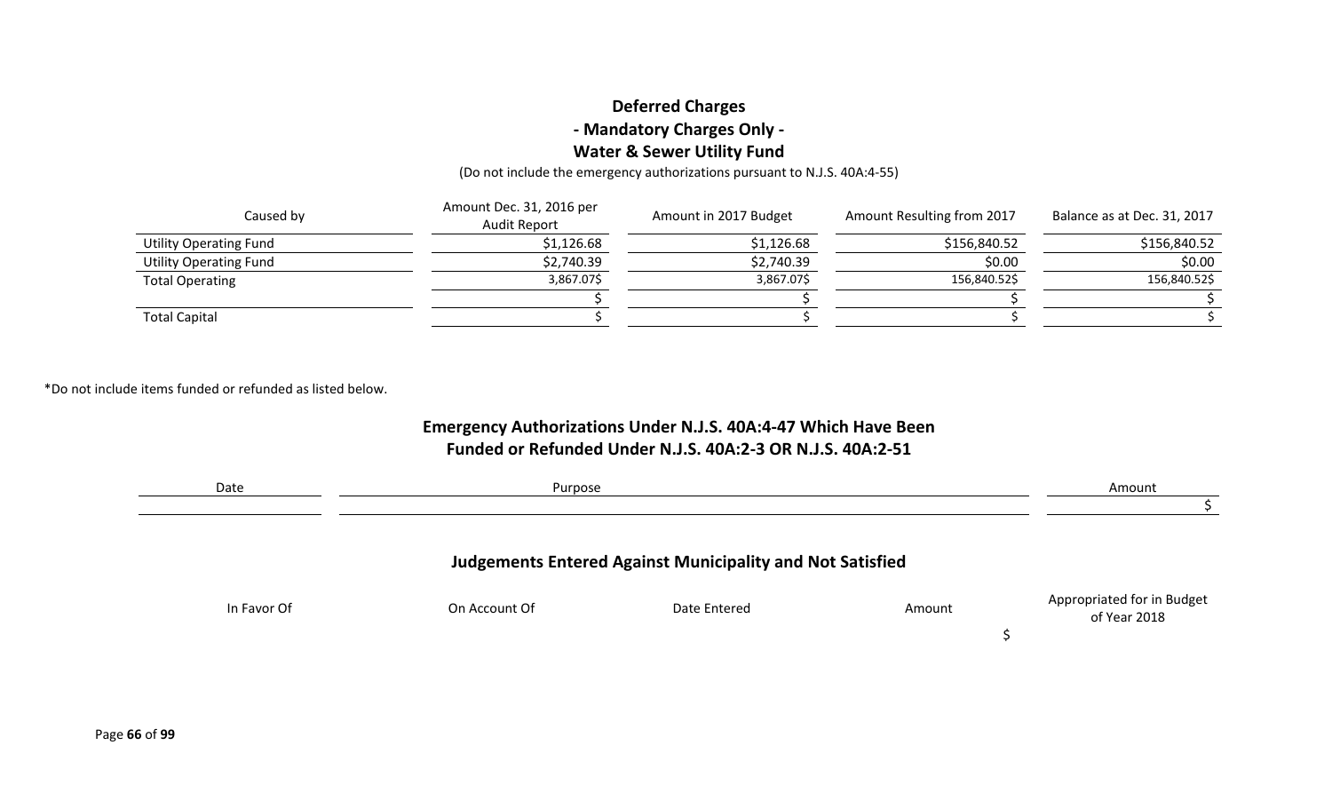## Deferred Charges
### - Mandatory Charges Only -
### Water & Sewer Utility Fund

(Do not include the emergency authorizations pursuant to N.J.S. 40A:4-55)

| Caused by | Amount Dec. 31, 2016 per Audit Report | Amount in 2017 Budget | Amount Resulting from 2017 | Balance as at Dec. 31, 2017 |
|---|---|---|---|---|
| Utility Operating Fund | $1,126.68 | $1,126.68 | $156,840.52 | $156,840.52 |
| Utility Operating Fund | $2,740.39 | $2,740.39 | $0.00 | $0.00 |
| Total Operating | 3,867.07$ | 3,867.07$ | 156,840.52$ | 156,840.52$ |
| | $ | $ | $ | $ |
| Total Capital | $ | $ | $ | $ |

*Do not include items funded or refunded as listed below.

### Emergency Authorizations Under N.J.S. 40A:4-47 Which Have Been Funded or Refunded Under N.J.S. 40A:2-3 OR N.J.S. 40A:2-51

| Date | Purpose | Amount |
|---|---|---|
| | | $ |

### Judgements Entered Against Municipality and Not Satisfied

| In Favor Of | On Account Of | Date Entered | Amount | Appropriated for in Budget of Year 2018 |
|---|---|---|---|---|
| | | | $ | |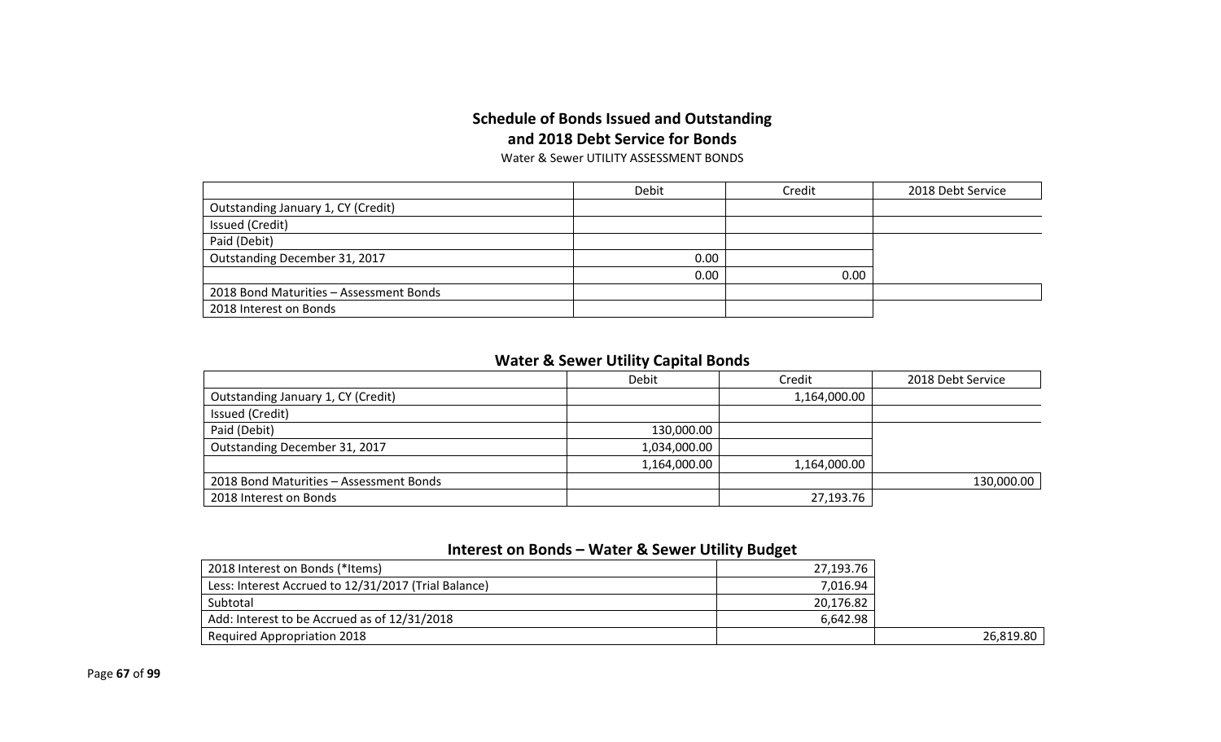## Schedule of Bonds Issued and Outstanding and 2018 Debt Service for Bonds

Water & Sewer UTILITY ASSESSMENT BONDS

| | Debit | Credit | 2018 Debt Service |
|---|---|---|---|
| Outstanding January 1, CY (Credit) | | | |
| Issued (Credit) | | | |
| Paid (Debit) | | | |
| Outstanding December 31, 2017 | 0.00 | | |
| | 0.00 | 0.00 | |
| 2018 Bond Maturities – Assessment Bonds | | | |
| 2018 Interest on Bonds | | | |

## Water & Sewer Utility Capital Bonds

| | Debit | Credit | 2018 Debt Service |
|---|---|---|---|
| Outstanding January 1, CY (Credit) | | 1,164,000.00 | |
| Issued (Credit) | | | |
| Paid (Debit) | 130,000.00 | | |
| Outstanding December 31, 2017 | 1,034,000.00 | | |
| | 1,164,000.00 | 1,164,000.00 | |
| 2018 Bond Maturities – Assessment Bonds | | | 130,000.00 |
| 2018 Interest on Bonds | | 27,193.76 | |

## Interest on Bonds – Water & Sewer Utility Budget

| | | |
|---|---|---|
| 2018 Interest on Bonds (*Items) | 27,193.76 | |
| Less: Interest Accrued to 12/31/2017 (Trial Balance) | 7,016.94 | |
| Subtotal | 20,176.82 | |
| Add: Interest to be Accrued as of 12/31/2018 | 6,642.98 | |
| Required Appropriation 2018 | | 26,819.80 |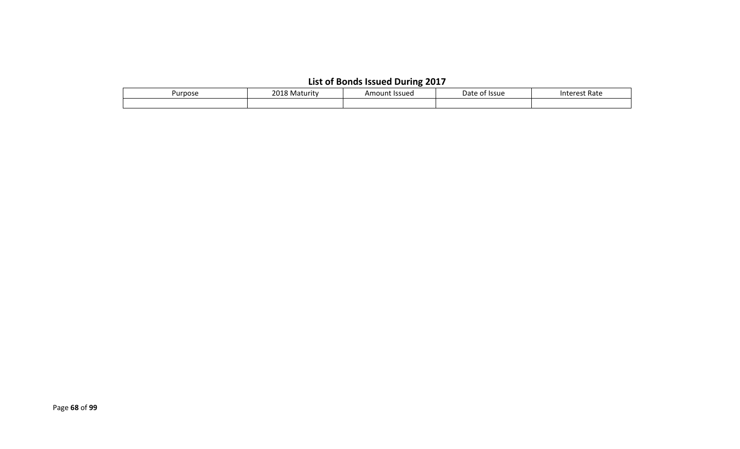## List of Bonds Issued During 2017

| Purpose | 2018 Maturity | Amount Issued | Date of Issue | Interest Rate |
| --- | --- | --- | --- | --- |
| | | | | |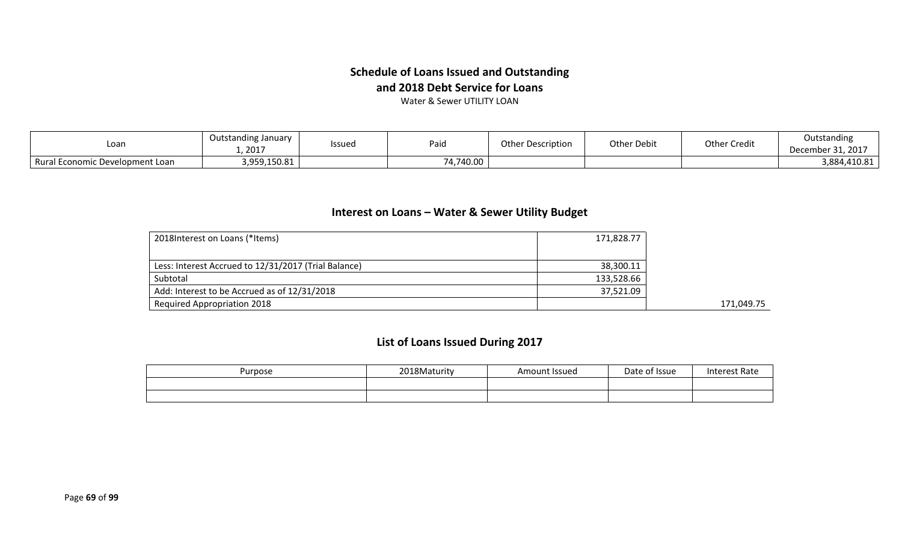## Schedule of Loans Issued and Outstanding and 2018 Debt Service for Loans

Water & Sewer UTILITY LOAN

| Loan | Outstanding January 1, 2017 | Issued | Paid | Other Description | Other Debit | Other Credit | Outstanding December 31, 2017 |
|---|---|---|---|---|---|---|---|
| Rural Economic Development Loan | 3,959,150.81 | | 74,740.00 | | | | 3,884,410.81 |

## Interest on Loans – Water & Sewer Utility Budget

| | | |
|---|---|---|
| 2018Interest on Loans (*Items) | 171,828.77 | |
| Less: Interest Accrued to 12/31/2017 (Trial Balance) | 38,300.11 | |
| Subtotal | 133,528.66 | |
| Add: Interest to be Accrued as of 12/31/2018 | 37,521.09 | |
| Required Appropriation 2018 | | 171,049.75 |

## List of Loans Issued During 2017

| Purpose | 2018Maturity | Amount Issued | Date of Issue | Interest Rate |
|---|---|---|---|---|
| | | | | |
| | | | | |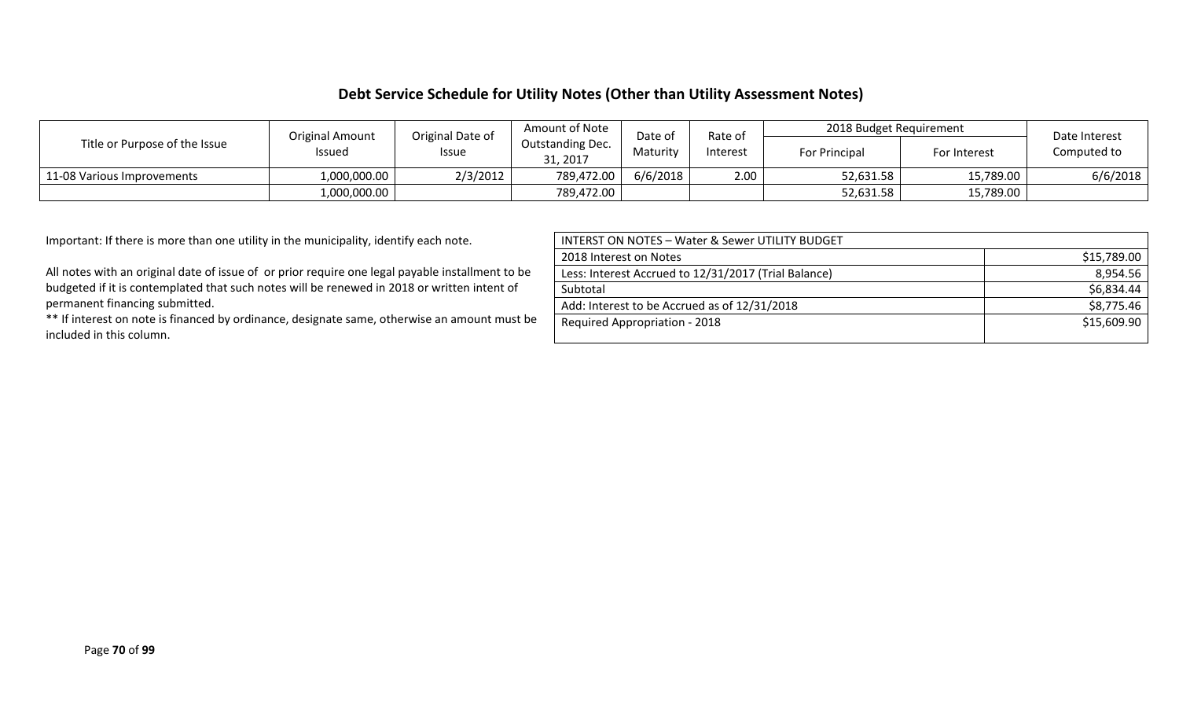## Debt Service Schedule for Utility Notes (Other than Utility Assessment Notes)

| Title or Purpose of the Issue | Original Amount Issued | Original Date of Issue | Amount of Note Outstanding Dec. 31, 2017 | Date of Maturity | Rate of Interest | 2018 Budget Requirement | | Date Interest Computed to |
|---|---|---|---|---|---|---|---|---|
| | | | | | | For Principal | For Interest | |
| 11-08 Various Improvements | 1,000,000.00 | 2/3/2012 | 789,472.00 | 6/6/2018 | 2.00 | 52,631.58 | 15,789.00 | 6/6/2018 |
| | 1,000,000.00 | | 789,472.00 | | | 52,631.58 | 15,789.00 | |

Important: If there is more than one utility in the municipality, identify each note.

All notes with an original date of issue of or prior require one legal payable installment to be budgeted if it is contemplated that such notes will be renewed in 2018 or written intent of permanent financing submitted.

** If interest on note is financed by ordinance, designate same, otherwise an amount must be included in this column.

| INTERST ON NOTES – Water & Sewer UTILITY BUDGET | |
|---|---|
| 2018 Interest on Notes | $15,789.00 |
| Less: Interest Accrued to 12/31/2017 (Trial Balance) | 8,954.56 |
| Subtotal | $6,834.44 |
| Add: Interest to be Accrued as of 12/31/2018 | $8,775.46 |
| Required Appropriation - 2018 | $15,609.90 |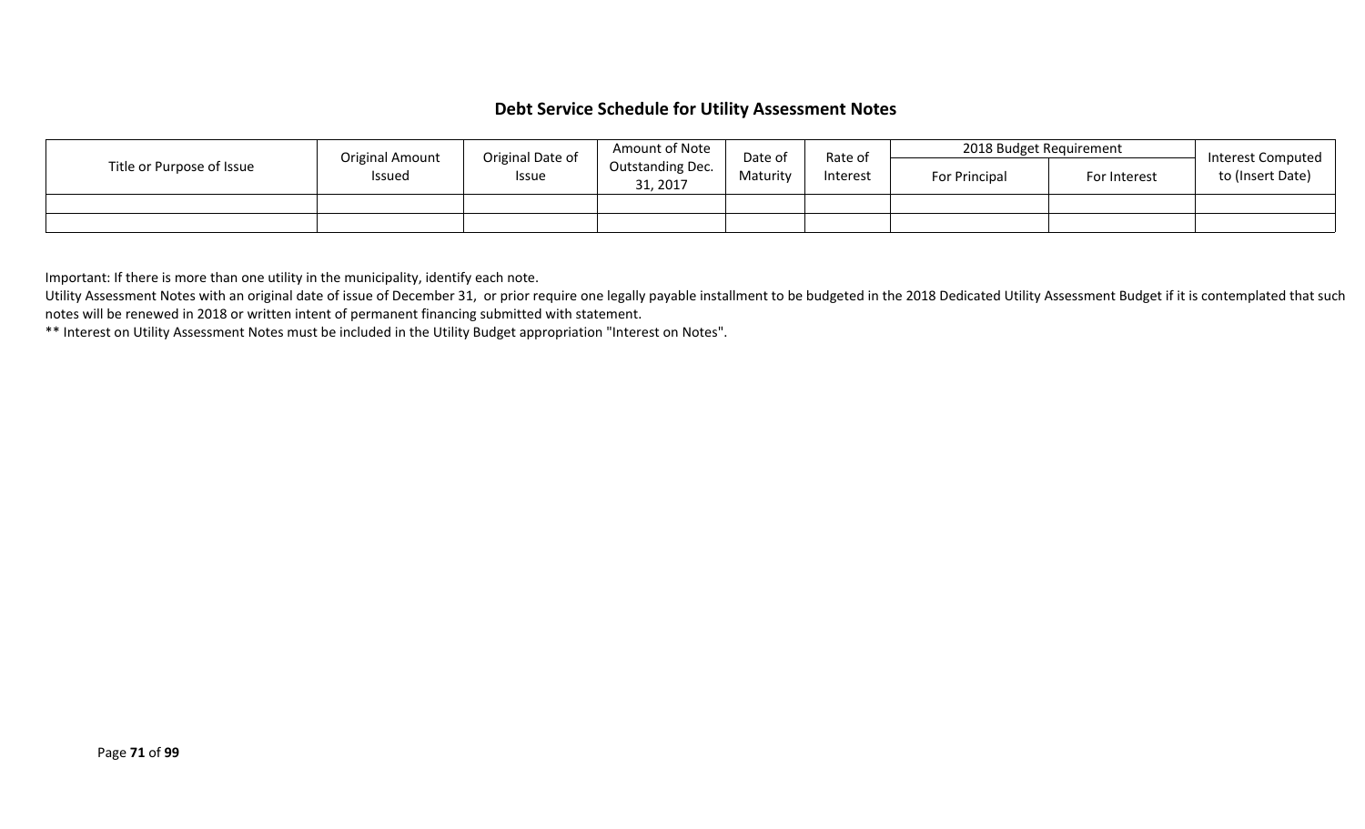## Debt Service Schedule for Utility Assessment Notes

| Title or Purpose of Issue | Original Amount Issued | Original Date of Issue | Amount of Note Outstanding Dec. 31, 2017 | Date of Maturity | Rate of Interest | 2018 Budget Requirement | | Interest Computed to (Insert Date) |
|---|---|---|---|---|---|---|---|---|
| | | | | | | For Principal | For Interest | |
| | | | | | | | | |
| | | | | | | | | |

Important: If there is more than one utility in the municipality, identify each note.

Utility Assessment Notes with an original date of issue of December 31, or prior require one legally payable installment to be budgeted in the 2018 Dedicated Utility Assessment Budget if it is contemplated that such notes will be renewed in 2018 or written intent of permanent financing submitted with statement.

** Interest on Utility Assessment Notes must be included in the Utility Budget appropriation "Interest on Notes".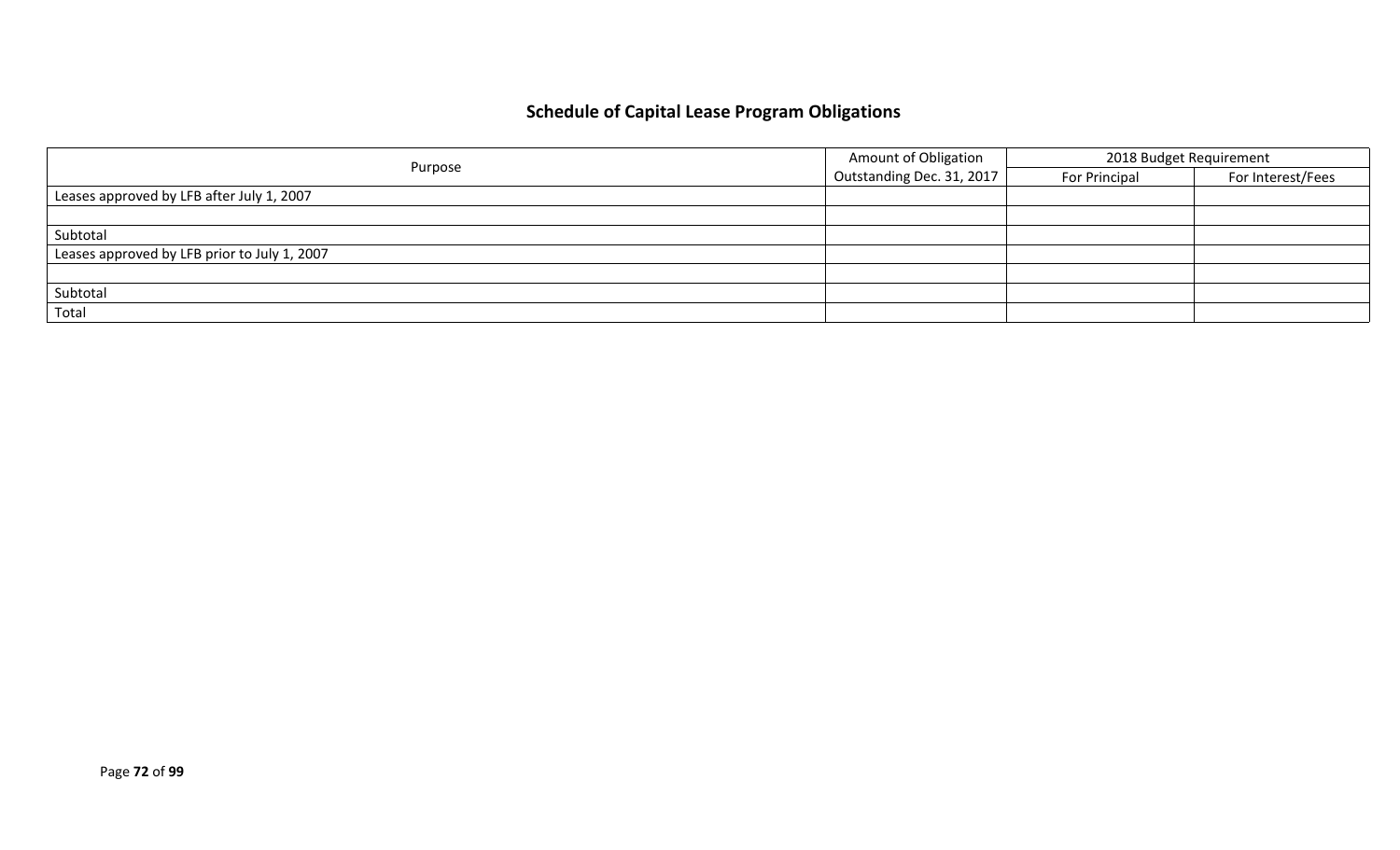## Schedule of Capital Lease Program Obligations

| Purpose | Amount of Obligation Outstanding Dec. 31, 2017 | 2018 Budget Requirement | |
|---|---|---|---|
| | | For Principal | For Interest/Fees |
| Leases approved by LFB after July 1, 2007 | | | |
| | | | |
| Subtotal | | | |
| Leases approved by LFB prior to July 1, 2007 | | | |
| | | | |
| Subtotal | | | |
| Total | | | |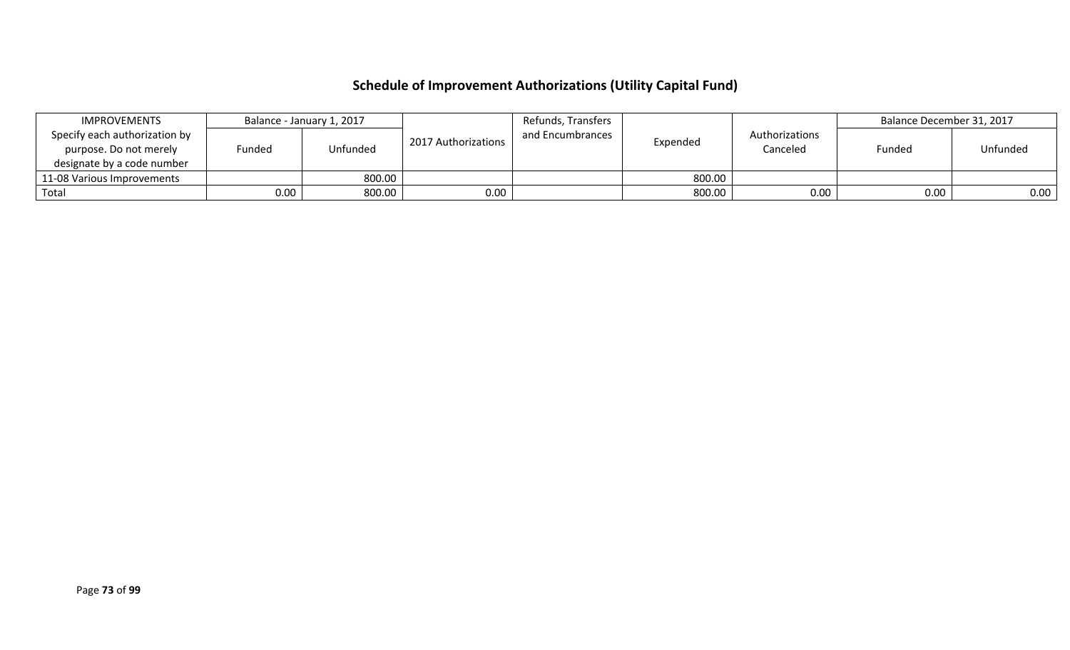## Schedule of Improvement Authorizations (Utility Capital Fund)

| IMPROVEMENTS | Balance - January 1, 2017 | | 2017 Authorizations | Refunds, Transfers and Encumbrances | Expended | Authorizations Canceled | Balance December 31, 2017 | |
|---|---|---|---|---|---|---|---|---|
| Specify each authorization by purpose. Do not merely designate by a code number | Funded | Unfunded | | | | | Funded | Unfunded |
| 11-08 Various Improvements | | 800.00 | | | 800.00 | | | |
| Total | 0.00 | 800.00 | 0.00 | | 800.00 | 0.00 | 0.00 | 0.00 |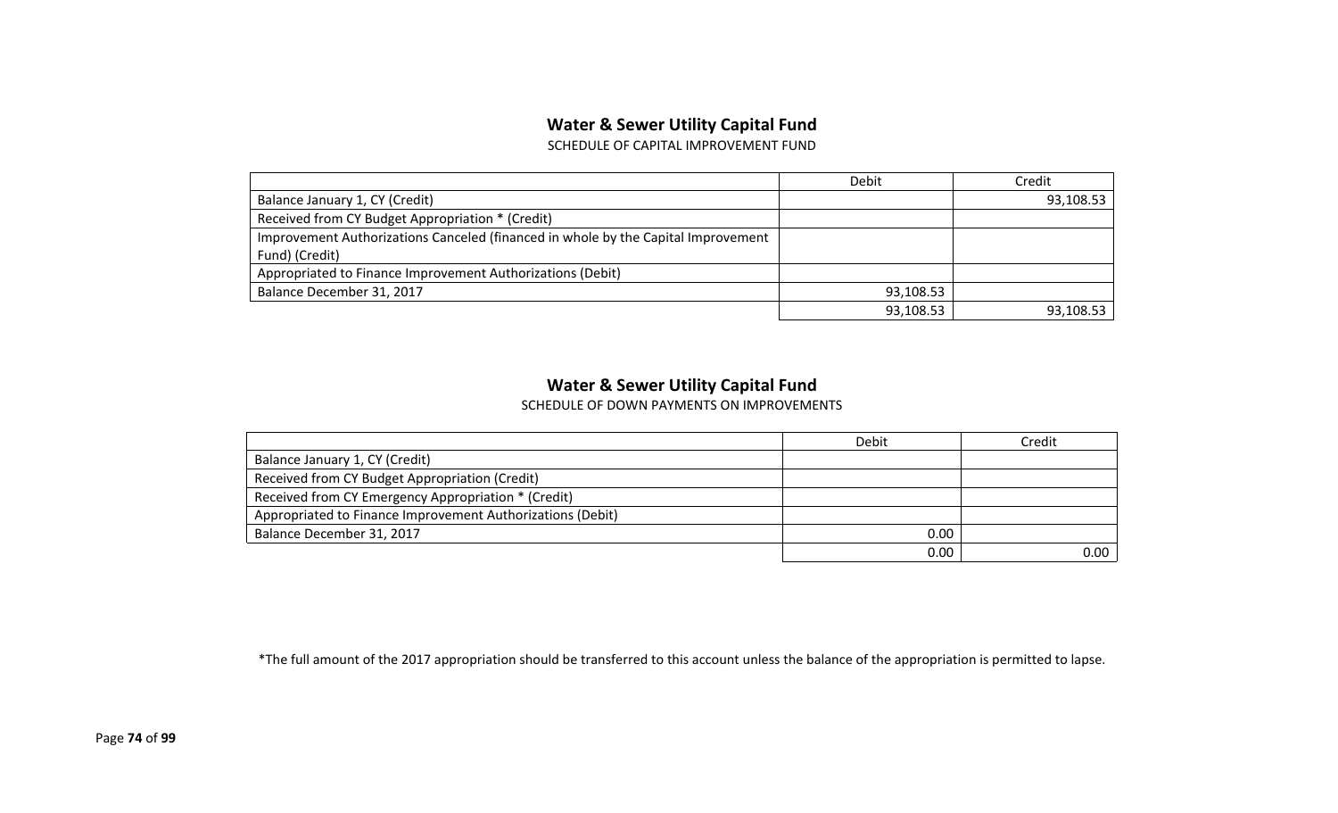## Water & Sewer Utility Capital Fund

SCHEDULE OF CAPITAL IMPROVEMENT FUND

| | Debit | Credit |
|---|---|---|
| Balance January 1, CY (Credit) | | 93,108.53 |
| Received from CY Budget Appropriation * (Credit) | | |
| Improvement Authorizations Canceled (financed in whole by the Capital Improvement Fund) (Credit) | | |
| Appropriated to Finance Improvement Authorizations (Debit) | | |
| Balance December 31, 2017 | 93,108.53 | |
| | 93,108.53 | 93,108.53 |

## Water & Sewer Utility Capital Fund

SCHEDULE OF DOWN PAYMENTS ON IMPROVEMENTS

| | Debit | Credit |
|---|---|---|
| Balance January 1, CY (Credit) | | |
| Received from CY Budget Appropriation (Credit) | | |
| Received from CY Emergency Appropriation * (Credit) | | |
| Appropriated to Finance Improvement Authorizations (Debit) | | |
| Balance December 31, 2017 | 0.00 | |
| | 0.00 | 0.00 |

*The full amount of the 2017 appropriation should be transferred to this account unless the balance of the appropriation is permitted to lapse.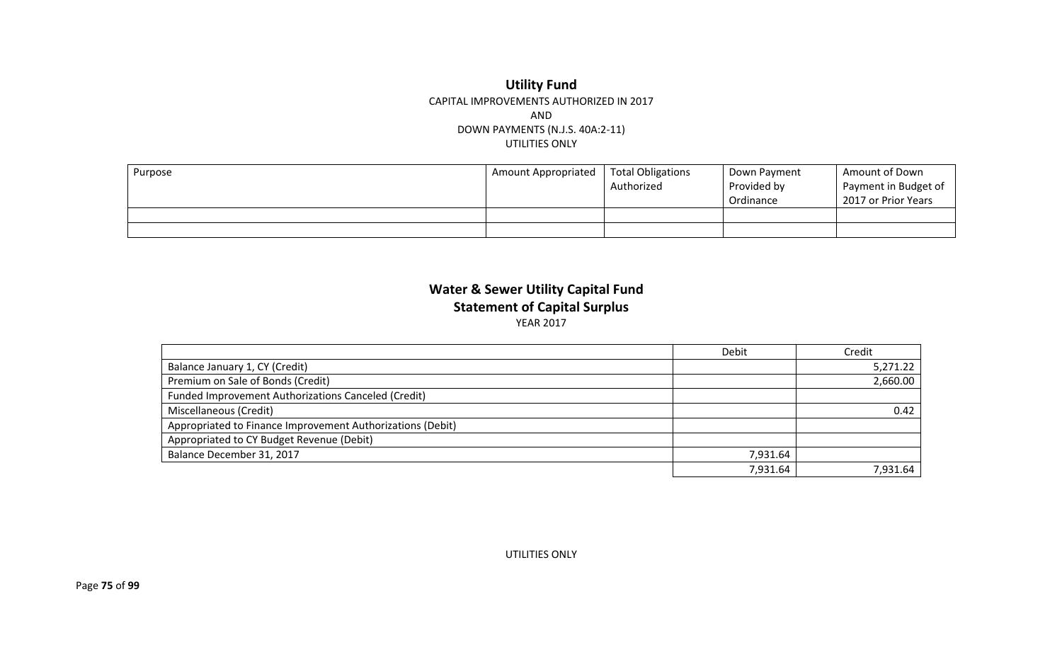# Utility Fund

CAPITAL IMPROVEMENTS AUTHORIZED IN 2017
AND
DOWN PAYMENTS (N.J.S. 40A:2-11)
UTILITIES ONLY

| Purpose | Amount Appropriated | Total Obligations Authorized | Down Payment Provided by Ordinance | Amount of Down Payment in Budget of 2017 or Prior Years |
|---|---|---|---|---|
| | | | | |
| | | | | |

## Water & Sewer Utility Capital Fund
## Statement of Capital Surplus

YEAR 2017

| | Debit | Credit |
|---|---|---|
| Balance January 1, CY (Credit) | | 5,271.22 |
| Premium on Sale of Bonds (Credit) | | 2,660.00 |
| Funded Improvement Authorizations Canceled (Credit) | | |
| Miscellaneous (Credit) | | 0.42 |
| Appropriated to Finance Improvement Authorizations (Debit) | | |
| Appropriated to CY Budget Revenue (Debit) | | |
| Balance December 31, 2017 | 7,931.64 | |
| | 7,931.64 | 7,931.64 |

UTILITIES ONLY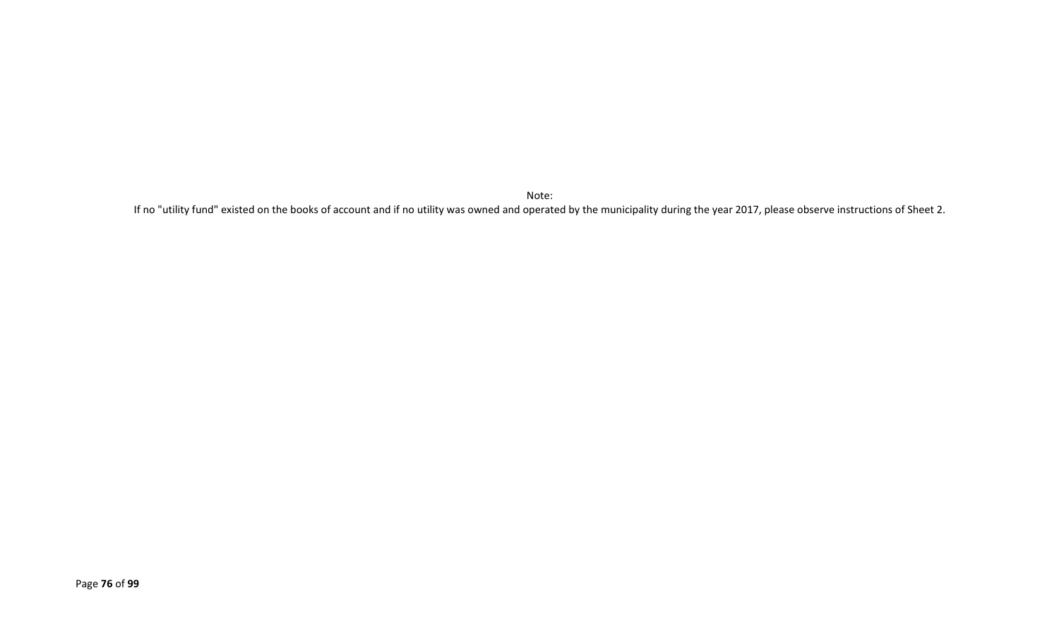Note:

If no "utility fund" existed on the books of account and if no utility was owned and operated by the municipality during the year 2017, please observe instructions of Sheet 2.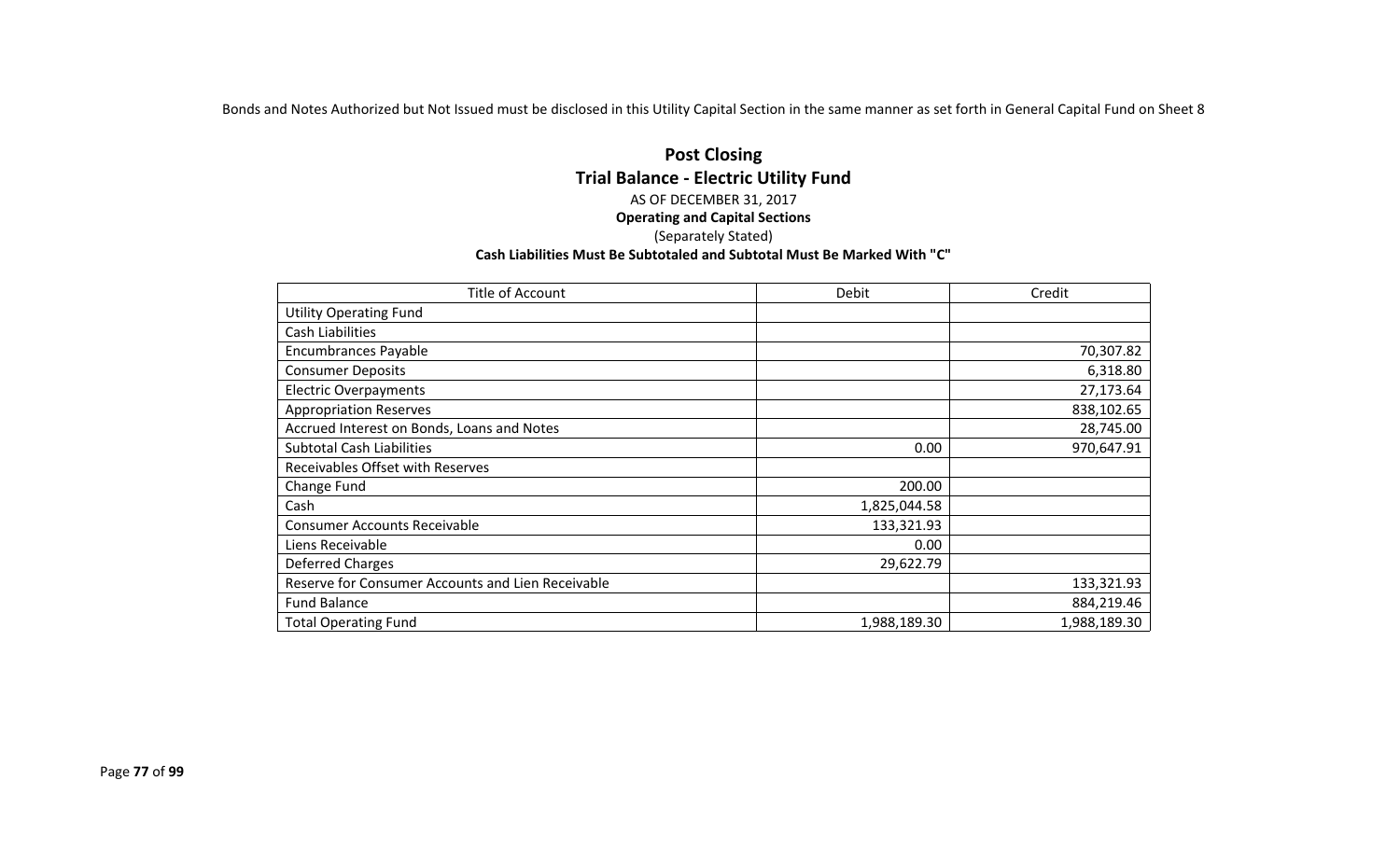Bonds and Notes Authorized but Not Issued must be disclosed in this Utility Capital Section in the same manner as set forth in General Capital Fund on Sheet 8

## Post Closing
## Trial Balance - Electric Utility Fund

AS OF DECEMBER 31, 2017

**Operating and Capital Sections**

(Separately Stated)

**Cash Liabilities Must Be Subtotaled and Subtotal Must Be Marked With "C"**

| Title of Account | Debit | Credit |
|---|---|---|
| Utility Operating Fund | | |
| Cash Liabilities | | |
| Encumbrances Payable | | 70,307.82 |
| Consumer Deposits | | 6,318.80 |
| Electric Overpayments | | 27,173.64 |
| Appropriation Reserves | | 838,102.65 |
| Accrued Interest on Bonds, Loans and Notes | | 28,745.00 |
| Subtotal Cash Liabilities | 0.00 | 970,647.91 |
| Receivables Offset with Reserves | | |
| Change Fund | 200.00 | |
| Cash | 1,825,044.58 | |
| Consumer Accounts Receivable | 133,321.93 | |
| Liens Receivable | 0.00 | |
| Deferred Charges | 29,622.79 | |
| Reserve for Consumer Accounts and Lien Receivable | | 133,321.93 |
| Fund Balance | | 884,219.46 |
| Total Operating Fund | 1,988,189.30 | 1,988,189.30 |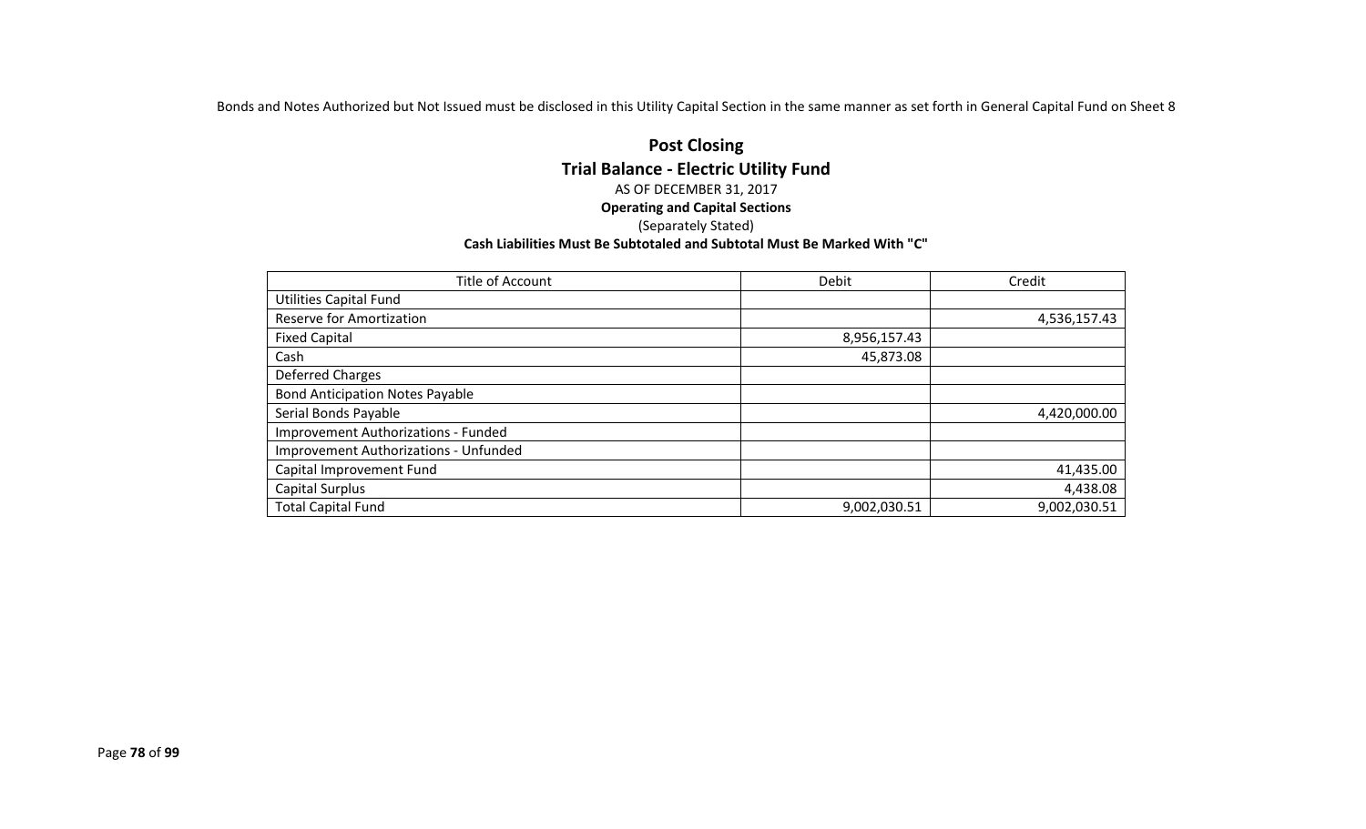Bonds and Notes Authorized but Not Issued must be disclosed in this Utility Capital Section in the same manner as set forth in General Capital Fund on Sheet 8

## Post Closing
## Trial Balance - Electric Utility Fund

AS OF DECEMBER 31, 2017

**Operating and Capital Sections**

(Separately Stated)

**Cash Liabilities Must Be Subtotaled and Subtotal Must Be Marked With "C"**

| Title of Account | Debit | Credit |
|---|---|---|
| Utilities Capital Fund | | |
| Reserve for Amortization | | 4,536,157.43 |
| Fixed Capital | 8,956,157.43 | |
| Cash | 45,873.08 | |
| Deferred Charges | | |
| Bond Anticipation Notes Payable | | |
| Serial Bonds Payable | | 4,420,000.00 |
| Improvement Authorizations - Funded | | |
| Improvement Authorizations - Unfunded | | |
| Capital Improvement Fund | | 41,435.00 |
| Capital Surplus | | 4,438.08 |
| Total Capital Fund | 9,002,030.51 | 9,002,030.51 |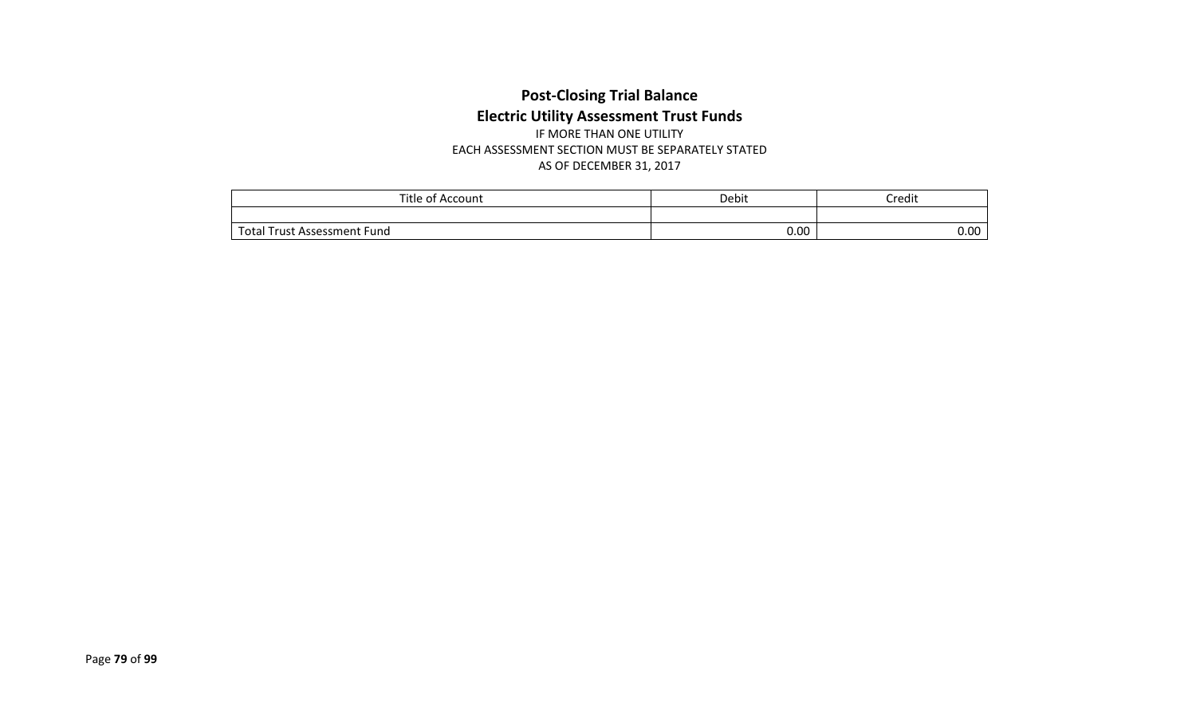# Post-Closing Trial Balance

## Electric Utility Assessment Trust Funds

IF MORE THAN ONE UTILITY
EACH ASSESSMENT SECTION MUST BE SEPARATELY STATED
AS OF DECEMBER 31, 2017

| Title of Account | Debit | Credit |
|---|---|---|
| | | |
| Total Trust Assessment Fund | 0.00 | 0.00 |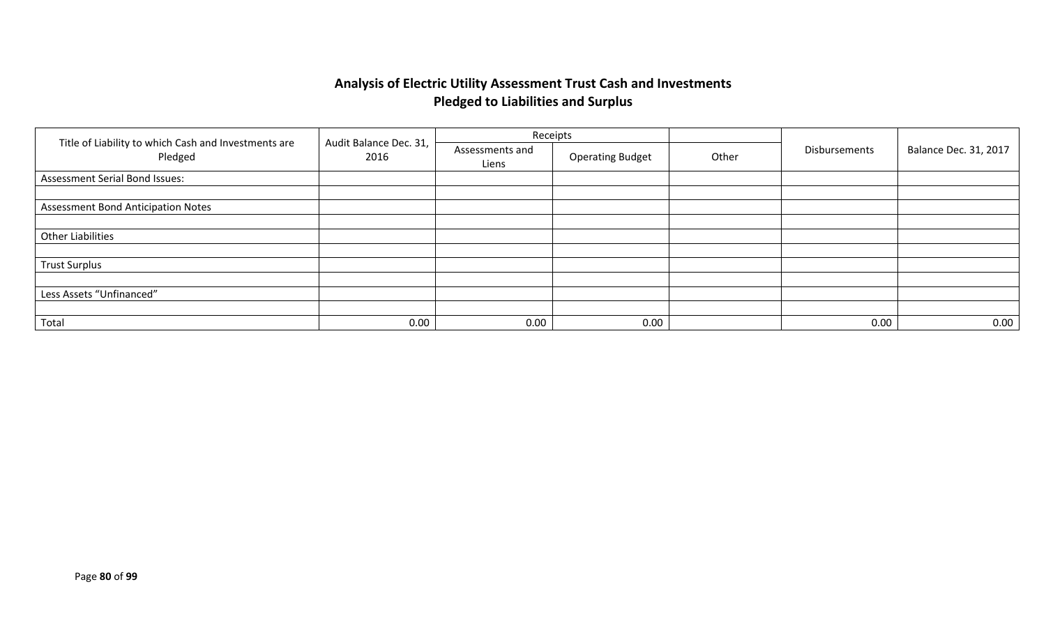## Analysis of Electric Utility Assessment Trust Cash and Investments Pledged to Liabilities and Surplus

| Title of Liability to which Cash and Investments are Pledged | Audit Balance Dec. 31, 2016 | Receipts | | | Disbursements | Balance Dec. 31, 2017 |
|---|---|---|---|---|---|---|
| | | Assessments and Liens | Operating Budget | Other | | |
| Assessment Serial Bond Issues: | | | | | | |
| | | | | | | |
| Assessment Bond Anticipation Notes | | | | | | |
| | | | | | | |
| Other Liabilities | | | | | | |
| | | | | | | |
| Trust Surplus | | | | | | |
| | | | | | | |
| Less Assets “Unfinanced” | | | | | | |
| | | | | | | |
| Total | 0.00 | 0.00 | 0.00 | | 0.00 | 0.00 |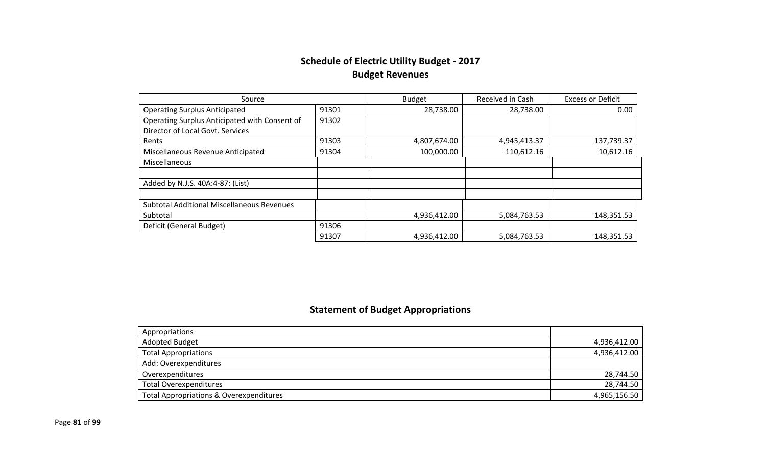# Schedule of Electric Utility Budget - 2017
## Budget Revenues

| Source | | Budget | Received in Cash | Excess or Deficit |
|---|---|---|---|---|
| Operating Surplus Anticipated | 91301 | 28,738.00 | 28,738.00 | 0.00 |
| Operating Surplus Anticipated with Consent of Director of Local Govt. Services | 91302 | | | |
| Rents | 91303 | 4,807,674.00 | 4,945,413.37 | 137,739.37 |
| Miscellaneous Revenue Anticipated | 91304 | 100,000.00 | 110,612.16 | 10,612.16 |
| Miscellaneous | | | | |
| | | | | |
| Added by N.J.S. 40A:4-87: (List) | | | | |
| | | | | |
| Subtotal Additional Miscellaneous Revenues | | | | |
| Subtotal | | 4,936,412.00 | 5,084,763.53 | 148,351.53 |
| Deficit (General Budget) | 91306 | | | |
| | 91307 | 4,936,412.00 | 5,084,763.53 | 148,351.53 |

## Statement of Budget Appropriations

| Appropriations | |
|---|---|
| Adopted Budget | 4,936,412.00 |
| Total Appropriations | 4,936,412.00 |
| Add: Overexpenditures | |
| Overexpenditures | 28,744.50 |
| Total Overexpenditures | 28,744.50 |
| Total Appropriations & Overexpenditures | 4,965,156.50 |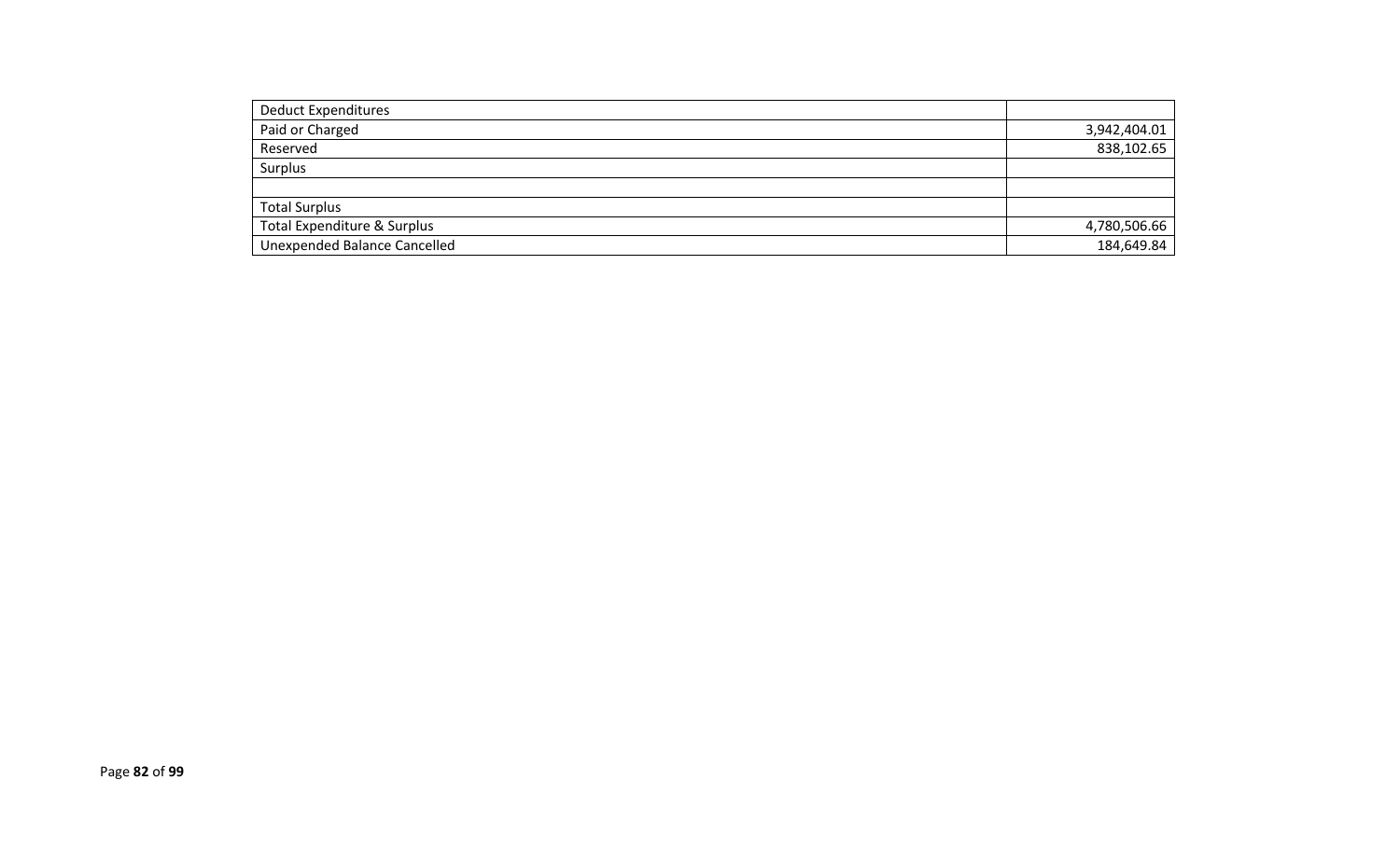| Deduct Expenditures | |
| --- | --- |
| Paid or Charged | 3,942,404.01 |
| Reserved | 838,102.65 |
| Surplus | |
| | |
| Total Surplus | |
| Total Expenditure & Surplus | 4,780,506.66 |
| Unexpended Balance Cancelled | 184,649.84 |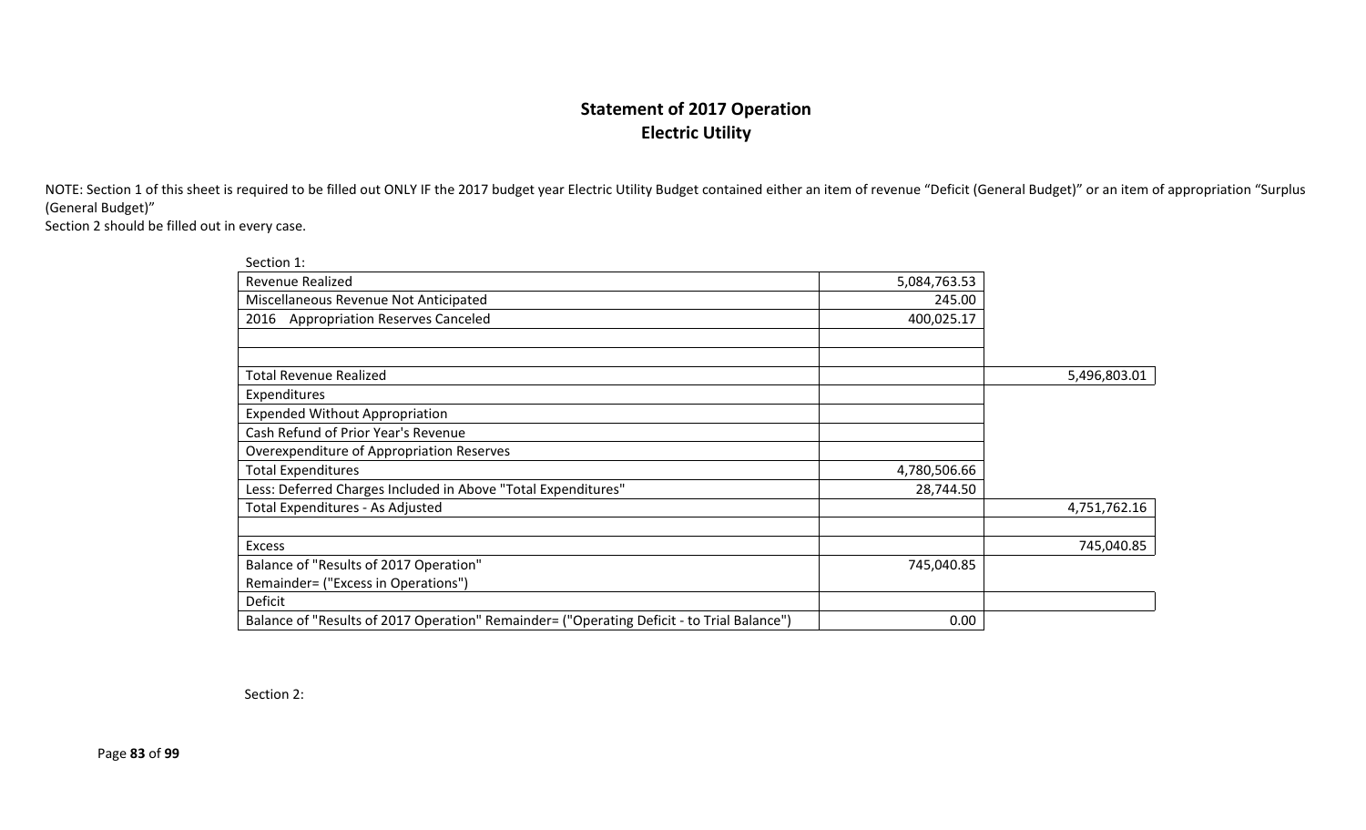# Statement of 2017 Operation
## Electric Utility

NOTE: Section 1 of this sheet is required to be filled out ONLY IF the 2017 budget year Electric Utility Budget contained either an item of revenue "Deficit (General Budget)" or an item of appropriation "Surplus (General Budget)"
Section 2 should be filled out in every case.

Section 1:

| | | |
|---|---|---|
| Revenue Realized | 5,084,763.53 | |
| Miscellaneous Revenue Not Anticipated | 245.00 | |
| 2016 Appropriation Reserves Canceled | 400,025.17 | |
| | | |
| | | |
| Total Revenue Realized | | 5,496,803.01 |
| Expenditures | | |
| Expended Without Appropriation | | |
| Cash Refund of Prior Year's Revenue | | |
| Overexpenditure of Appropriation Reserves | | |
| Total Expenditures | 4,780,506.66 | |
| Less: Deferred Charges Included in Above "Total Expenditures" | 28,744.50 | |
| Total Expenditures - As Adjusted | | 4,751,762.16 |
| | | |
| Excess | | 745,040.85 |
| Balance of "Results of 2017 Operation" Remainder= ("Excess in Operations") | 745,040.85 | |
| Deficit | | |
| Balance of "Results of 2017 Operation" Remainder= ("Operating Deficit - to Trial Balance") | 0.00 | |

Section 2: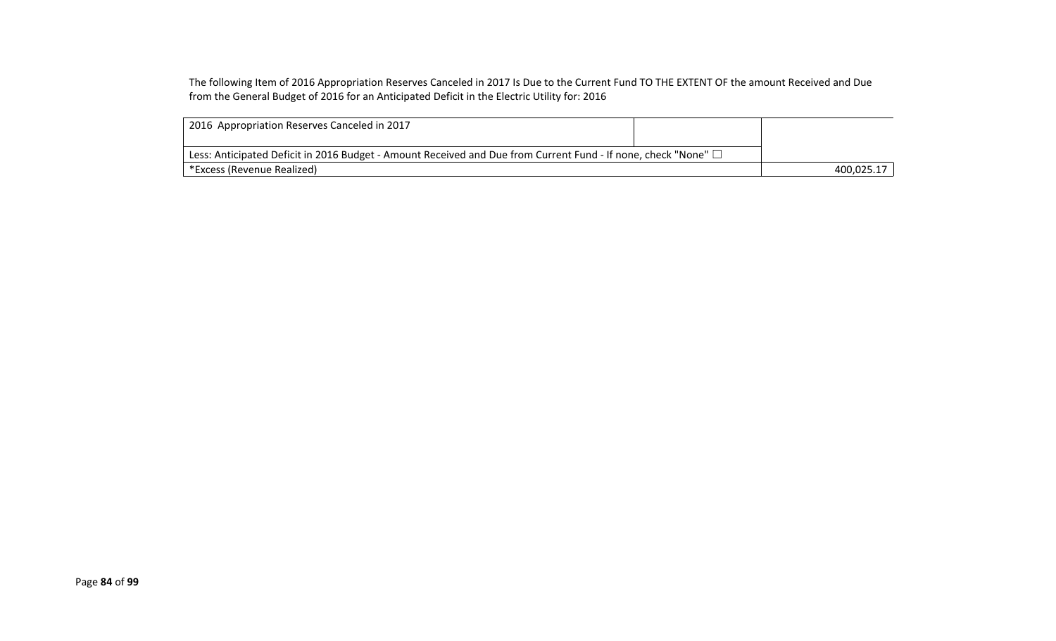The following Item of 2016 Appropriation Reserves Canceled in 2017 Is Due to the Current Fund TO THE EXTENT OF the amount Received and Due from the General Budget of 2016 for an Anticipated Deficit in the Electric Utility for: 2016

| 2016 Appropriation Reserves Canceled in 2017 | | |
|---|---|---|
| Less: Anticipated Deficit in 2016 Budget - Amount Received and Due from Current Fund - If none, check "None" ☐ | | |
| *Excess (Revenue Realized) | | 400,025.17 |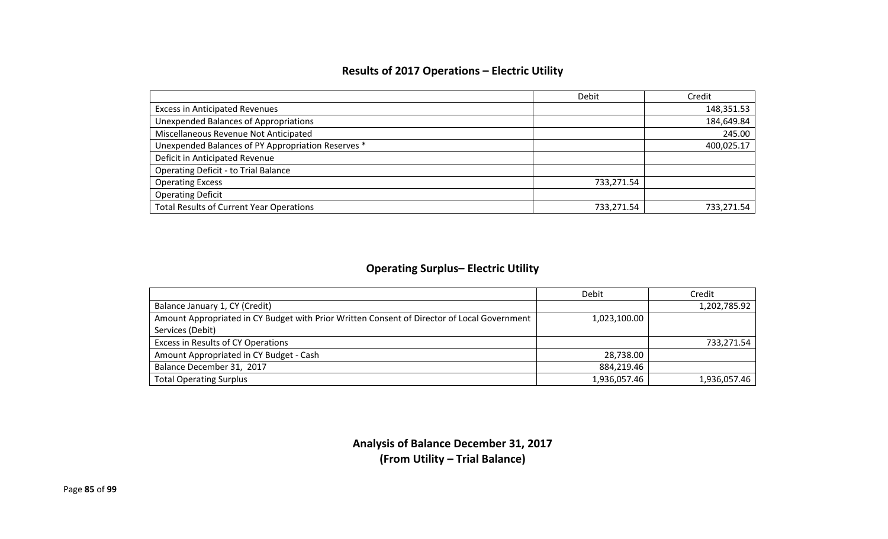## Results of 2017 Operations – Electric Utility

| | Debit | Credit |
|---|---|---|
| Excess in Anticipated Revenues | | 148,351.53 |
| Unexpended Balances of Appropriations | | 184,649.84 |
| Miscellaneous Revenue Not Anticipated | | 245.00 |
| Unexpended Balances of PY Appropriation Reserves * | | 400,025.17 |
| Deficit in Anticipated Revenue | | |
| Operating Deficit - to Trial Balance | | |
| Operating Excess | 733,271.54 | |
| Operating Deficit | | |
| Total Results of Current Year Operations | 733,271.54 | 733,271.54 |

## Operating Surplus– Electric Utility

| | Debit | Credit |
|---|---|---|
| Balance January 1, CY (Credit) | | 1,202,785.92 |
| Amount Appropriated in CY Budget with Prior Written Consent of Director of Local Government Services (Debit) | 1,023,100.00 | |
| Excess in Results of CY Operations | | 733,271.54 |
| Amount Appropriated in CY Budget - Cash | 28,738.00 | |
| Balance December 31, 2017 | 884,219.46 | |
| Total Operating Surplus | 1,936,057.46 | 1,936,057.46 |

## Analysis of Balance December 31, 2017
## (From Utility – Trial Balance)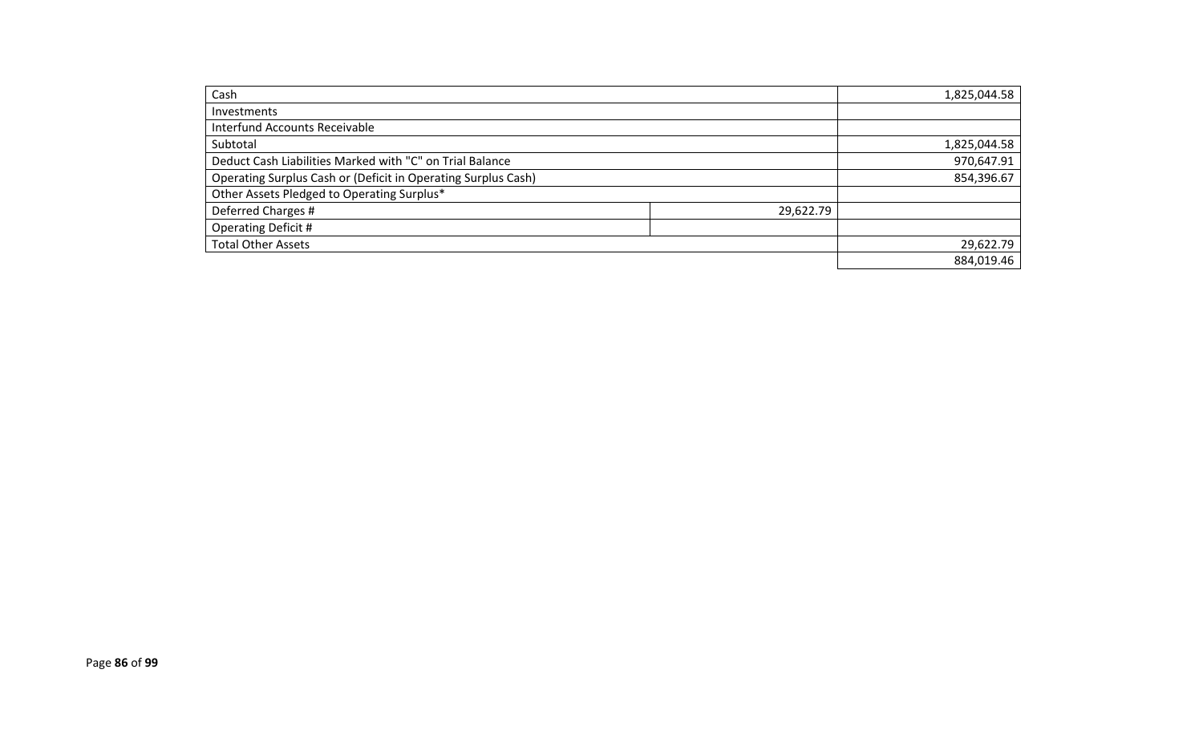| | | |
|---|---|---|
| Cash | | 1,825,044.58 |
| Investments | | |
| Interfund Accounts Receivable | | |
| Subtotal | | 1,825,044.58 |
| Deduct Cash Liabilities Marked with "C" on Trial Balance | | 970,647.91 |
| Operating Surplus Cash or (Deficit in Operating Surplus Cash) | | 854,396.67 |
| Other Assets Pledged to Operating Surplus* | | |
| Deferred Charges # | 29,622.79 | |
| Operating Deficit # | | |
| Total Other Assets | | 29,622.79 |
| | | 884,019.46 |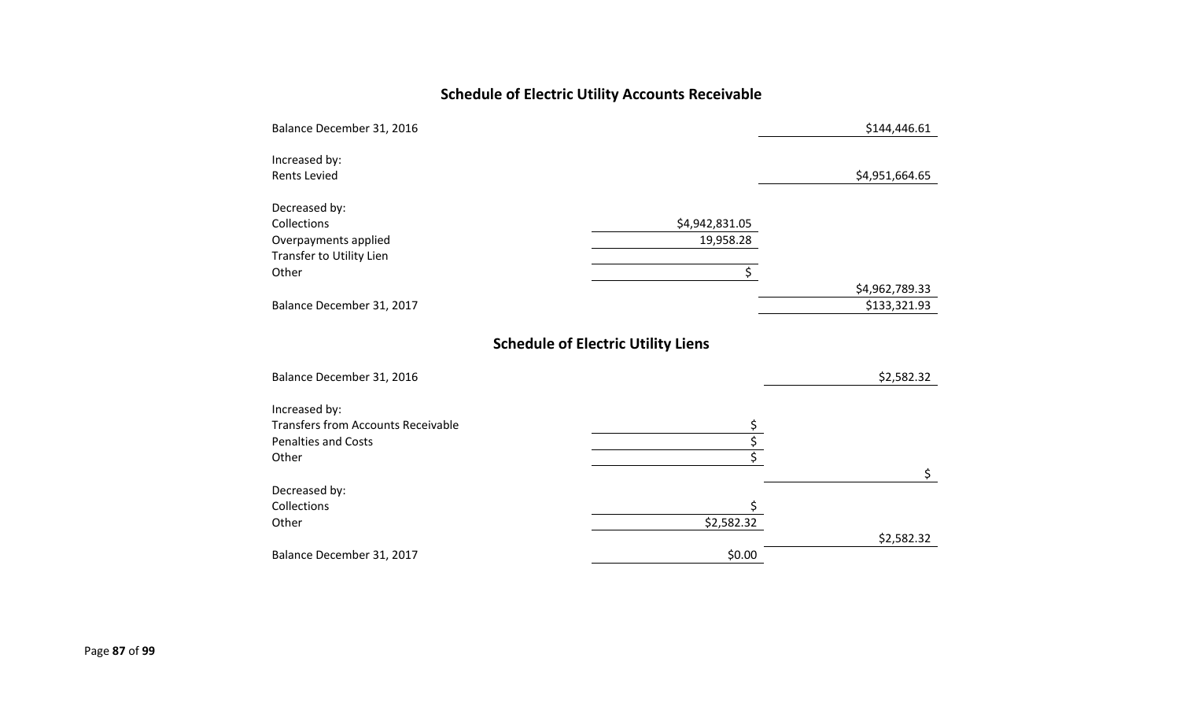## Schedule of Electric Utility Accounts Receivable

| | | |
|---|---|---|
| Balance December 31, 2016 | | $144,446.61 |
| | | |
| Increased by: | | |
| Rents Levied | | $4,951,664.65 |
| | | |
| Decreased by: | | |
| Collections | $4,942,831.05 | |
| Overpayments applied | 19,958.28 | |
| Transfer to Utility Lien | | |
| Other | $ | |
| | | $4,962,789.33 |
| Balance December 31, 2017 | | $133,321.93 |

## Schedule of Electric Utility Liens

| | | |
|---|---|---|
| Balance December 31, 2016 | | $2,582.32 |
| | | |
| Increased by: | | |
| Transfers from Accounts Receivable | $ | |
| Penalties and Costs | $ | |
| Other | $ | |
| | | $ |
| Decreased by: | | |
| Collections | $ | |
| Other | $2,582.32 | |
| | | $2,582.32 |
| Balance December 31, 2017 | $0.00 | |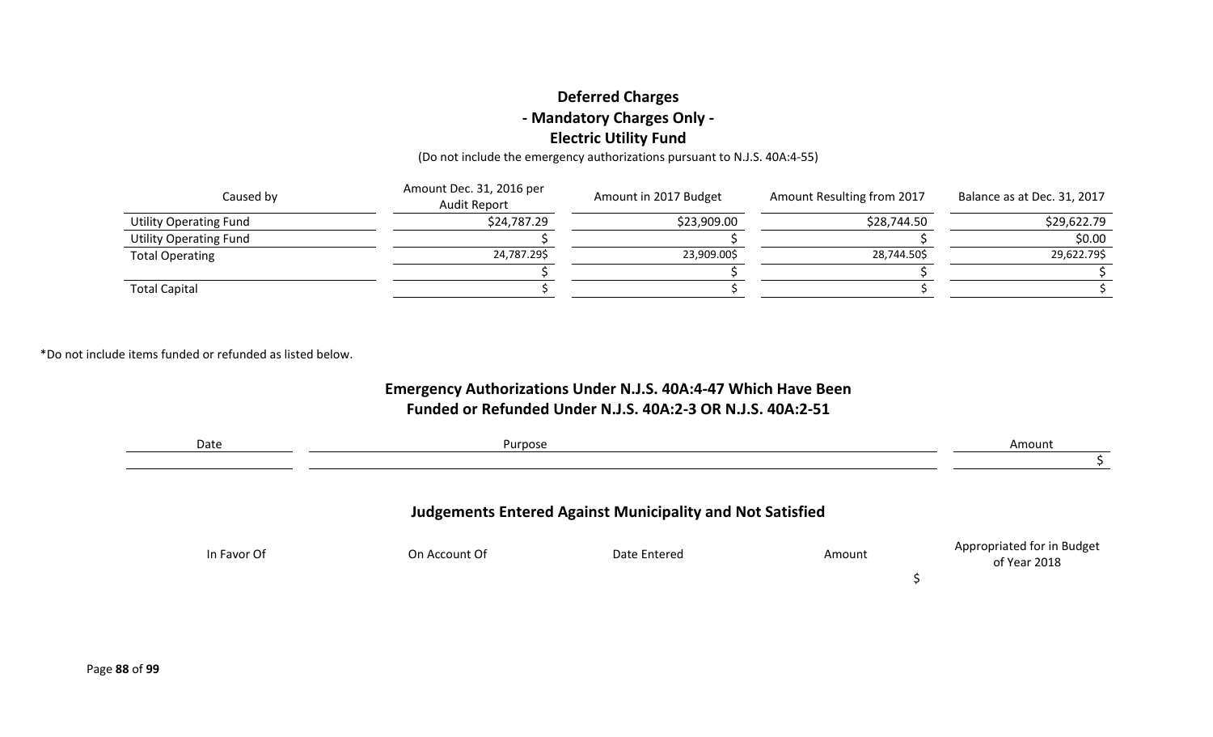# Deferred Charges
## - Mandatory Charges Only -
## Electric Utility Fund

(Do not include the emergency authorizations pursuant to N.J.S. 40A:4-55)

| Caused by | Amount Dec. 31, 2016 per Audit Report | Amount in 2017 Budget | Amount Resulting from 2017 | Balance as at Dec. 31, 2017 |
|---|---|---|---|---|
| Utility Operating Fund | $24,787.29 | $23,909.00 | $28,744.50 | $29,622.79 |
| Utility Operating Fund | $ | $ | $ | $0.00 |
| Total Operating | 24,787.29$ | 23,909.00$ | 28,744.50$ | 29,622.79$ |
| | $ | $ | $ | $ |
| Total Capital | $ | $ | $ | $ |

*Do not include items funded or refunded as listed below.

## Emergency Authorizations Under N.J.S. 40A:4-47 Which Have Been Funded or Refunded Under N.J.S. 40A:2-3 OR N.J.S. 40A:2-51

| Date | Purpose | Amount |
|---|---|---|
| | | $ |

## Judgements Entered Against Municipality and Not Satisfied

| In Favor Of | On Account Of | Date Entered | Amount | Appropriated for in Budget of Year 2018 |
|---|---|---|---|---|
| | | | $ | |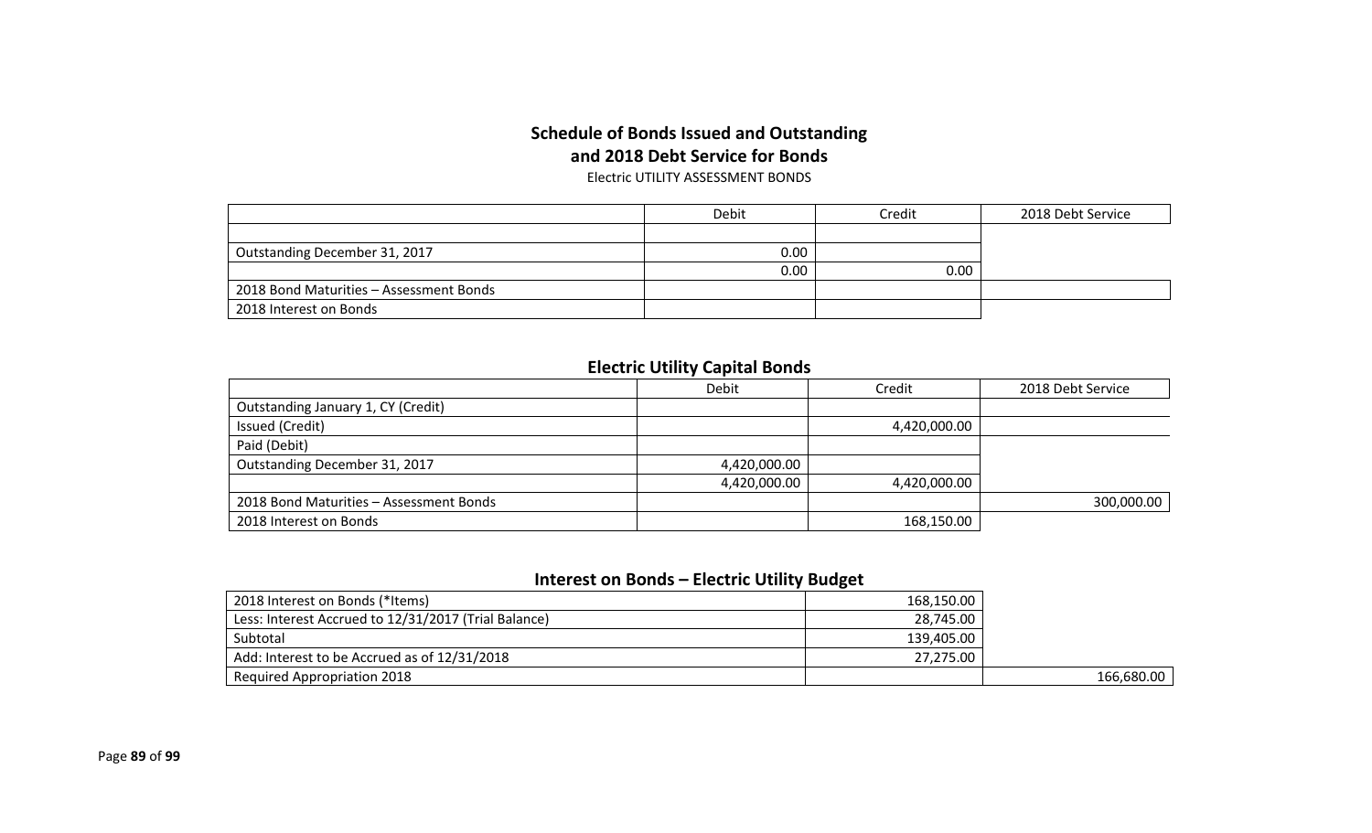## Schedule of Bonds Issued and Outstanding and 2018 Debt Service for Bonds

Electric UTILITY ASSESSMENT BONDS

| | Debit | Credit | 2018 Debt Service |
|---|---|---|---|
| | | | |
| Outstanding December 31, 2017 | 0.00 | | |
| | 0.00 | 0.00 | |
| 2018 Bond Maturities – Assessment Bonds | | | |
| 2018 Interest on Bonds | | | |

## Electric Utility Capital Bonds

| | Debit | Credit | 2018 Debt Service |
|---|---|---|---|
| Outstanding January 1, CY (Credit) | | | |
| Issued (Credit) | | 4,420,000.00 | |
| Paid (Debit) | | | |
| Outstanding December 31, 2017 | 4,420,000.00 | | |
| | 4,420,000.00 | 4,420,000.00 | |
| 2018 Bond Maturities – Assessment Bonds | | | 300,000.00 |
| 2018 Interest on Bonds | | 168,150.00 | |

## Interest on Bonds – Electric Utility Budget

| | | |
|---|---|---|
| 2018 Interest on Bonds (*Items) | 168,150.00 | |
| Less: Interest Accrued to 12/31/2017 (Trial Balance) | 28,745.00 | |
| Subtotal | 139,405.00 | |
| Add: Interest to be Accrued as of 12/31/2018 | 27,275.00 | |
| Required Appropriation 2018 | | 166,680.00 |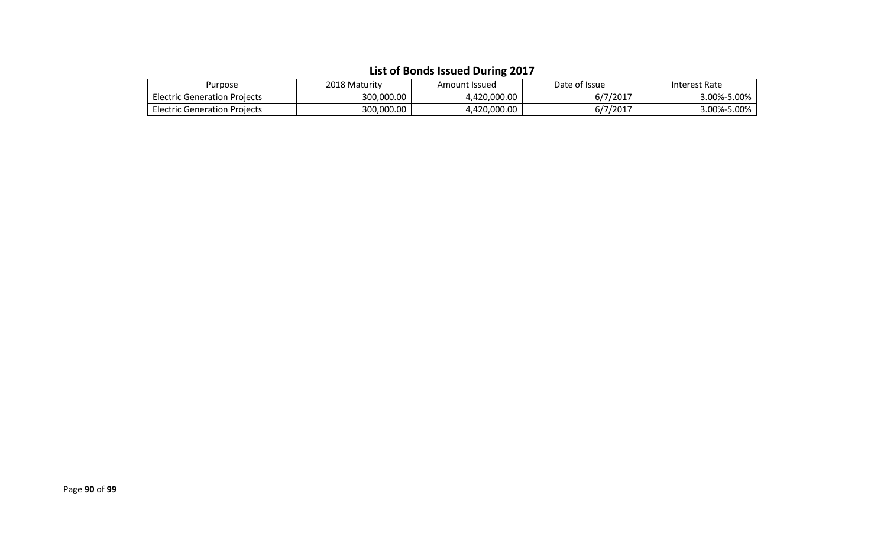## List of Bonds Issued During 2017

| Purpose | 2018 Maturity | Amount Issued | Date of Issue | Interest Rate |
|---|---|---|---|---|
| Electric Generation Projects | 300,000.00 | 4,420,000.00 | 6/7/2017 | 3.00%-5.00% |
| Electric Generation Projects | 300,000.00 | 4,420,000.00 | 6/7/2017 | 3.00%-5.00% |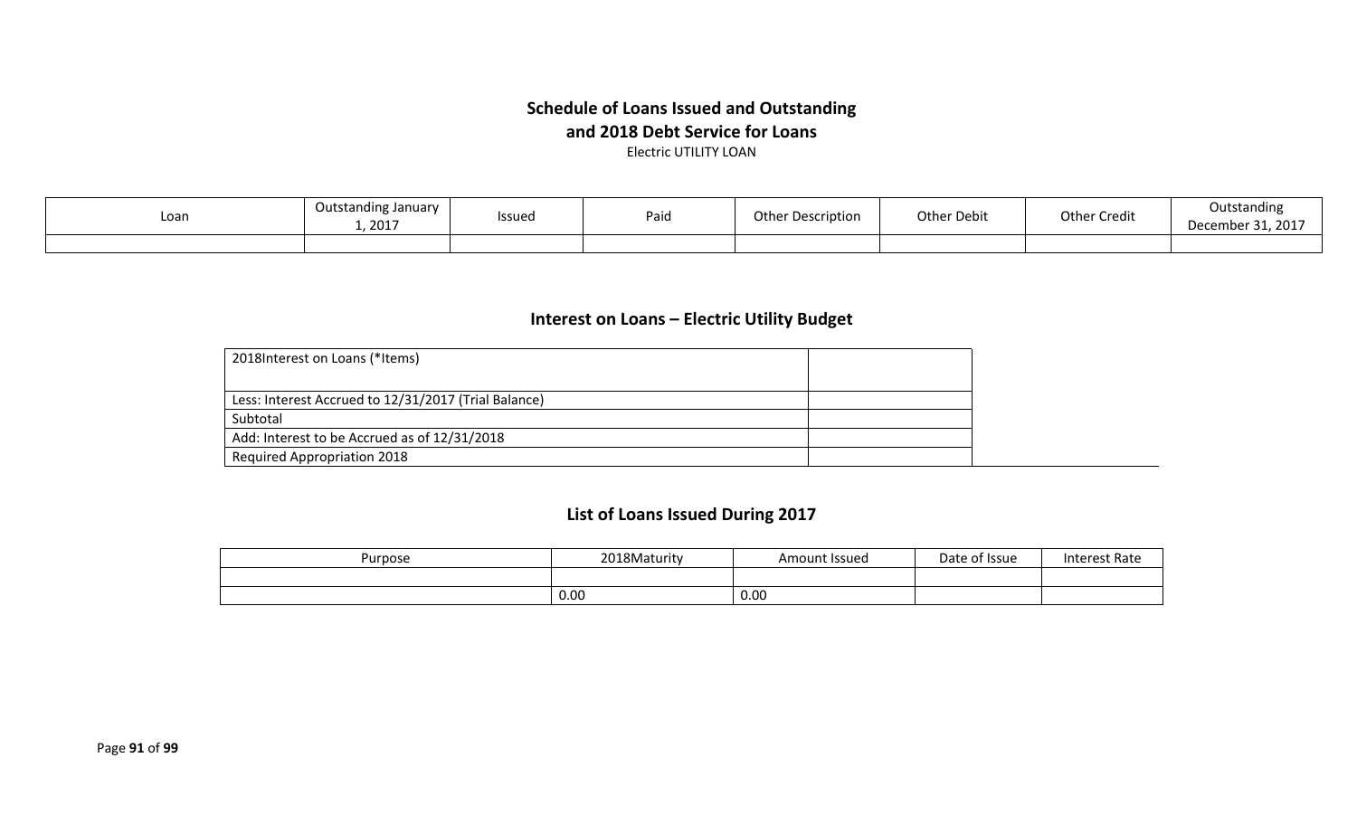# Schedule of Loans Issued and Outstanding
# and 2018 Debt Service for Loans

Electric UTILITY LOAN

| Loan | Outstanding January 1, 2017 | Issued | Paid | Other Description | Other Debit | Other Credit | Outstanding December 31, 2017 |
|---|---|---|---|---|---|---|---|
| | | | | | | | |

## Interest on Loans – Electric Utility Budget

| 2018Interest on Loans (*Items) | |
|---|---|
| Less: Interest Accrued to 12/31/2017 (Trial Balance) | |
| Subtotal | |
| Add: Interest to be Accrued as of 12/31/2018 | |
| Required Appropriation 2018 | |

## List of Loans Issued During 2017

| Purpose | 2018Maturity | Amount Issued | Date of Issue | Interest Rate |
|---|---|---|---|---|
| | | | | |
| | 0.00 | 0.00 | | |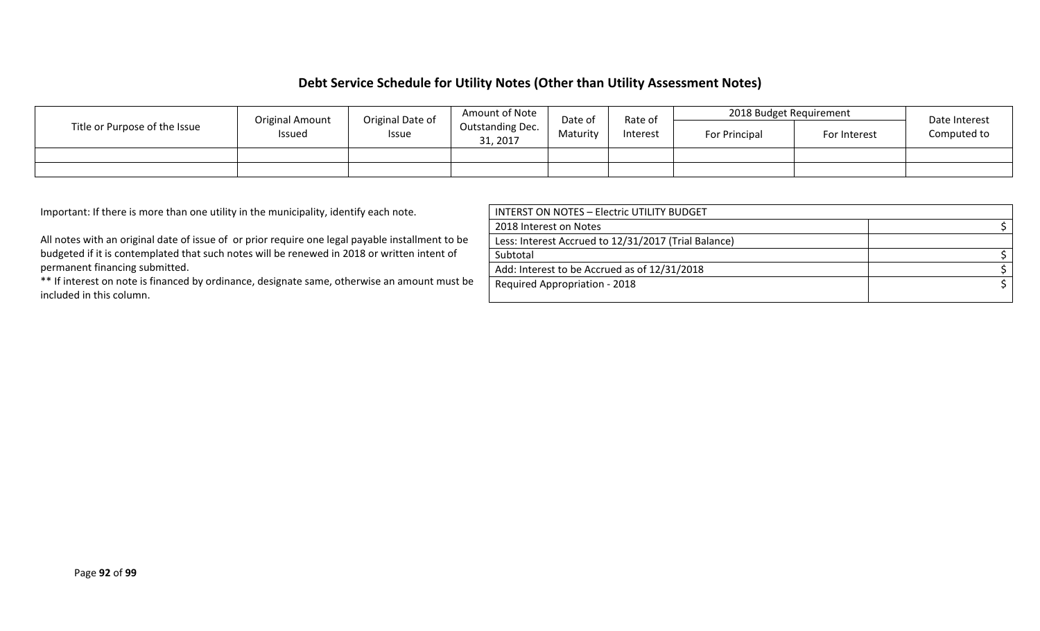## Debt Service Schedule for Utility Notes (Other than Utility Assessment Notes)

| Title or Purpose of the Issue | Original Amount Issued | Original Date of Issue | Amount of Note Outstanding Dec. 31, 2017 | Date of Maturity | Rate of Interest | 2018 Budget Requirement | | Date Interest Computed to |
|---|---|---|---|---|---|---|---|---|
| | | | | | | For Principal | For Interest | |
| | | | | | | | | |
| | | | | | | | | |

Important: If there is more than one utility in the municipality, identify each note.

All notes with an original date of issue of or prior require one legal payable installment to be budgeted if it is contemplated that such notes will be renewed in 2018 or written intent of permanent financing submitted.

** If interest on note is financed by ordinance, designate same, otherwise an amount must be included in this column.

| INTERST ON NOTES – Electric UTILITY BUDGET | |
|---|---|
| 2018 Interest on Notes | $ |
| Less: Interest Accrued to 12/31/2017 (Trial Balance) | |
| Subtotal | $ |
| Add: Interest to be Accrued as of 12/31/2018 | $ |
| Required Appropriation - 2018 | $ |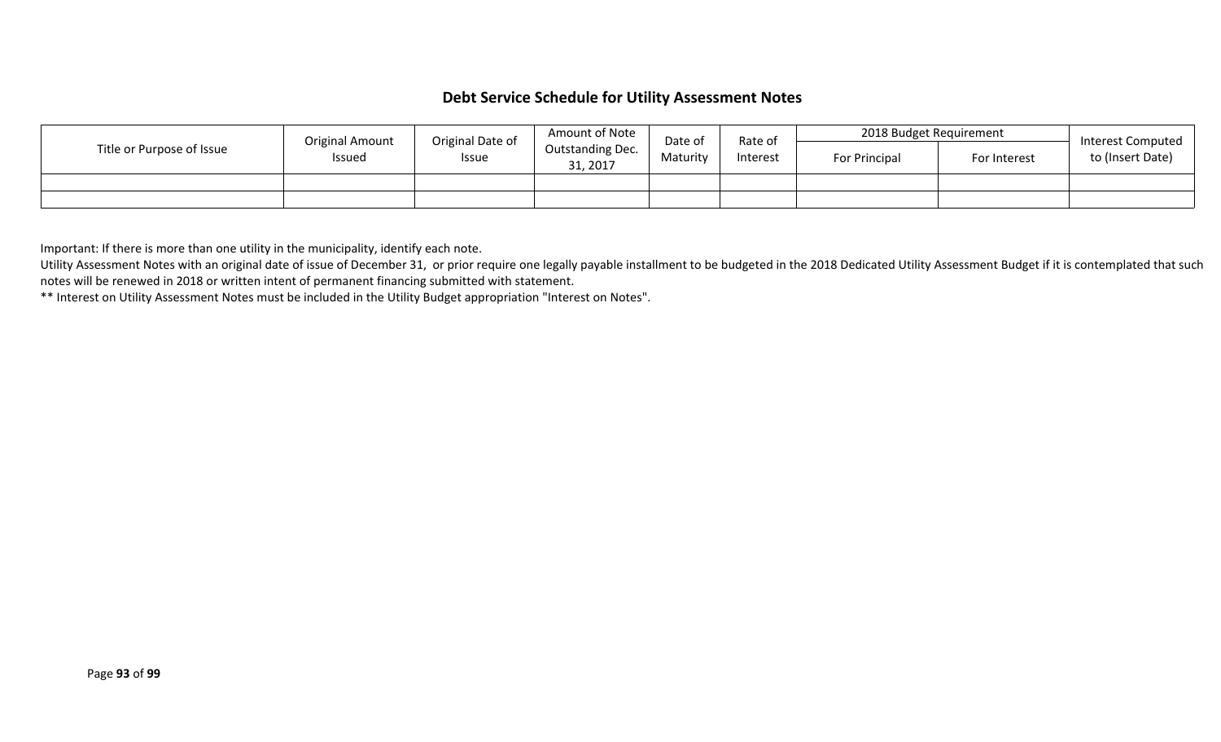## Debt Service Schedule for Utility Assessment Notes

| Title or Purpose of Issue | Original Amount Issued | Original Date of Issue | Amount of Note Outstanding Dec. 31, 2017 | Date of Maturity | Rate of Interest | 2018 Budget Requirement | | Interest Computed to (Insert Date) |
|---|---|---|---|---|---|---|---|---|
| | | | | | | For Principal | For Interest | |
| | | | | | | | | |
| | | | | | | | | |

Important: If there is more than one utility in the municipality, identify each note.

Utility Assessment Notes with an original date of issue of December 31, or prior require one legally payable installment to be budgeted in the 2018 Dedicated Utility Assessment Budget if it is contemplated that such notes will be renewed in 2018 or written intent of permanent financing submitted with statement.

** Interest on Utility Assessment Notes must be included in the Utility Budget appropriation "Interest on Notes".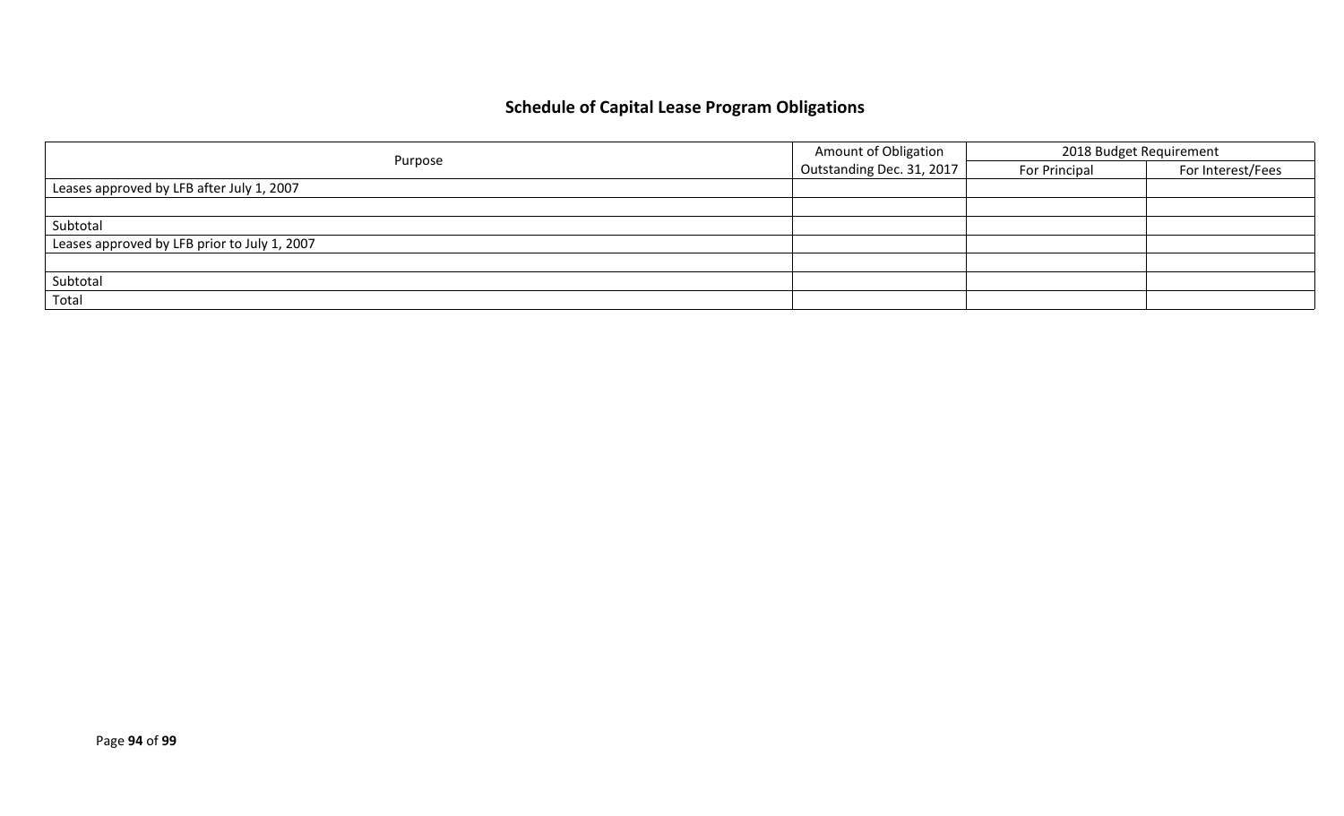## Schedule of Capital Lease Program Obligations

| Purpose | Amount of Obligation Outstanding Dec. 31, 2017 | 2018 Budget Requirement | |
|---|---|---|---|
| | | For Principal | For Interest/Fees |
| Leases approved by LFB after July 1, 2007 | | | |
| | | | |
| Subtotal | | | |
| Leases approved by LFB prior to July 1, 2007 | | | |
| | | | |
| Subtotal | | | |
| Total | | | |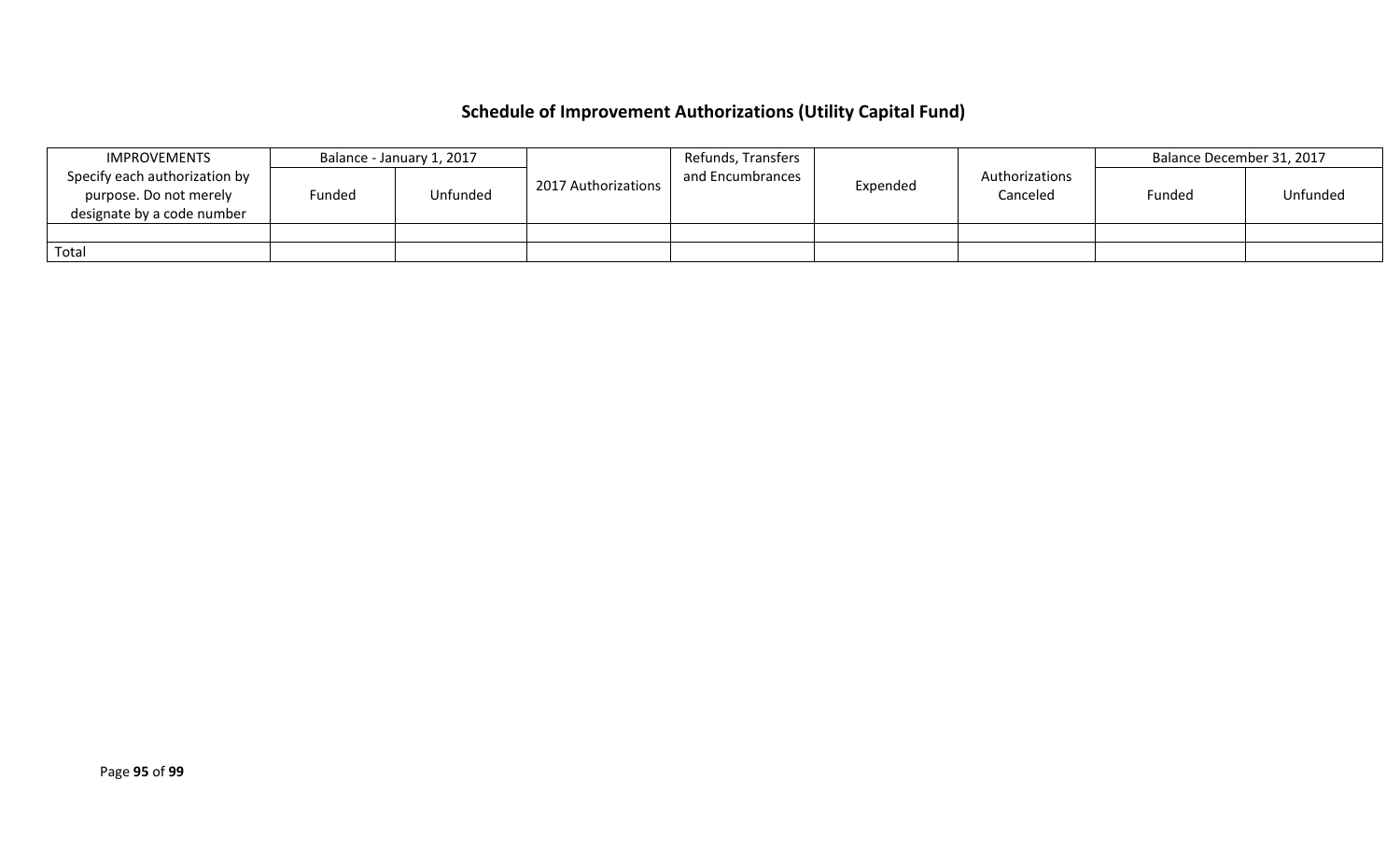## Schedule of Improvement Authorizations (Utility Capital Fund)

| IMPROVEMENTS | Balance - January 1, 2017 | | 2017 Authorizations | Refunds, Transfers and Encumbrances | Expended | Authorizations Canceled | Balance December 31, 2017 | |
|---|---|---|---|---|---|---|---|---|
| Specify each authorization by purpose. Do not merely designate by a code number | Funded | Unfunded | | | | | Funded | Unfunded |
| | | | | | | | | |
| Total | | | | | | | | |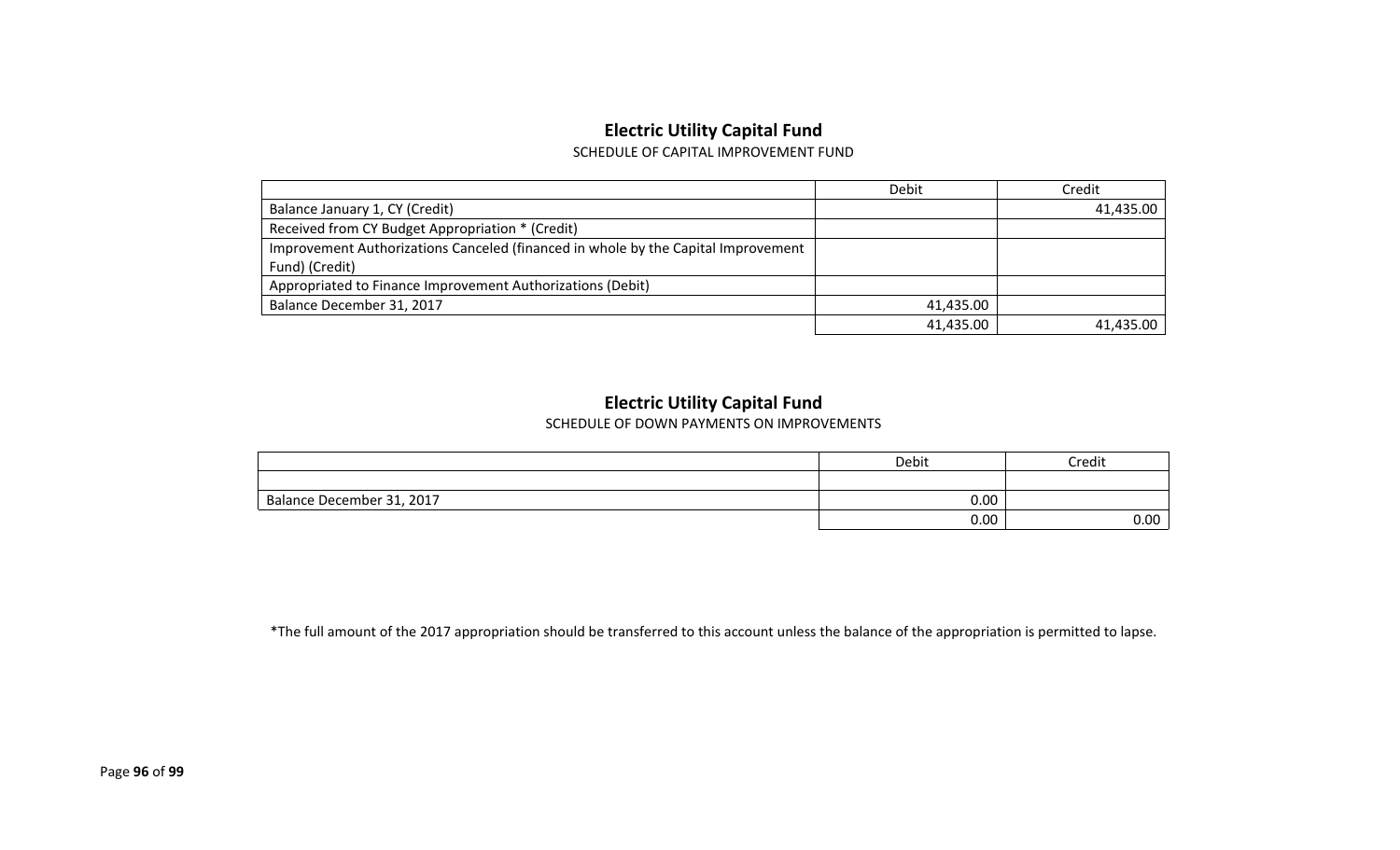## Electric Utility Capital Fund

SCHEDULE OF CAPITAL IMPROVEMENT FUND

| | Debit | Credit |
|---|---|---|
| Balance January 1, CY (Credit) | | 41,435.00 |
| Received from CY Budget Appropriation * (Credit) | | |
| Improvement Authorizations Canceled (financed in whole by the Capital Improvement Fund) (Credit) | | |
| Appropriated to Finance Improvement Authorizations (Debit) | | |
| Balance December 31, 2017 | 41,435.00 | |
| | 41,435.00 | 41,435.00 |

## Electric Utility Capital Fund

SCHEDULE OF DOWN PAYMENTS ON IMPROVEMENTS

| | Debit | Credit |
|---|---|---|
| | | |
| Balance December 31, 2017 | 0.00 | |
| | 0.00 | 0.00 |

*The full amount of the 2017 appropriation should be transferred to this account unless the balance of the appropriation is permitted to lapse.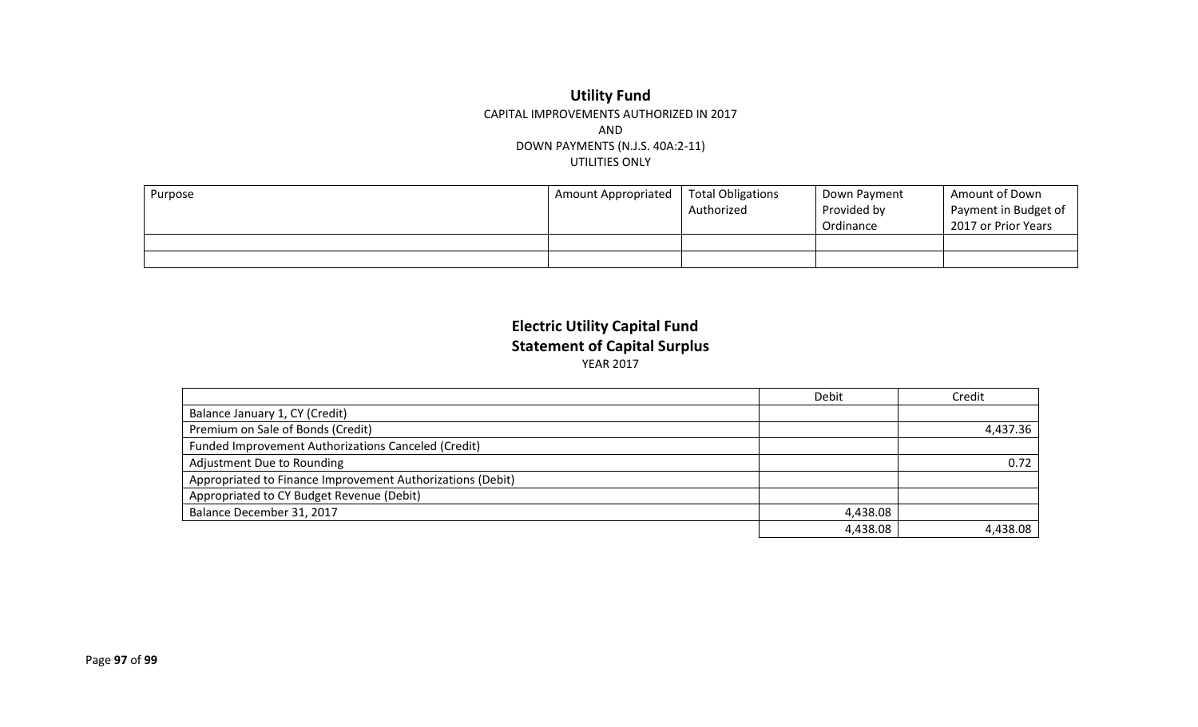# Utility Fund

CAPITAL IMPROVEMENTS AUTHORIZED IN 2017
AND
DOWN PAYMENTS (N.J.S. 40A:2-11)
UTILITIES ONLY

| Purpose | Amount Appropriated | Total Obligations Authorized | Down Payment Provided by Ordinance | Amount of Down Payment in Budget of 2017 or Prior Years |
|---|---|---|---|---|
| | | | | |
| | | | | |

# Electric Utility Capital Fund
## Statement of Capital Surplus

YEAR 2017

| | Debit | Credit |
|---|---|---|
| Balance January 1, CY (Credit) | | |
| Premium on Sale of Bonds (Credit) | | 4,437.36 |
| Funded Improvement Authorizations Canceled (Credit) | | |
| Adjustment Due to Rounding | | 0.72 |
| Appropriated to Finance Improvement Authorizations (Debit) | | |
| Appropriated to CY Budget Revenue (Debit) | | |
| Balance December 31, 2017 | 4,438.08 | |
| | 4,438.08 | 4,438.08 |